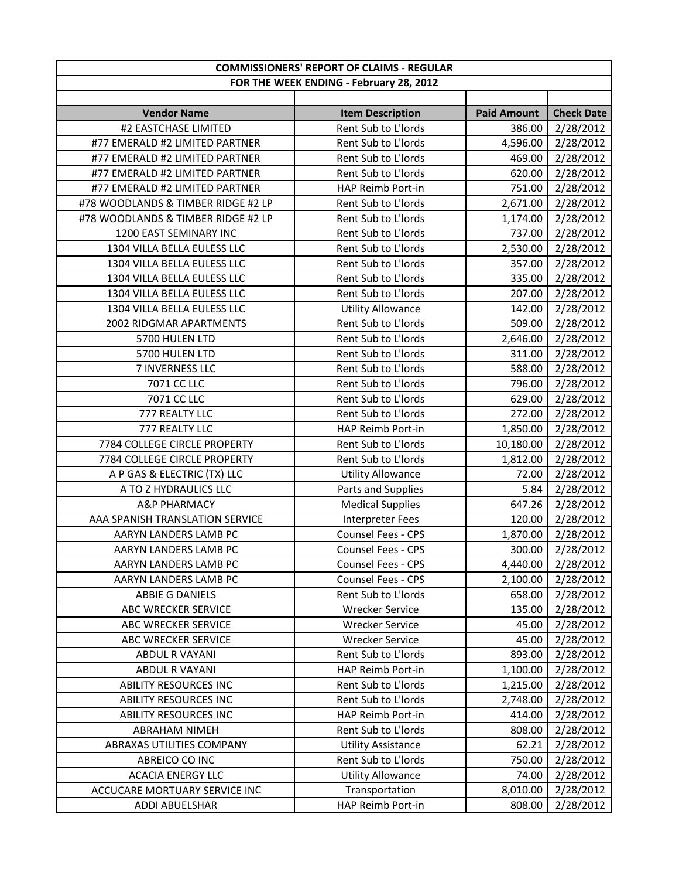## COMMISSIONERS' REPORT OF CLAIMS - REGULAR

### FOR THE WEEK ENDING - February 28, 2012

| Vendor Name | Item Description | Paid Amount | Check Date |
|---|---|---|---|
| #2 EASTCHASE LIMITED | Rent Sub to L'lords | 386.00 | 2/28/2012 |
| #77 EMERALD #2 LIMITED PARTNER | Rent Sub to L'lords | 4,596.00 | 2/28/2012 |
| #77 EMERALD #2 LIMITED PARTNER | Rent Sub to L'lords | 469.00 | 2/28/2012 |
| #77 EMERALD #2 LIMITED PARTNER | Rent Sub to L'lords | 620.00 | 2/28/2012 |
| #77 EMERALD #2 LIMITED PARTNER | HAP Reimb Port-in | 751.00 | 2/28/2012 |
| #78 WOODLANDS & TIMBER RIDGE #2 LP | Rent Sub to L'lords | 2,671.00 | 2/28/2012 |
| #78 WOODLANDS & TIMBER RIDGE #2 LP | Rent Sub to L'lords | 1,174.00 | 2/28/2012 |
| 1200 EAST SEMINARY INC | Rent Sub to L'lords | 737.00 | 2/28/2012 |
| 1304 VILLA BELLA EULESS LLC | Rent Sub to L'lords | 2,530.00 | 2/28/2012 |
| 1304 VILLA BELLA EULESS LLC | Rent Sub to L'lords | 357.00 | 2/28/2012 |
| 1304 VILLA BELLA EULESS LLC | Rent Sub to L'lords | 335.00 | 2/28/2012 |
| 1304 VILLA BELLA EULESS LLC | Rent Sub to L'lords | 207.00 | 2/28/2012 |
| 1304 VILLA BELLA EULESS LLC | Utility Allowance | 142.00 | 2/28/2012 |
| 2002 RIDGMAR APARTMENTS | Rent Sub to L'lords | 509.00 | 2/28/2012 |
| 5700 HULEN LTD | Rent Sub to L'lords | 2,646.00 | 2/28/2012 |
| 5700 HULEN LTD | Rent Sub to L'lords | 311.00 | 2/28/2012 |
| 7 INVERNESS LLC | Rent Sub to L'lords | 588.00 | 2/28/2012 |
| 7071 CC LLC | Rent Sub to L'lords | 796.00 | 2/28/2012 |
| 7071 CC LLC | Rent Sub to L'lords | 629.00 | 2/28/2012 |
| 777 REALTY LLC | Rent Sub to L'lords | 272.00 | 2/28/2012 |
| 777 REALTY LLC | HAP Reimb Port-in | 1,850.00 | 2/28/2012 |
| 7784 COLLEGE CIRCLE PROPERTY | Rent Sub to L'lords | 10,180.00 | 2/28/2012 |
| 7784 COLLEGE CIRCLE PROPERTY | Rent Sub to L'lords | 1,812.00 | 2/28/2012 |
| A P GAS & ELECTRIC (TX) LLC | Utility Allowance | 72.00 | 2/28/2012 |
| A TO Z HYDRAULICS LLC | Parts and Supplies | 5.84 | 2/28/2012 |
| A&P PHARMACY | Medical Supplies | 647.26 | 2/28/2012 |
| AAA SPANISH TRANSLATION SERVICE | Interpreter Fees | 120.00 | 2/28/2012 |
| AARYN LANDERS LAMB PC | Counsel Fees - CPS | 1,870.00 | 2/28/2012 |
| AARYN LANDERS LAMB PC | Counsel Fees - CPS | 300.00 | 2/28/2012 |
| AARYN LANDERS LAMB PC | Counsel Fees - CPS | 4,440.00 | 2/28/2012 |
| AARYN LANDERS LAMB PC | Counsel Fees - CPS | 2,100.00 | 2/28/2012 |
| ABBIE G DANIELS | Rent Sub to L'lords | 658.00 | 2/28/2012 |
| ABC WRECKER SERVICE | Wrecker Service | 135.00 | 2/28/2012 |
| ABC WRECKER SERVICE | Wrecker Service | 45.00 | 2/28/2012 |
| ABC WRECKER SERVICE | Wrecker Service | 45.00 | 2/28/2012 |
| ABDUL R VAYANI | Rent Sub to L'lords | 893.00 | 2/28/2012 |
| ABDUL R VAYANI | HAP Reimb Port-in | 1,100.00 | 2/28/2012 |
| ABILITY RESOURCES INC | Rent Sub to L'lords | 1,215.00 | 2/28/2012 |
| ABILITY RESOURCES INC | Rent Sub to L'lords | 2,748.00 | 2/28/2012 |
| ABILITY RESOURCES INC | HAP Reimb Port-in | 414.00 | 2/28/2012 |
| ABRAHAM NIMEH | Rent Sub to L'lords | 808.00 | 2/28/2012 |
| ABRAXAS UTILITIES COMPANY | Utility Assistance | 62.21 | 2/28/2012 |
| ABREICO CO INC | Rent Sub to L'lords | 750.00 | 2/28/2012 |
| ACACIA ENERGY LLC | Utility Allowance | 74.00 | 2/28/2012 |
| ACCUCARE MORTUARY SERVICE INC | Transportation | 8,010.00 | 2/28/2012 |
| ADDI ABUELSHAR | HAP Reimb Port-in | 808.00 | 2/28/2012 |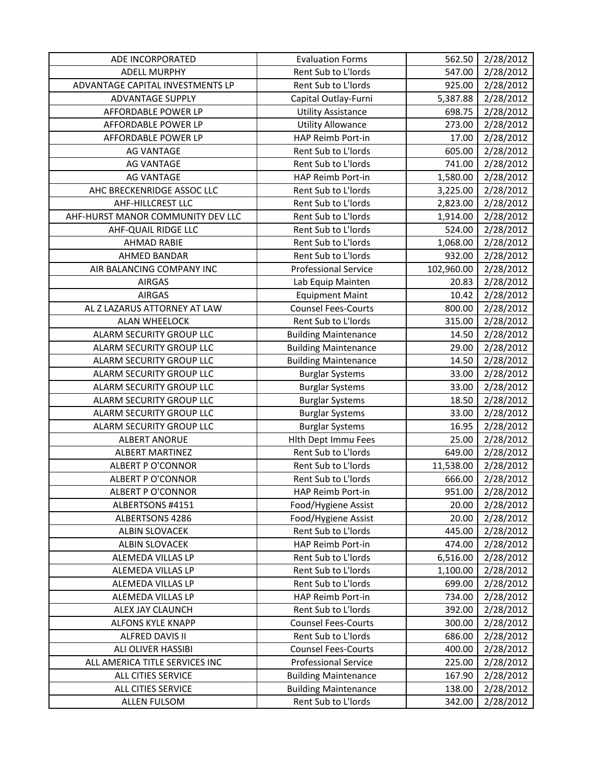| ADE INCORPORATED | Evaluation Forms | 562.50 | 2/28/2012 |
|---|---|---|---|
| ADELL MURPHY | Rent Sub to L'lords | 547.00 | 2/28/2012 |
| ADVANTAGE CAPITAL INVESTMENTS LP | Rent Sub to L'lords | 925.00 | 2/28/2012 |
| ADVANTAGE SUPPLY | Capital Outlay-Furni | 5,387.88 | 2/28/2012 |
| AFFORDABLE POWER LP | Utility Assistance | 698.75 | 2/28/2012 |
| AFFORDABLE POWER LP | Utility Allowance | 273.00 | 2/28/2012 |
| AFFORDABLE POWER LP | HAP Reimb Port-in | 17.00 | 2/28/2012 |
| AG VANTAGE | Rent Sub to L'lords | 605.00 | 2/28/2012 |
| AG VANTAGE | Rent Sub to L'lords | 741.00 | 2/28/2012 |
| AG VANTAGE | HAP Reimb Port-in | 1,580.00 | 2/28/2012 |
| AHC BRECKENRIDGE ASSOC LLC | Rent Sub to L'lords | 3,225.00 | 2/28/2012 |
| AHF-HILLCREST LLC | Rent Sub to L'lords | 2,823.00 | 2/28/2012 |
| AHF-HURST MANOR COMMUNITY DEV LLC | Rent Sub to L'lords | 1,914.00 | 2/28/2012 |
| AHF-QUAIL RIDGE LLC | Rent Sub to L'lords | 524.00 | 2/28/2012 |
| AHMAD RABIE | Rent Sub to L'lords | 1,068.00 | 2/28/2012 |
| AHMED BANDAR | Rent Sub to L'lords | 932.00 | 2/28/2012 |
| AIR BALANCING COMPANY INC | Professional Service | 102,960.00 | 2/28/2012 |
| AIRGAS | Lab Equip Mainten | 20.83 | 2/28/2012 |
| AIRGAS | Equipment Maint | 10.42 | 2/28/2012 |
| AL Z LAZARUS ATTORNEY AT LAW | Counsel Fees-Courts | 800.00 | 2/28/2012 |
| ALAN WHEELOCK | Rent Sub to L'lords | 315.00 | 2/28/2012 |
| ALARM SECURITY GROUP LLC | Building Maintenance | 14.50 | 2/28/2012 |
| ALARM SECURITY GROUP LLC | Building Maintenance | 29.00 | 2/28/2012 |
| ALARM SECURITY GROUP LLC | Building Maintenance | 14.50 | 2/28/2012 |
| ALARM SECURITY GROUP LLC | Burglar Systems | 33.00 | 2/28/2012 |
| ALARM SECURITY GROUP LLC | Burglar Systems | 33.00 | 2/28/2012 |
| ALARM SECURITY GROUP LLC | Burglar Systems | 18.50 | 2/28/2012 |
| ALARM SECURITY GROUP LLC | Burglar Systems | 33.00 | 2/28/2012 |
| ALARM SECURITY GROUP LLC | Burglar Systems | 16.95 | 2/28/2012 |
| ALBERT ANORUE | Hlth Dept Immu Fees | 25.00 | 2/28/2012 |
| ALBERT MARTINEZ | Rent Sub to L'lords | 649.00 | 2/28/2012 |
| ALBERT P O'CONNOR | Rent Sub to L'lords | 11,538.00 | 2/28/2012 |
| ALBERT P O'CONNOR | Rent Sub to L'lords | 666.00 | 2/28/2012 |
| ALBERT P O'CONNOR | HAP Reimb Port-in | 951.00 | 2/28/2012 |
| ALBERTSONS #4151 | Food/Hygiene Assist | 20.00 | 2/28/2012 |
| ALBERTSONS 4286 | Food/Hygiene Assist | 20.00 | 2/28/2012 |
| ALBIN SLOVACEK | Rent Sub to L'lords | 445.00 | 2/28/2012 |
| ALBIN SLOVACEK | HAP Reimb Port-in | 474.00 | 2/28/2012 |
| ALEMEDA VILLAS LP | Rent Sub to L'lords | 6,516.00 | 2/28/2012 |
| ALEMEDA VILLAS LP | Rent Sub to L'lords | 1,100.00 | 2/28/2012 |
| ALEMEDA VILLAS LP | Rent Sub to L'lords | 699.00 | 2/28/2012 |
| ALEMEDA VILLAS LP | HAP Reimb Port-in | 734.00 | 2/28/2012 |
| ALEX JAY CLAUNCH | Rent Sub to L'lords | 392.00 | 2/28/2012 |
| ALFONS KYLE KNAPP | Counsel Fees-Courts | 300.00 | 2/28/2012 |
| ALFRED DAVIS II | Rent Sub to L'lords | 686.00 | 2/28/2012 |
| ALI OLIVER HASSIBI | Counsel Fees-Courts | 400.00 | 2/28/2012 |
| ALL AMERICA TITLE SERVICES INC | Professional Service | 225.00 | 2/28/2012 |
| ALL CITIES SERVICE | Building Maintenance | 167.90 | 2/28/2012 |
| ALL CITIES SERVICE | Building Maintenance | 138.00 | 2/28/2012 |
| ALLEN FULSOM | Rent Sub to L'lords | 342.00 | 2/28/2012 |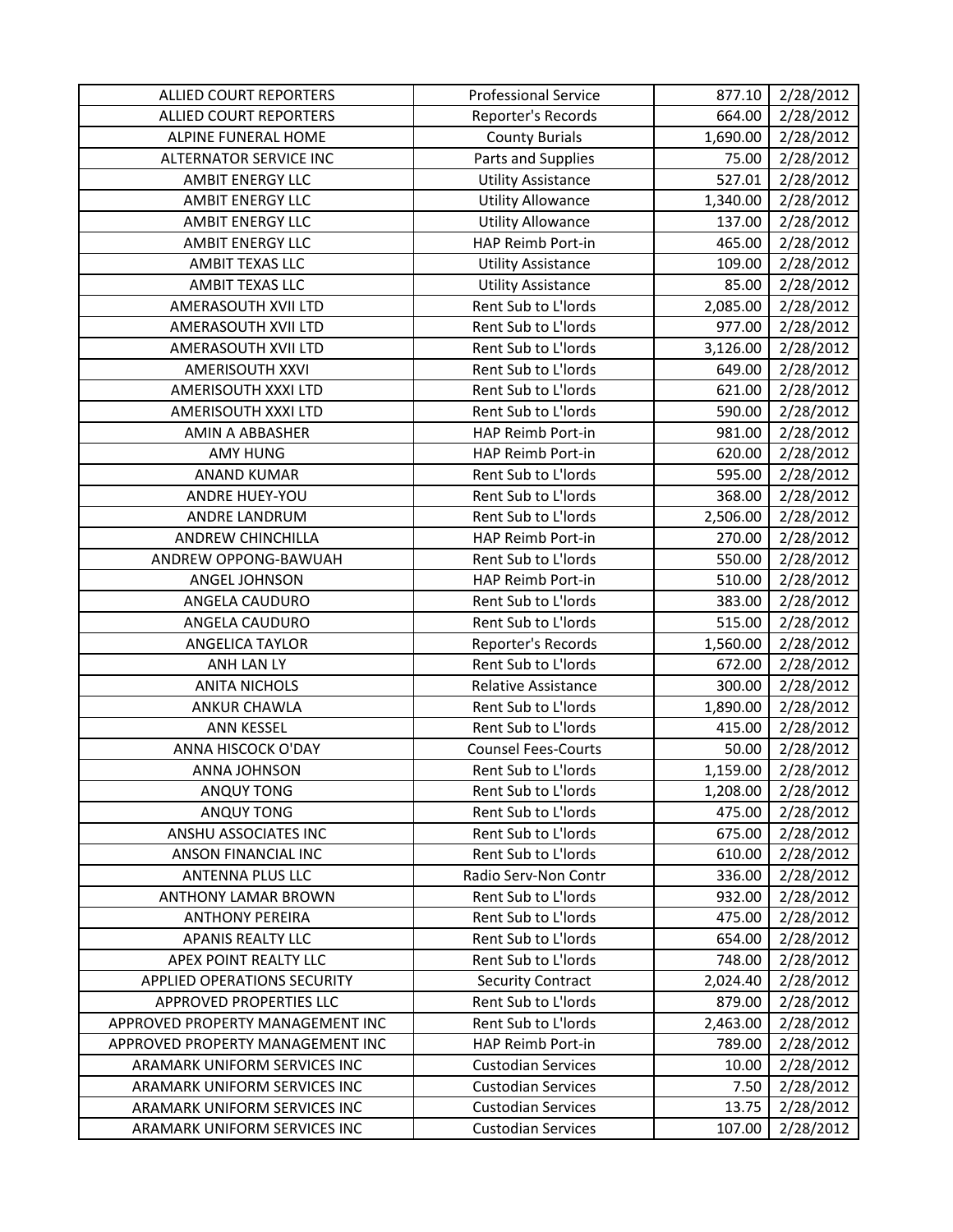| ALLIED COURT REPORTERS | Professional Service | 877.10 | 2/28/2012 |
|---|---|---|---|
| ALLIED COURT REPORTERS | Reporter's Records | 664.00 | 2/28/2012 |
| ALPINE FUNERAL HOME | County Burials | 1,690.00 | 2/28/2012 |
| ALTERNATOR SERVICE INC | Parts and Supplies | 75.00 | 2/28/2012 |
| AMBIT ENERGY LLC | Utility Assistance | 527.01 | 2/28/2012 |
| AMBIT ENERGY LLC | Utility Allowance | 1,340.00 | 2/28/2012 |
| AMBIT ENERGY LLC | Utility Allowance | 137.00 | 2/28/2012 |
| AMBIT ENERGY LLC | HAP Reimb Port-in | 465.00 | 2/28/2012 |
| AMBIT TEXAS LLC | Utility Assistance | 109.00 | 2/28/2012 |
| AMBIT TEXAS LLC | Utility Assistance | 85.00 | 2/28/2012 |
| AMERASOUTH XVII LTD | Rent Sub to L'lords | 2,085.00 | 2/28/2012 |
| AMERASOUTH XVII LTD | Rent Sub to L'lords | 977.00 | 2/28/2012 |
| AMERASOUTH XVII LTD | Rent Sub to L'lords | 3,126.00 | 2/28/2012 |
| AMERISOUTH XXVI | Rent Sub to L'lords | 649.00 | 2/28/2012 |
| AMERISOUTH XXXI LTD | Rent Sub to L'lords | 621.00 | 2/28/2012 |
| AMERISOUTH XXXI LTD | Rent Sub to L'lords | 590.00 | 2/28/2012 |
| AMIN A ABBASHER | HAP Reimb Port-in | 981.00 | 2/28/2012 |
| AMY HUNG | HAP Reimb Port-in | 620.00 | 2/28/2012 |
| ANAND KUMAR | Rent Sub to L'lords | 595.00 | 2/28/2012 |
| ANDRE HUEY-YOU | Rent Sub to L'lords | 368.00 | 2/28/2012 |
| ANDRE LANDRUM | Rent Sub to L'lords | 2,506.00 | 2/28/2012 |
| ANDREW CHINCHILLA | HAP Reimb Port-in | 270.00 | 2/28/2012 |
| ANDREW OPPONG-BAWUAH | Rent Sub to L'lords | 550.00 | 2/28/2012 |
| ANGEL JOHNSON | HAP Reimb Port-in | 510.00 | 2/28/2012 |
| ANGELA CAUDURO | Rent Sub to L'lords | 383.00 | 2/28/2012 |
| ANGELA CAUDURO | Rent Sub to L'lords | 515.00 | 2/28/2012 |
| ANGELICA TAYLOR | Reporter's Records | 1,560.00 | 2/28/2012 |
| ANH LAN LY | Rent Sub to L'lords | 672.00 | 2/28/2012 |
| ANITA NICHOLS | Relative Assistance | 300.00 | 2/28/2012 |
| ANKUR CHAWLA | Rent Sub to L'lords | 1,890.00 | 2/28/2012 |
| ANN KESSEL | Rent Sub to L'lords | 415.00 | 2/28/2012 |
| ANNA HISCOCK O'DAY | Counsel Fees-Courts | 50.00 | 2/28/2012 |
| ANNA JOHNSON | Rent Sub to L'lords | 1,159.00 | 2/28/2012 |
| ANQUY TONG | Rent Sub to L'lords | 1,208.00 | 2/28/2012 |
| ANQUY TONG | Rent Sub to L'lords | 475.00 | 2/28/2012 |
| ANSHU ASSOCIATES INC | Rent Sub to L'lords | 675.00 | 2/28/2012 |
| ANSON FINANCIAL INC | Rent Sub to L'lords | 610.00 | 2/28/2012 |
| ANTENNA PLUS LLC | Radio Serv-Non Contr | 336.00 | 2/28/2012 |
| ANTHONY LAMAR BROWN | Rent Sub to L'lords | 932.00 | 2/28/2012 |
| ANTHONY PEREIRA | Rent Sub to L'lords | 475.00 | 2/28/2012 |
| APANIS REALTY LLC | Rent Sub to L'lords | 654.00 | 2/28/2012 |
| APEX POINT REALTY LLC | Rent Sub to L'lords | 748.00 | 2/28/2012 |
| APPLIED OPERATIONS SECURITY | Security Contract | 2,024.40 | 2/28/2012 |
| APPROVED PROPERTIES LLC | Rent Sub to L'lords | 879.00 | 2/28/2012 |
| APPROVED PROPERTY MANAGEMENT INC | Rent Sub to L'lords | 2,463.00 | 2/28/2012 |
| APPROVED PROPERTY MANAGEMENT INC | HAP Reimb Port-in | 789.00 | 2/28/2012 |
| ARAMARK UNIFORM SERVICES INC | Custodian Services | 10.00 | 2/28/2012 |
| ARAMARK UNIFORM SERVICES INC | Custodian Services | 7.50 | 2/28/2012 |
| ARAMARK UNIFORM SERVICES INC | Custodian Services | 13.75 | 2/28/2012 |
| ARAMARK UNIFORM SERVICES INC | Custodian Services | 107.00 | 2/28/2012 |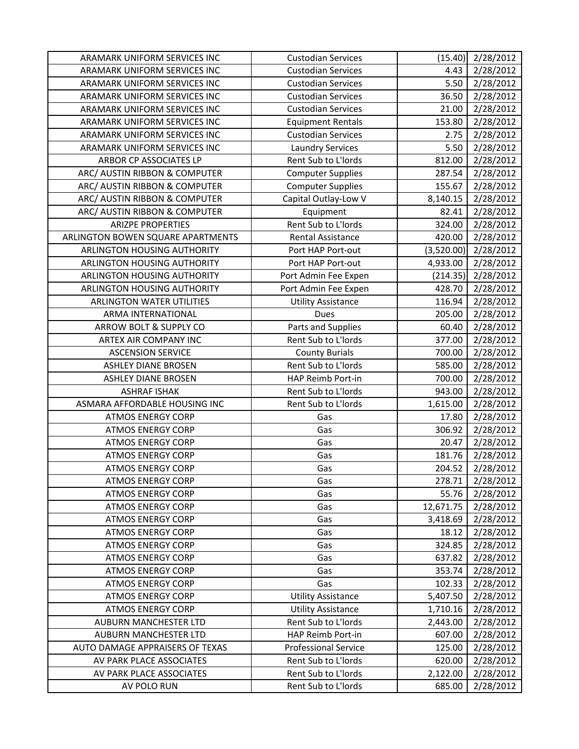| ARAMARK UNIFORM SERVICES INC | Custodian Services | (15.40) | 2/28/2012 |
|---|---|---|---|
| ARAMARK UNIFORM SERVICES INC | Custodian Services | 4.43 | 2/28/2012 |
| ARAMARK UNIFORM SERVICES INC | Custodian Services | 5.50 | 2/28/2012 |
| ARAMARK UNIFORM SERVICES INC | Custodian Services | 36.50 | 2/28/2012 |
| ARAMARK UNIFORM SERVICES INC | Custodian Services | 21.00 | 2/28/2012 |
| ARAMARK UNIFORM SERVICES INC | Equipment Rentals | 153.80 | 2/28/2012 |
| ARAMARK UNIFORM SERVICES INC | Custodian Services | 2.75 | 2/28/2012 |
| ARAMARK UNIFORM SERVICES INC | Laundry Services | 5.50 | 2/28/2012 |
| ARBOR CP ASSOCIATES LP | Rent Sub to L'lords | 812.00 | 2/28/2012 |
| ARC/ AUSTIN RIBBON & COMPUTER | Computer Supplies | 287.54 | 2/28/2012 |
| ARC/ AUSTIN RIBBON & COMPUTER | Computer Supplies | 155.67 | 2/28/2012 |
| ARC/ AUSTIN RIBBON & COMPUTER | Capital Outlay-Low V | 8,140.15 | 2/28/2012 |
| ARC/ AUSTIN RIBBON & COMPUTER | Equipment | 82.41 | 2/28/2012 |
| ARIZPE PROPERTIES | Rent Sub to L'lords | 324.00 | 2/28/2012 |
| ARLINGTON BOWEN SQUARE APARTMENTS | Rental Assistance | 420.00 | 2/28/2012 |
| ARLINGTON HOUSING AUTHORITY | Port HAP Port-out | (3,520.00) | 2/28/2012 |
| ARLINGTON HOUSING AUTHORITY | Port HAP Port-out | 4,933.00 | 2/28/2012 |
| ARLINGTON HOUSING AUTHORITY | Port Admin Fee Expen | (214.35) | 2/28/2012 |
| ARLINGTON HOUSING AUTHORITY | Port Admin Fee Expen | 428.70 | 2/28/2012 |
| ARLINGTON WATER UTILITIES | Utility Assistance | 116.94 | 2/28/2012 |
| ARMA INTERNATIONAL | Dues | 205.00 | 2/28/2012 |
| ARROW BOLT & SUPPLY CO | Parts and Supplies | 60.40 | 2/28/2012 |
| ARTEX AIR COMPANY INC | Rent Sub to L'lords | 377.00 | 2/28/2012 |
| ASCENSION SERVICE | County Burials | 700.00 | 2/28/2012 |
| ASHLEY DIANE BROSEN | Rent Sub to L'lords | 585.00 | 2/28/2012 |
| ASHLEY DIANE BROSEN | HAP Reimb Port-in | 700.00 | 2/28/2012 |
| ASHRAF ISHAK | Rent Sub to L'lords | 943.00 | 2/28/2012 |
| ASMARA AFFORDABLE HOUSING INC | Rent Sub to L'lords | 1,615.00 | 2/28/2012 |
| ATMOS ENERGY CORP | Gas | 17.80 | 2/28/2012 |
| ATMOS ENERGY CORP | Gas | 306.92 | 2/28/2012 |
| ATMOS ENERGY CORP | Gas | 20.47 | 2/28/2012 |
| ATMOS ENERGY CORP | Gas | 181.76 | 2/28/2012 |
| ATMOS ENERGY CORP | Gas | 204.52 | 2/28/2012 |
| ATMOS ENERGY CORP | Gas | 278.71 | 2/28/2012 |
| ATMOS ENERGY CORP | Gas | 55.76 | 2/28/2012 |
| ATMOS ENERGY CORP | Gas | 12,671.75 | 2/28/2012 |
| ATMOS ENERGY CORP | Gas | 3,418.69 | 2/28/2012 |
| ATMOS ENERGY CORP | Gas | 18.12 | 2/28/2012 |
| ATMOS ENERGY CORP | Gas | 324.85 | 2/28/2012 |
| ATMOS ENERGY CORP | Gas | 637.82 | 2/28/2012 |
| ATMOS ENERGY CORP | Gas | 353.74 | 2/28/2012 |
| ATMOS ENERGY CORP | Gas | 102.33 | 2/28/2012 |
| ATMOS ENERGY CORP | Utility Assistance | 5,407.50 | 2/28/2012 |
| ATMOS ENERGY CORP | Utility Assistance | 1,710.16 | 2/28/2012 |
| AUBURN MANCHESTER LTD | Rent Sub to L'lords | 2,443.00 | 2/28/2012 |
| AUBURN MANCHESTER LTD | HAP Reimb Port-in | 607.00 | 2/28/2012 |
| AUTO DAMAGE APPRAISERS OF TEXAS | Professional Service | 125.00 | 2/28/2012 |
| AV PARK PLACE ASSOCIATES | Rent Sub to L'lords | 620.00 | 2/28/2012 |
| AV PARK PLACE ASSOCIATES | Rent Sub to L'lords | 2,122.00 | 2/28/2012 |
| AV POLO RUN | Rent Sub to L'lords | 685.00 | 2/28/2012 |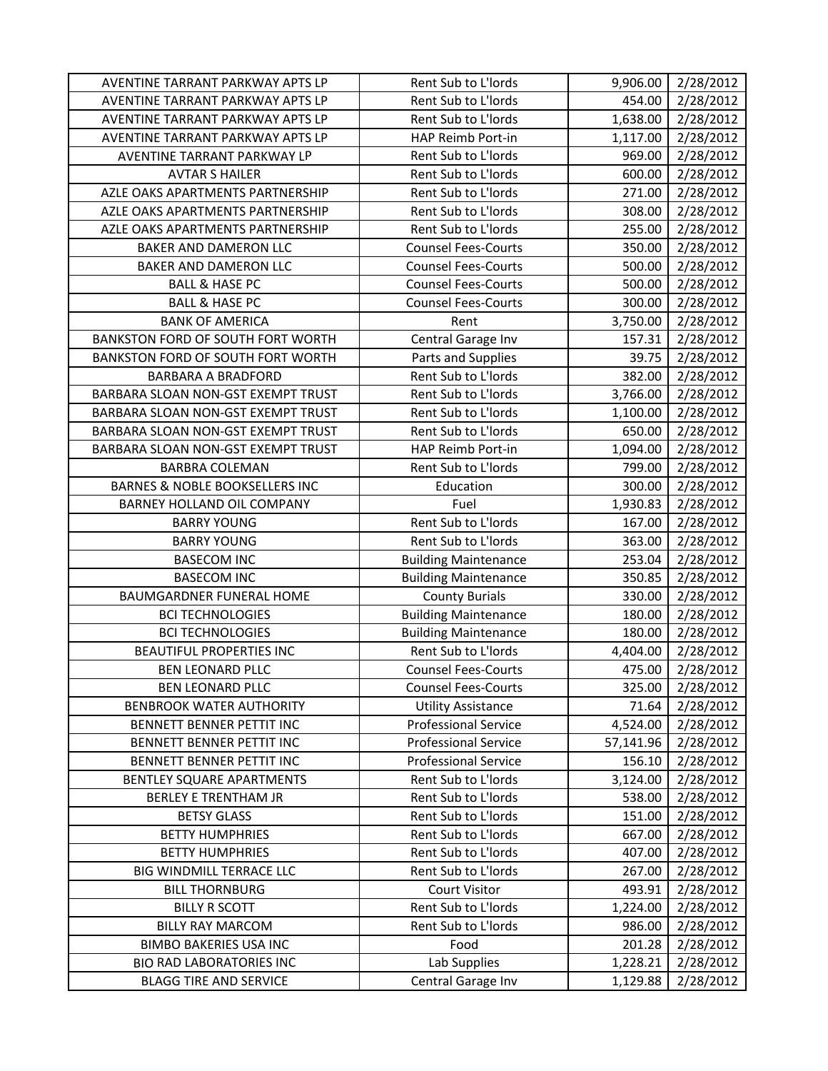| AVENTINE TARRANT PARKWAY APTS LP | Rent Sub to L'lords | 9,906.00 | 2/28/2012 |
|---|---|---|---|
| AVENTINE TARRANT PARKWAY APTS LP | Rent Sub to L'lords | 454.00 | 2/28/2012 |
| AVENTINE TARRANT PARKWAY APTS LP | Rent Sub to L'lords | 1,638.00 | 2/28/2012 |
| AVENTINE TARRANT PARKWAY APTS LP | HAP Reimb Port-in | 1,117.00 | 2/28/2012 |
| AVENTINE TARRANT PARKWAY LP | Rent Sub to L'lords | 969.00 | 2/28/2012 |
| AVTAR S HAILER | Rent Sub to L'lords | 600.00 | 2/28/2012 |
| AZLE OAKS APARTMENTS PARTNERSHIP | Rent Sub to L'lords | 271.00 | 2/28/2012 |
| AZLE OAKS APARTMENTS PARTNERSHIP | Rent Sub to L'lords | 308.00 | 2/28/2012 |
| AZLE OAKS APARTMENTS PARTNERSHIP | Rent Sub to L'lords | 255.00 | 2/28/2012 |
| BAKER AND DAMERON LLC | Counsel Fees-Courts | 350.00 | 2/28/2012 |
| BAKER AND DAMERON LLC | Counsel Fees-Courts | 500.00 | 2/28/2012 |
| BALL & HASE PC | Counsel Fees-Courts | 500.00 | 2/28/2012 |
| BALL & HASE PC | Counsel Fees-Courts | 300.00 | 2/28/2012 |
| BANK OF AMERICA | Rent | 3,750.00 | 2/28/2012 |
| BANKSTON FORD OF SOUTH FORT WORTH | Central Garage Inv | 157.31 | 2/28/2012 |
| BANKSTON FORD OF SOUTH FORT WORTH | Parts and Supplies | 39.75 | 2/28/2012 |
| BARBARA A BRADFORD | Rent Sub to L'lords | 382.00 | 2/28/2012 |
| BARBARA SLOAN NON-GST EXEMPT TRUST | Rent Sub to L'lords | 3,766.00 | 2/28/2012 |
| BARBARA SLOAN NON-GST EXEMPT TRUST | Rent Sub to L'lords | 1,100.00 | 2/28/2012 |
| BARBARA SLOAN NON-GST EXEMPT TRUST | Rent Sub to L'lords | 650.00 | 2/28/2012 |
| BARBARA SLOAN NON-GST EXEMPT TRUST | HAP Reimb Port-in | 1,094.00 | 2/28/2012 |
| BARBRA COLEMAN | Rent Sub to L'lords | 799.00 | 2/28/2012 |
| BARNES & NOBLE BOOKSELLERS INC | Education | 300.00 | 2/28/2012 |
| BARNEY HOLLAND OIL COMPANY | Fuel | 1,930.83 | 2/28/2012 |
| BARRY YOUNG | Rent Sub to L'lords | 167.00 | 2/28/2012 |
| BARRY YOUNG | Rent Sub to L'lords | 363.00 | 2/28/2012 |
| BASECOM INC | Building Maintenance | 253.04 | 2/28/2012 |
| BASECOM INC | Building Maintenance | 350.85 | 2/28/2012 |
| BAUMGARDNER FUNERAL HOME | County Burials | 330.00 | 2/28/2012 |
| BCI TECHNOLOGIES | Building Maintenance | 180.00 | 2/28/2012 |
| BCI TECHNOLOGIES | Building Maintenance | 180.00 | 2/28/2012 |
| BEAUTIFUL PROPERTIES INC | Rent Sub to L'lords | 4,404.00 | 2/28/2012 |
| BEN LEONARD PLLC | Counsel Fees-Courts | 475.00 | 2/28/2012 |
| BEN LEONARD PLLC | Counsel Fees-Courts | 325.00 | 2/28/2012 |
| BENBROOK WATER AUTHORITY | Utility Assistance | 71.64 | 2/28/2012 |
| BENNETT BENNER PETTIT INC | Professional Service | 4,524.00 | 2/28/2012 |
| BENNETT BENNER PETTIT INC | Professional Service | 57,141.96 | 2/28/2012 |
| BENNETT BENNER PETTIT INC | Professional Service | 156.10 | 2/28/2012 |
| BENTLEY SQUARE APARTMENTS | Rent Sub to L'lords | 3,124.00 | 2/28/2012 |
| BERLEY E TRENTHAM JR | Rent Sub to L'lords | 538.00 | 2/28/2012 |
| BETSY GLASS | Rent Sub to L'lords | 151.00 | 2/28/2012 |
| BETTY HUMPHRIES | Rent Sub to L'lords | 667.00 | 2/28/2012 |
| BETTY HUMPHRIES | Rent Sub to L'lords | 407.00 | 2/28/2012 |
| BIG WINDMILL TERRACE LLC | Rent Sub to L'lords | 267.00 | 2/28/2012 |
| BILL THORNBURG | Court Visitor | 493.91 | 2/28/2012 |
| BILLY R SCOTT | Rent Sub to L'lords | 1,224.00 | 2/28/2012 |
| BILLY RAY MARCOM | Rent Sub to L'lords | 986.00 | 2/28/2012 |
| BIMBO BAKERIES USA INC | Food | 201.28 | 2/28/2012 |
| BIO RAD LABORATORIES INC | Lab Supplies | 1,228.21 | 2/28/2012 |
| BLAGG TIRE AND SERVICE | Central Garage Inv | 1,129.88 | 2/28/2012 |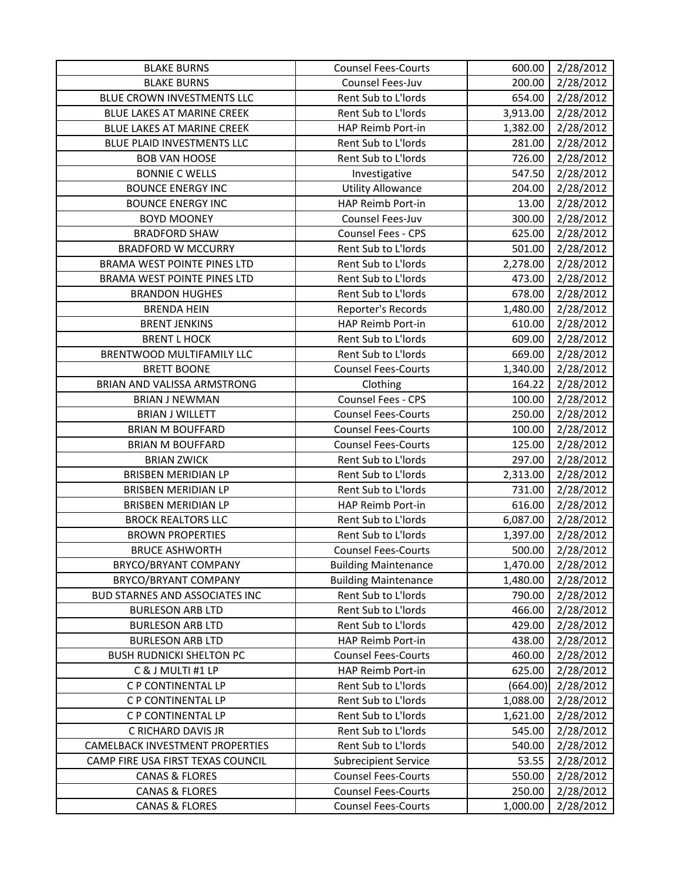| BLAKE BURNS | Counsel Fees-Courts | 600.00 | 2/28/2012 |
|---|---|---|---|
| BLAKE BURNS | Counsel Fees-Juv | 200.00 | 2/28/2012 |
| BLUE CROWN INVESTMENTS LLC | Rent Sub to L'lords | 654.00 | 2/28/2012 |
| BLUE LAKES AT MARINE CREEK | Rent Sub to L'lords | 3,913.00 | 2/28/2012 |
| BLUE LAKES AT MARINE CREEK | HAP Reimb Port-in | 1,382.00 | 2/28/2012 |
| BLUE PLAID INVESTMENTS LLC | Rent Sub to L'lords | 281.00 | 2/28/2012 |
| BOB VAN HOOSE | Rent Sub to L'lords | 726.00 | 2/28/2012 |
| BONNIE C WELLS | Investigative | 547.50 | 2/28/2012 |
| BOUNCE ENERGY INC | Utility Allowance | 204.00 | 2/28/2012 |
| BOUNCE ENERGY INC | HAP Reimb Port-in | 13.00 | 2/28/2012 |
| BOYD MOONEY | Counsel Fees-Juv | 300.00 | 2/28/2012 |
| BRADFORD SHAW | Counsel Fees - CPS | 625.00 | 2/28/2012 |
| BRADFORD W MCCURRY | Rent Sub to L'lords | 501.00 | 2/28/2012 |
| BRAMA WEST POINTE PINES LTD | Rent Sub to L'lords | 2,278.00 | 2/28/2012 |
| BRAMA WEST POINTE PINES LTD | Rent Sub to L'lords | 473.00 | 2/28/2012 |
| BRANDON HUGHES | Rent Sub to L'lords | 678.00 | 2/28/2012 |
| BRENDA HEIN | Reporter's Records | 1,480.00 | 2/28/2012 |
| BRENT JENKINS | HAP Reimb Port-in | 610.00 | 2/28/2012 |
| BRENT L HOCK | Rent Sub to L'lords | 609.00 | 2/28/2012 |
| BRENTWOOD MULTIFAMILY LLC | Rent Sub to L'lords | 669.00 | 2/28/2012 |
| BRETT BOONE | Counsel Fees-Courts | 1,340.00 | 2/28/2012 |
| BRIAN AND VALISSA ARMSTRONG | Clothing | 164.22 | 2/28/2012 |
| BRIAN J NEWMAN | Counsel Fees - CPS | 100.00 | 2/28/2012 |
| BRIAN J WILLETT | Counsel Fees-Courts | 250.00 | 2/28/2012 |
| BRIAN M BOUFFARD | Counsel Fees-Courts | 100.00 | 2/28/2012 |
| BRIAN M BOUFFARD | Counsel Fees-Courts | 125.00 | 2/28/2012 |
| BRIAN ZWICK | Rent Sub to L'lords | 297.00 | 2/28/2012 |
| BRISBEN MERIDIAN LP | Rent Sub to L'lords | 2,313.00 | 2/28/2012 |
| BRISBEN MERIDIAN LP | Rent Sub to L'lords | 731.00 | 2/28/2012 |
| BRISBEN MERIDIAN LP | HAP Reimb Port-in | 616.00 | 2/28/2012 |
| BROCK REALTORS LLC | Rent Sub to L'lords | 6,087.00 | 2/28/2012 |
| BROWN PROPERTIES | Rent Sub to L'lords | 1,397.00 | 2/28/2012 |
| BRUCE ASHWORTH | Counsel Fees-Courts | 500.00 | 2/28/2012 |
| BRYCO/BRYANT COMPANY | Building Maintenance | 1,470.00 | 2/28/2012 |
| BRYCO/BRYANT COMPANY | Building Maintenance | 1,480.00 | 2/28/2012 |
| BUD STARNES AND ASSOCIATES INC | Rent Sub to L'lords | 790.00 | 2/28/2012 |
| BURLESON ARB LTD | Rent Sub to L'lords | 466.00 | 2/28/2012 |
| BURLESON ARB LTD | Rent Sub to L'lords | 429.00 | 2/28/2012 |
| BURLESON ARB LTD | HAP Reimb Port-in | 438.00 | 2/28/2012 |
| BUSH RUDNICKI SHELTON PC | Counsel Fees-Courts | 460.00 | 2/28/2012 |
| C & J MULTI #1 LP | HAP Reimb Port-in | 625.00 | 2/28/2012 |
| C P CONTINENTAL LP | Rent Sub to L'lords | (664.00) | 2/28/2012 |
| C P CONTINENTAL LP | Rent Sub to L'lords | 1,088.00 | 2/28/2012 |
| C P CONTINENTAL LP | Rent Sub to L'lords | 1,621.00 | 2/28/2012 |
| C RICHARD DAVIS JR | Rent Sub to L'lords | 545.00 | 2/28/2012 |
| CAMELBACK INVESTMENT PROPERTIES | Rent Sub to L'lords | 540.00 | 2/28/2012 |
| CAMP FIRE USA FIRST TEXAS COUNCIL | Subrecipient Service | 53.55 | 2/28/2012 |
| CANAS & FLORES | Counsel Fees-Courts | 550.00 | 2/28/2012 |
| CANAS & FLORES | Counsel Fees-Courts | 250.00 | 2/28/2012 |
| CANAS & FLORES | Counsel Fees-Courts | 1,000.00 | 2/28/2012 |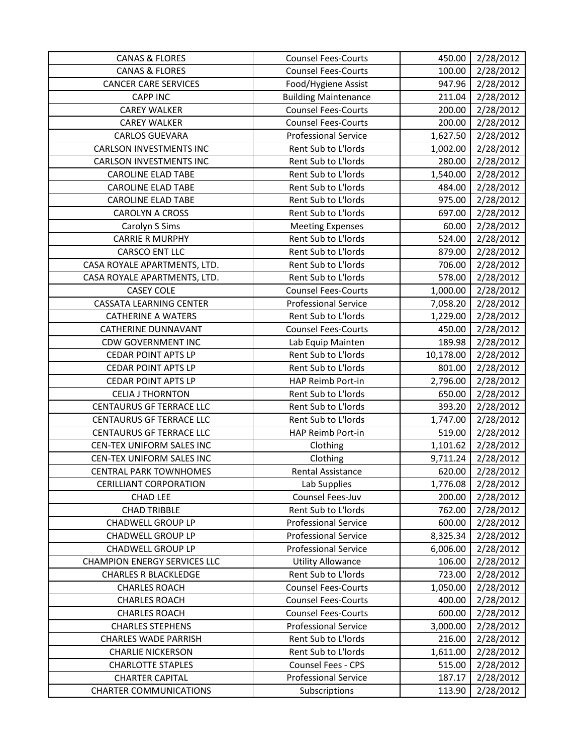| | | | |
|---|---|---|---|
| CANAS & FLORES | Counsel Fees-Courts | 450.00 | 2/28/2012 |
| CANAS & FLORES | Counsel Fees-Courts | 100.00 | 2/28/2012 |
| CANCER CARE SERVICES | Food/Hygiene Assist | 947.96 | 2/28/2012 |
| CAPP INC | Building Maintenance | 211.04 | 2/28/2012 |
| CAREY WALKER | Counsel Fees-Courts | 200.00 | 2/28/2012 |
| CAREY WALKER | Counsel Fees-Courts | 200.00 | 2/28/2012 |
| CARLOS GUEVARA | Professional Service | 1,627.50 | 2/28/2012 |
| CARLSON INVESTMENTS INC | Rent Sub to L'lords | 1,002.00 | 2/28/2012 |
| CARLSON INVESTMENTS INC | Rent Sub to L'lords | 280.00 | 2/28/2012 |
| CAROLINE ELAD TABE | Rent Sub to L'lords | 1,540.00 | 2/28/2012 |
| CAROLINE ELAD TABE | Rent Sub to L'lords | 484.00 | 2/28/2012 |
| CAROLINE ELAD TABE | Rent Sub to L'lords | 975.00 | 2/28/2012 |
| CAROLYN A CROSS | Rent Sub to L'lords | 697.00 | 2/28/2012 |
| Carolyn S Sims | Meeting Expenses | 60.00 | 2/28/2012 |
| CARRIE R MURPHY | Rent Sub to L'lords | 524.00 | 2/28/2012 |
| CARSCO ENT LLC | Rent Sub to L'lords | 879.00 | 2/28/2012 |
| CASA ROYALE APARTMENTS, LTD. | Rent Sub to L'lords | 706.00 | 2/28/2012 |
| CASA ROYALE APARTMENTS, LTD. | Rent Sub to L'lords | 578.00 | 2/28/2012 |
| CASEY COLE | Counsel Fees-Courts | 1,000.00 | 2/28/2012 |
| CASSATA LEARNING CENTER | Professional Service | 7,058.20 | 2/28/2012 |
| CATHERINE A WATERS | Rent Sub to L'lords | 1,229.00 | 2/28/2012 |
| CATHERINE DUNNAVANT | Counsel Fees-Courts | 450.00 | 2/28/2012 |
| CDW GOVERNMENT INC | Lab Equip Mainten | 189.98 | 2/28/2012 |
| CEDAR POINT APTS LP | Rent Sub to L'lords | 10,178.00 | 2/28/2012 |
| CEDAR POINT APTS LP | Rent Sub to L'lords | 801.00 | 2/28/2012 |
| CEDAR POINT APTS LP | HAP Reimb Port-in | 2,796.00 | 2/28/2012 |
| CELIA J THORNTON | Rent Sub to L'lords | 650.00 | 2/28/2012 |
| CENTAURUS GF TERRACE LLC | Rent Sub to L'lords | 393.20 | 2/28/2012 |
| CENTAURUS GF TERRACE LLC | Rent Sub to L'lords | 1,747.00 | 2/28/2012 |
| CENTAURUS GF TERRACE LLC | HAP Reimb Port-in | 519.00 | 2/28/2012 |
| CEN-TEX UNIFORM SALES INC | Clothing | 1,101.62 | 2/28/2012 |
| CEN-TEX UNIFORM SALES INC | Clothing | 9,711.24 | 2/28/2012 |
| CENTRAL PARK TOWNHOMES | Rental Assistance | 620.00 | 2/28/2012 |
| CERILLIANT CORPORATION | Lab Supplies | 1,776.08 | 2/28/2012 |
| CHAD LEE | Counsel Fees-Juv | 200.00 | 2/28/2012 |
| CHAD TRIBBLE | Rent Sub to L'lords | 762.00 | 2/28/2012 |
| CHADWELL GROUP LP | Professional Service | 600.00 | 2/28/2012 |
| CHADWELL GROUP LP | Professional Service | 8,325.34 | 2/28/2012 |
| CHADWELL GROUP LP | Professional Service | 6,006.00 | 2/28/2012 |
| CHAMPION ENERGY SERVICES LLC | Utility Allowance | 106.00 | 2/28/2012 |
| CHARLES R BLACKLEDGE | Rent Sub to L'lords | 723.00 | 2/28/2012 |
| CHARLES ROACH | Counsel Fees-Courts | 1,050.00 | 2/28/2012 |
| CHARLES ROACH | Counsel Fees-Courts | 400.00 | 2/28/2012 |
| CHARLES ROACH | Counsel Fees-Courts | 600.00 | 2/28/2012 |
| CHARLES STEPHENS | Professional Service | 3,000.00 | 2/28/2012 |
| CHARLES WADE PARRISH | Rent Sub to L'lords | 216.00 | 2/28/2012 |
| CHARLIE NICKERSON | Rent Sub to L'lords | 1,611.00 | 2/28/2012 |
| CHARLOTTE STAPLES | Counsel Fees - CPS | 515.00 | 2/28/2012 |
| CHARTER CAPITAL | Professional Service | 187.17 | 2/28/2012 |
| CHARTER COMMUNICATIONS | Subscriptions | 113.90 | 2/28/2012 |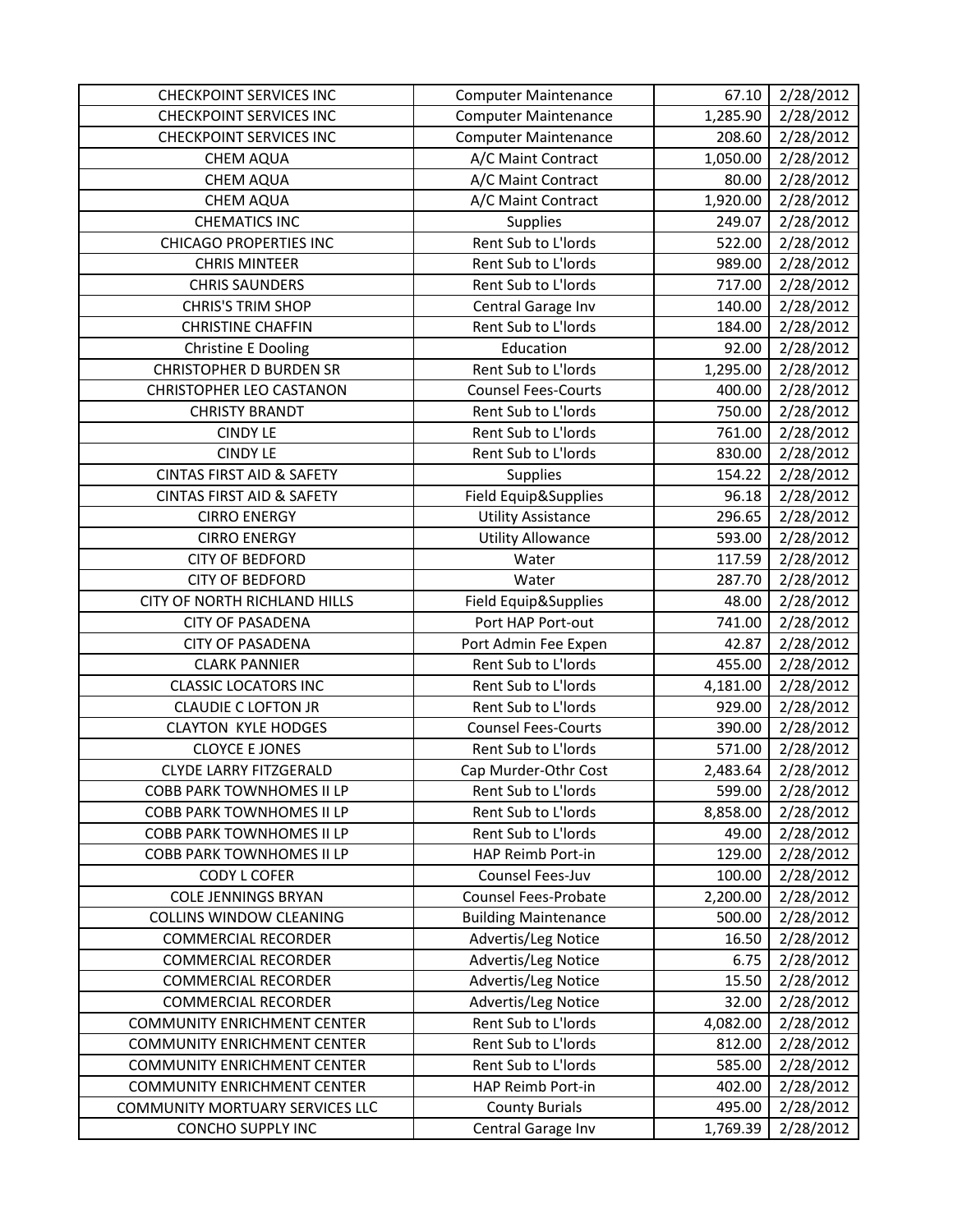| CHECKPOINT SERVICES INC | Computer Maintenance | 67.10 | 2/28/2012 |
|---|---|---|---|
| CHECKPOINT SERVICES INC | Computer Maintenance | 1,285.90 | 2/28/2012 |
| CHECKPOINT SERVICES INC | Computer Maintenance | 208.60 | 2/28/2012 |
| CHEM AQUA | A/C Maint Contract | 1,050.00 | 2/28/2012 |
| CHEM AQUA | A/C Maint Contract | 80.00 | 2/28/2012 |
| CHEM AQUA | A/C Maint Contract | 1,920.00 | 2/28/2012 |
| CHEMATICS INC | Supplies | 249.07 | 2/28/2012 |
| CHICAGO PROPERTIES INC | Rent Sub to L'lords | 522.00 | 2/28/2012 |
| CHRIS MINTEER | Rent Sub to L'lords | 989.00 | 2/28/2012 |
| CHRIS SAUNDERS | Rent Sub to L'lords | 717.00 | 2/28/2012 |
| CHRIS'S TRIM SHOP | Central Garage Inv | 140.00 | 2/28/2012 |
| CHRISTINE CHAFFIN | Rent Sub to L'lords | 184.00 | 2/28/2012 |
| Christine E Dooling | Education | 92.00 | 2/28/2012 |
| CHRISTOPHER D BURDEN SR | Rent Sub to L'lords | 1,295.00 | 2/28/2012 |
| CHRISTOPHER LEO CASTANON | Counsel Fees-Courts | 400.00 | 2/28/2012 |
| CHRISTY BRANDT | Rent Sub to L'lords | 750.00 | 2/28/2012 |
| CINDY LE | Rent Sub to L'lords | 761.00 | 2/28/2012 |
| CINDY LE | Rent Sub to L'lords | 830.00 | 2/28/2012 |
| CINTAS FIRST AID & SAFETY | Supplies | 154.22 | 2/28/2012 |
| CINTAS FIRST AID & SAFETY | Field Equip&Supplies | 96.18 | 2/28/2012 |
| CIRRO ENERGY | Utility Assistance | 296.65 | 2/28/2012 |
| CIRRO ENERGY | Utility Allowance | 593.00 | 2/28/2012 |
| CITY OF BEDFORD | Water | 117.59 | 2/28/2012 |
| CITY OF BEDFORD | Water | 287.70 | 2/28/2012 |
| CITY OF NORTH RICHLAND HILLS | Field Equip&Supplies | 48.00 | 2/28/2012 |
| CITY OF PASADENA | Port HAP Port-out | 741.00 | 2/28/2012 |
| CITY OF PASADENA | Port Admin Fee Expen | 42.87 | 2/28/2012 |
| CLARK PANNIER | Rent Sub to L'lords | 455.00 | 2/28/2012 |
| CLASSIC LOCATORS INC | Rent Sub to L'lords | 4,181.00 | 2/28/2012 |
| CLAUDIE C LOFTON JR | Rent Sub to L'lords | 929.00 | 2/28/2012 |
| CLAYTON KYLE HODGES | Counsel Fees-Courts | 390.00 | 2/28/2012 |
| CLOYCE E JONES | Rent Sub to L'lords | 571.00 | 2/28/2012 |
| CLYDE LARRY FITZGERALD | Cap Murder-Othr Cost | 2,483.64 | 2/28/2012 |
| COBB PARK TOWNHOMES II LP | Rent Sub to L'lords | 599.00 | 2/28/2012 |
| COBB PARK TOWNHOMES II LP | Rent Sub to L'lords | 8,858.00 | 2/28/2012 |
| COBB PARK TOWNHOMES II LP | Rent Sub to L'lords | 49.00 | 2/28/2012 |
| COBB PARK TOWNHOMES II LP | HAP Reimb Port-in | 129.00 | 2/28/2012 |
| CODY L COFER | Counsel Fees-Juv | 100.00 | 2/28/2012 |
| COLE JENNINGS BRYAN | Counsel Fees-Probate | 2,200.00 | 2/28/2012 |
| COLLINS WINDOW CLEANING | Building Maintenance | 500.00 | 2/28/2012 |
| COMMERCIAL RECORDER | Advertis/Leg Notice | 16.50 | 2/28/2012 |
| COMMERCIAL RECORDER | Advertis/Leg Notice | 6.75 | 2/28/2012 |
| COMMERCIAL RECORDER | Advertis/Leg Notice | 15.50 | 2/28/2012 |
| COMMERCIAL RECORDER | Advertis/Leg Notice | 32.00 | 2/28/2012 |
| COMMUNITY ENRICHMENT CENTER | Rent Sub to L'lords | 4,082.00 | 2/28/2012 |
| COMMUNITY ENRICHMENT CENTER | Rent Sub to L'lords | 812.00 | 2/28/2012 |
| COMMUNITY ENRICHMENT CENTER | Rent Sub to L'lords | 585.00 | 2/28/2012 |
| COMMUNITY ENRICHMENT CENTER | HAP Reimb Port-in | 402.00 | 2/28/2012 |
| COMMUNITY MORTUARY SERVICES LLC | County Burials | 495.00 | 2/28/2012 |
| CONCHO SUPPLY INC | Central Garage Inv | 1,769.39 | 2/28/2012 |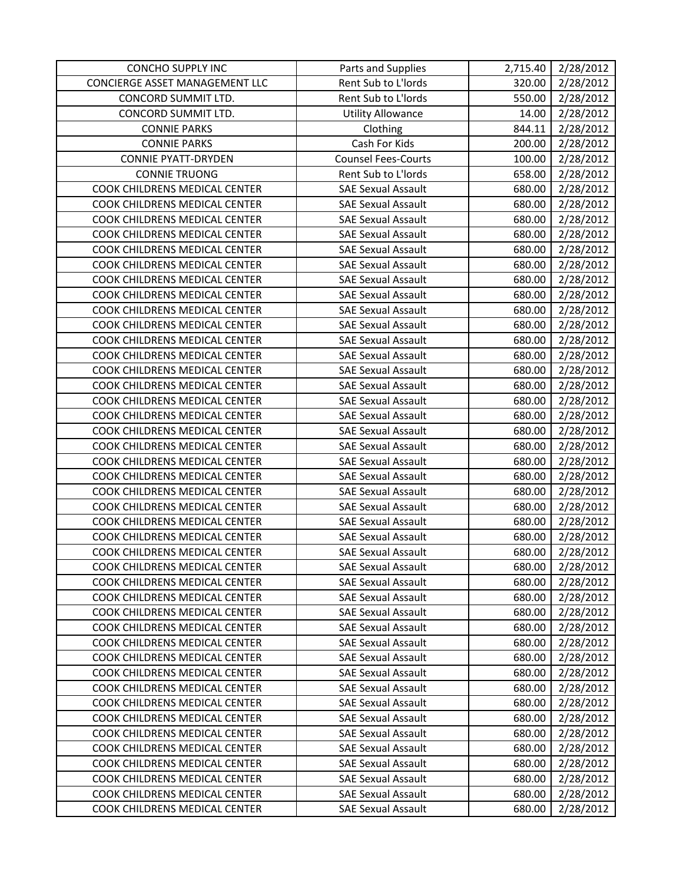| CONCHO SUPPLY INC | Parts and Supplies | 2,715.40 | 2/28/2012 |
|---|---|---|---|
| CONCIERGE ASSET MANAGEMENT LLC | Rent Sub to L'lords | 320.00 | 2/28/2012 |
| CONCORD SUMMIT LTD. | Rent Sub to L'lords | 550.00 | 2/28/2012 |
| CONCORD SUMMIT LTD. | Utility Allowance | 14.00 | 2/28/2012 |
| CONNIE PARKS | Clothing | 844.11 | 2/28/2012 |
| CONNIE PARKS | Cash For Kids | 200.00 | 2/28/2012 |
| CONNIE PYATT-DRYDEN | Counsel Fees-Courts | 100.00 | 2/28/2012 |
| CONNIE TRUONG | Rent Sub to L'lords | 658.00 | 2/28/2012 |
| COOK CHILDRENS MEDICAL CENTER | SAE Sexual Assault | 680.00 | 2/28/2012 |
| COOK CHILDRENS MEDICAL CENTER | SAE Sexual Assault | 680.00 | 2/28/2012 |
| COOK CHILDRENS MEDICAL CENTER | SAE Sexual Assault | 680.00 | 2/28/2012 |
| COOK CHILDRENS MEDICAL CENTER | SAE Sexual Assault | 680.00 | 2/28/2012 |
| COOK CHILDRENS MEDICAL CENTER | SAE Sexual Assault | 680.00 | 2/28/2012 |
| COOK CHILDRENS MEDICAL CENTER | SAE Sexual Assault | 680.00 | 2/28/2012 |
| COOK CHILDRENS MEDICAL CENTER | SAE Sexual Assault | 680.00 | 2/28/2012 |
| COOK CHILDRENS MEDICAL CENTER | SAE Sexual Assault | 680.00 | 2/28/2012 |
| COOK CHILDRENS MEDICAL CENTER | SAE Sexual Assault | 680.00 | 2/28/2012 |
| COOK CHILDRENS MEDICAL CENTER | SAE Sexual Assault | 680.00 | 2/28/2012 |
| COOK CHILDRENS MEDICAL CENTER | SAE Sexual Assault | 680.00 | 2/28/2012 |
| COOK CHILDRENS MEDICAL CENTER | SAE Sexual Assault | 680.00 | 2/28/2012 |
| COOK CHILDRENS MEDICAL CENTER | SAE Sexual Assault | 680.00 | 2/28/2012 |
| COOK CHILDRENS MEDICAL CENTER | SAE Sexual Assault | 680.00 | 2/28/2012 |
| COOK CHILDRENS MEDICAL CENTER | SAE Sexual Assault | 680.00 | 2/28/2012 |
| COOK CHILDRENS MEDICAL CENTER | SAE Sexual Assault | 680.00 | 2/28/2012 |
| COOK CHILDRENS MEDICAL CENTER | SAE Sexual Assault | 680.00 | 2/28/2012 |
| COOK CHILDRENS MEDICAL CENTER | SAE Sexual Assault | 680.00 | 2/28/2012 |
| COOK CHILDRENS MEDICAL CENTER | SAE Sexual Assault | 680.00 | 2/28/2012 |
| COOK CHILDRENS MEDICAL CENTER | SAE Sexual Assault | 680.00 | 2/28/2012 |
| COOK CHILDRENS MEDICAL CENTER | SAE Sexual Assault | 680.00 | 2/28/2012 |
| COOK CHILDRENS MEDICAL CENTER | SAE Sexual Assault | 680.00 | 2/28/2012 |
| COOK CHILDRENS MEDICAL CENTER | SAE Sexual Assault | 680.00 | 2/28/2012 |
| COOK CHILDRENS MEDICAL CENTER | SAE Sexual Assault | 680.00 | 2/28/2012 |
| COOK CHILDRENS MEDICAL CENTER | SAE Sexual Assault | 680.00 | 2/28/2012 |
| COOK CHILDRENS MEDICAL CENTER | SAE Sexual Assault | 680.00 | 2/28/2012 |
| COOK CHILDRENS MEDICAL CENTER | SAE Sexual Assault | 680.00 | 2/28/2012 |
| COOK CHILDRENS MEDICAL CENTER | SAE Sexual Assault | 680.00 | 2/28/2012 |
| COOK CHILDRENS MEDICAL CENTER | SAE Sexual Assault | 680.00 | 2/28/2012 |
| COOK CHILDRENS MEDICAL CENTER | SAE Sexual Assault | 680.00 | 2/28/2012 |
| COOK CHILDRENS MEDICAL CENTER | SAE Sexual Assault | 680.00 | 2/28/2012 |
| COOK CHILDRENS MEDICAL CENTER | SAE Sexual Assault | 680.00 | 2/28/2012 |
| COOK CHILDRENS MEDICAL CENTER | SAE Sexual Assault | 680.00 | 2/28/2012 |
| COOK CHILDRENS MEDICAL CENTER | SAE Sexual Assault | 680.00 | 2/28/2012 |
| COOK CHILDRENS MEDICAL CENTER | SAE Sexual Assault | 680.00 | 2/28/2012 |
| COOK CHILDRENS MEDICAL CENTER | SAE Sexual Assault | 680.00 | 2/28/2012 |
| COOK CHILDRENS MEDICAL CENTER | SAE Sexual Assault | 680.00 | 2/28/2012 |
| COOK CHILDRENS MEDICAL CENTER | SAE Sexual Assault | 680.00 | 2/28/2012 |
| COOK CHILDRENS MEDICAL CENTER | SAE Sexual Assault | 680.00 | 2/28/2012 |
| COOK CHILDRENS MEDICAL CENTER | SAE Sexual Assault | 680.00 | 2/28/2012 |
| COOK CHILDRENS MEDICAL CENTER | SAE Sexual Assault | 680.00 | 2/28/2012 |
| COOK CHILDRENS MEDICAL CENTER | SAE Sexual Assault | 680.00 | 2/28/2012 |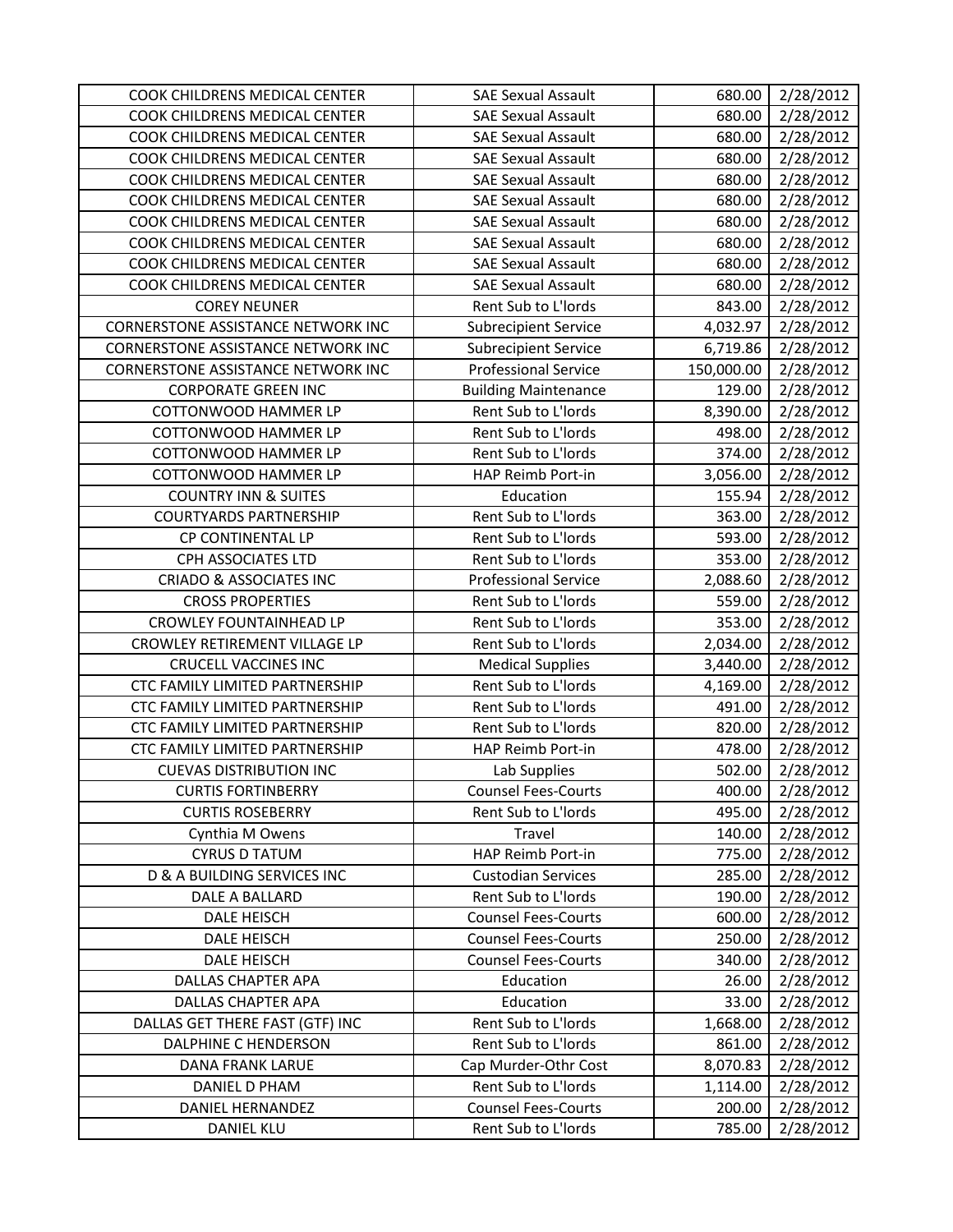| | | | |
|---|---|---|---|
| COOK CHILDRENS MEDICAL CENTER | SAE Sexual Assault | 680.00 | 2/28/2012 |
| COOK CHILDRENS MEDICAL CENTER | SAE Sexual Assault | 680.00 | 2/28/2012 |
| COOK CHILDRENS MEDICAL CENTER | SAE Sexual Assault | 680.00 | 2/28/2012 |
| COOK CHILDRENS MEDICAL CENTER | SAE Sexual Assault | 680.00 | 2/28/2012 |
| COOK CHILDRENS MEDICAL CENTER | SAE Sexual Assault | 680.00 | 2/28/2012 |
| COOK CHILDRENS MEDICAL CENTER | SAE Sexual Assault | 680.00 | 2/28/2012 |
| COOK CHILDRENS MEDICAL CENTER | SAE Sexual Assault | 680.00 | 2/28/2012 |
| COOK CHILDRENS MEDICAL CENTER | SAE Sexual Assault | 680.00 | 2/28/2012 |
| COOK CHILDRENS MEDICAL CENTER | SAE Sexual Assault | 680.00 | 2/28/2012 |
| COOK CHILDRENS MEDICAL CENTER | SAE Sexual Assault | 680.00 | 2/28/2012 |
| COREY NEUNER | Rent Sub to L'lords | 843.00 | 2/28/2012 |
| CORNERSTONE ASSISTANCE NETWORK INC | Subrecipient Service | 4,032.97 | 2/28/2012 |
| CORNERSTONE ASSISTANCE NETWORK INC | Subrecipient Service | 6,719.86 | 2/28/2012 |
| CORNERSTONE ASSISTANCE NETWORK INC | Professional Service | 150,000.00 | 2/28/2012 |
| CORPORATE GREEN INC | Building Maintenance | 129.00 | 2/28/2012 |
| COTTONWOOD HAMMER LP | Rent Sub to L'lords | 8,390.00 | 2/28/2012 |
| COTTONWOOD HAMMER LP | Rent Sub to L'lords | 498.00 | 2/28/2012 |
| COTTONWOOD HAMMER LP | Rent Sub to L'lords | 374.00 | 2/28/2012 |
| COTTONWOOD HAMMER LP | HAP Reimb Port-in | 3,056.00 | 2/28/2012 |
| COUNTRY INN & SUITES | Education | 155.94 | 2/28/2012 |
| COURTYARDS PARTNERSHIP | Rent Sub to L'lords | 363.00 | 2/28/2012 |
| CP CONTINENTAL LP | Rent Sub to L'lords | 593.00 | 2/28/2012 |
| CPH ASSOCIATES LTD | Rent Sub to L'lords | 353.00 | 2/28/2012 |
| CRIADO & ASSOCIATES INC | Professional Service | 2,088.60 | 2/28/2012 |
| CROSS PROPERTIES | Rent Sub to L'lords | 559.00 | 2/28/2012 |
| CROWLEY FOUNTAINHEAD LP | Rent Sub to L'lords | 353.00 | 2/28/2012 |
| CROWLEY RETIREMENT VILLAGE LP | Rent Sub to L'lords | 2,034.00 | 2/28/2012 |
| CRUCELL VACCINES INC | Medical Supplies | 3,440.00 | 2/28/2012 |
| CTC FAMILY LIMITED PARTNERSHIP | Rent Sub to L'lords | 4,169.00 | 2/28/2012 |
| CTC FAMILY LIMITED PARTNERSHIP | Rent Sub to L'lords | 491.00 | 2/28/2012 |
| CTC FAMILY LIMITED PARTNERSHIP | Rent Sub to L'lords | 820.00 | 2/28/2012 |
| CTC FAMILY LIMITED PARTNERSHIP | HAP Reimb Port-in | 478.00 | 2/28/2012 |
| CUEVAS DISTRIBUTION INC | Lab Supplies | 502.00 | 2/28/2012 |
| CURTIS FORTINBERRY | Counsel Fees-Courts | 400.00 | 2/28/2012 |
| CURTIS ROSEBERRY | Rent Sub to L'lords | 495.00 | 2/28/2012 |
| Cynthia M Owens | Travel | 140.00 | 2/28/2012 |
| CYRUS D TATUM | HAP Reimb Port-in | 775.00 | 2/28/2012 |
| D & A BUILDING SERVICES INC | Custodian Services | 285.00 | 2/28/2012 |
| DALE A BALLARD | Rent Sub to L'lords | 190.00 | 2/28/2012 |
| DALE HEISCH | Counsel Fees-Courts | 600.00 | 2/28/2012 |
| DALE HEISCH | Counsel Fees-Courts | 250.00 | 2/28/2012 |
| DALE HEISCH | Counsel Fees-Courts | 340.00 | 2/28/2012 |
| DALLAS CHAPTER APA | Education | 26.00 | 2/28/2012 |
| DALLAS CHAPTER APA | Education | 33.00 | 2/28/2012 |
| DALLAS GET THERE FAST (GTF) INC | Rent Sub to L'lords | 1,668.00 | 2/28/2012 |
| DALPHINE C HENDERSON | Rent Sub to L'lords | 861.00 | 2/28/2012 |
| DANA FRANK LARUE | Cap Murder-Othr Cost | 8,070.83 | 2/28/2012 |
| DANIEL D PHAM | Rent Sub to L'lords | 1,114.00 | 2/28/2012 |
| DANIEL HERNANDEZ | Counsel Fees-Courts | 200.00 | 2/28/2012 |
| DANIEL KLU | Rent Sub to L'lords | 785.00 | 2/28/2012 |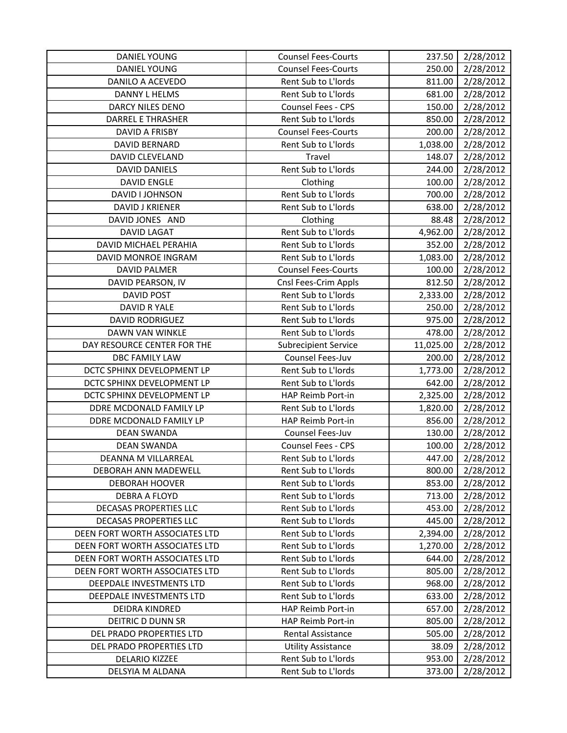| DANIEL YOUNG | Counsel Fees-Courts | 237.50 | 2/28/2012 |
|---|---|---|---|
| DANIEL YOUNG | Counsel Fees-Courts | 250.00 | 2/28/2012 |
| DANILO A ACEVEDO | Rent Sub to L'lords | 811.00 | 2/28/2012 |
| DANNY L HELMS | Rent Sub to L'lords | 681.00 | 2/28/2012 |
| DARCY NILES DENO | Counsel Fees - CPS | 150.00 | 2/28/2012 |
| DARREL E THRASHER | Rent Sub to L'lords | 850.00 | 2/28/2012 |
| DAVID A FRISBY | Counsel Fees-Courts | 200.00 | 2/28/2012 |
| DAVID BERNARD | Rent Sub to L'lords | 1,038.00 | 2/28/2012 |
| DAVID CLEVELAND | Travel | 148.07 | 2/28/2012 |
| DAVID DANIELS | Rent Sub to L'lords | 244.00 | 2/28/2012 |
| DAVID ENGLE | Clothing | 100.00 | 2/28/2012 |
| DAVID I JOHNSON | Rent Sub to L'lords | 700.00 | 2/28/2012 |
| DAVID J KRIENER | Rent Sub to L'lords | 638.00 | 2/28/2012 |
| DAVID JONES AND | Clothing | 88.48 | 2/28/2012 |
| DAVID LAGAT | Rent Sub to L'lords | 4,962.00 | 2/28/2012 |
| DAVID MICHAEL PERAHIA | Rent Sub to L'lords | 352.00 | 2/28/2012 |
| DAVID MONROE INGRAM | Rent Sub to L'lords | 1,083.00 | 2/28/2012 |
| DAVID PALMER | Counsel Fees-Courts | 100.00 | 2/28/2012 |
| DAVID PEARSON, IV | Cnsl Fees-Crim Appls | 812.50 | 2/28/2012 |
| DAVID POST | Rent Sub to L'lords | 2,333.00 | 2/28/2012 |
| DAVID R YALE | Rent Sub to L'lords | 250.00 | 2/28/2012 |
| DAVID RODRIGUEZ | Rent Sub to L'lords | 975.00 | 2/28/2012 |
| DAWN VAN WINKLE | Rent Sub to L'lords | 478.00 | 2/28/2012 |
| DAY RESOURCE CENTER FOR THE | Subrecipient Service | 11,025.00 | 2/28/2012 |
| DBC FAMILY LAW | Counsel Fees-Juv | 200.00 | 2/28/2012 |
| DCTC SPHINX DEVELOPMENT LP | Rent Sub to L'lords | 1,773.00 | 2/28/2012 |
| DCTC SPHINX DEVELOPMENT LP | Rent Sub to L'lords | 642.00 | 2/28/2012 |
| DCTC SPHINX DEVELOPMENT LP | HAP Reimb Port-in | 2,325.00 | 2/28/2012 |
| DDRE MCDONALD FAMILY LP | Rent Sub to L'lords | 1,820.00 | 2/28/2012 |
| DDRE MCDONALD FAMILY LP | HAP Reimb Port-in | 856.00 | 2/28/2012 |
| DEAN SWANDA | Counsel Fees-Juv | 130.00 | 2/28/2012 |
| DEAN SWANDA | Counsel Fees - CPS | 100.00 | 2/28/2012 |
| DEANNA M VILLARREAL | Rent Sub to L'lords | 447.00 | 2/28/2012 |
| DEBORAH ANN MADEWELL | Rent Sub to L'lords | 800.00 | 2/28/2012 |
| DEBORAH HOOVER | Rent Sub to L'lords | 853.00 | 2/28/2012 |
| DEBRA A FLOYD | Rent Sub to L'lords | 713.00 | 2/28/2012 |
| DECASAS PROPERTIES LLC | Rent Sub to L'lords | 453.00 | 2/28/2012 |
| DECASAS PROPERTIES LLC | Rent Sub to L'lords | 445.00 | 2/28/2012 |
| DEEN FORT WORTH ASSOCIATES LTD | Rent Sub to L'lords | 2,394.00 | 2/28/2012 |
| DEEN FORT WORTH ASSOCIATES LTD | Rent Sub to L'lords | 1,270.00 | 2/28/2012 |
| DEEN FORT WORTH ASSOCIATES LTD | Rent Sub to L'lords | 644.00 | 2/28/2012 |
| DEEN FORT WORTH ASSOCIATES LTD | Rent Sub to L'lords | 805.00 | 2/28/2012 |
| DEEPDALE INVESTMENTS LTD | Rent Sub to L'lords | 968.00 | 2/28/2012 |
| DEEPDALE INVESTMENTS LTD | Rent Sub to L'lords | 633.00 | 2/28/2012 |
| DEIDRA KINDRED | HAP Reimb Port-in | 657.00 | 2/28/2012 |
| DEITRIC D DUNN SR | HAP Reimb Port-in | 805.00 | 2/28/2012 |
| DEL PRADO PROPERTIES LTD | Rental Assistance | 505.00 | 2/28/2012 |
| DEL PRADO PROPERTIES LTD | Utility Assistance | 38.09 | 2/28/2012 |
| DELARIO KIZZEE | Rent Sub to L'lords | 953.00 | 2/28/2012 |
| DELSYIA M ALDANA | Rent Sub to L'lords | 373.00 | 2/28/2012 |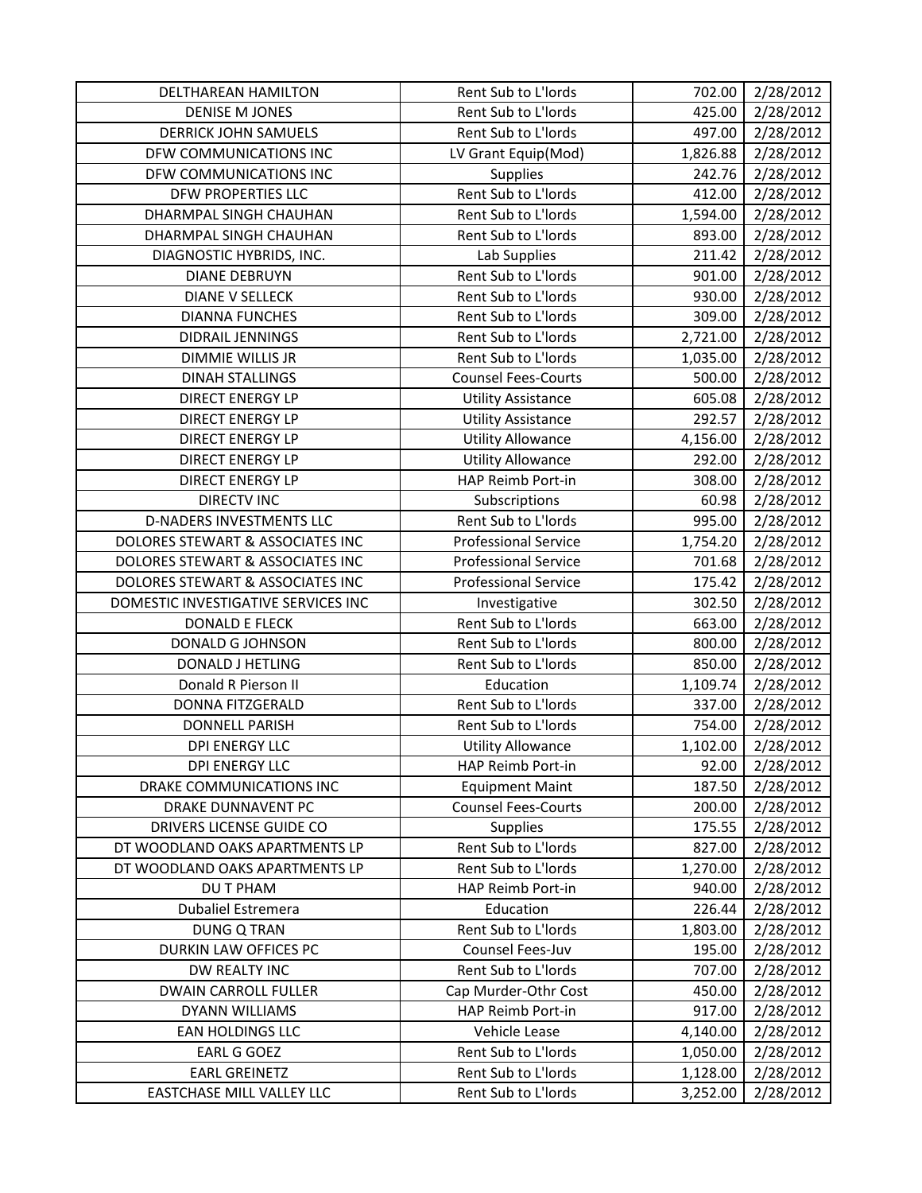| | | | |
|---|---|---|---|
| DELTHAREAN HAMILTON | Rent Sub to L'lords | 702.00 | 2/28/2012 |
| DENISE M JONES | Rent Sub to L'lords | 425.00 | 2/28/2012 |
| DERRICK JOHN SAMUELS | Rent Sub to L'lords | 497.00 | 2/28/2012 |
| DFW COMMUNICATIONS INC | LV Grant Equip(Mod) | 1,826.88 | 2/28/2012 |
| DFW COMMUNICATIONS INC | Supplies | 242.76 | 2/28/2012 |
| DFW PROPERTIES LLC | Rent Sub to L'lords | 412.00 | 2/28/2012 |
| DHARMPAL SINGH CHAUHAN | Rent Sub to L'lords | 1,594.00 | 2/28/2012 |
| DHARMPAL SINGH CHAUHAN | Rent Sub to L'lords | 893.00 | 2/28/2012 |
| DIAGNOSTIC HYBRIDS, INC. | Lab Supplies | 211.42 | 2/28/2012 |
| DIANE DEBRUYN | Rent Sub to L'lords | 901.00 | 2/28/2012 |
| DIANE V SELLECK | Rent Sub to L'lords | 930.00 | 2/28/2012 |
| DIANNA FUNCHES | Rent Sub to L'lords | 309.00 | 2/28/2012 |
| DIDRAIL JENNINGS | Rent Sub to L'lords | 2,721.00 | 2/28/2012 |
| DIMMIE WILLIS JR | Rent Sub to L'lords | 1,035.00 | 2/28/2012 |
| DINAH STALLINGS | Counsel Fees-Courts | 500.00 | 2/28/2012 |
| DIRECT ENERGY LP | Utility Assistance | 605.08 | 2/28/2012 |
| DIRECT ENERGY LP | Utility Assistance | 292.57 | 2/28/2012 |
| DIRECT ENERGY LP | Utility Allowance | 4,156.00 | 2/28/2012 |
| DIRECT ENERGY LP | Utility Allowance | 292.00 | 2/28/2012 |
| DIRECT ENERGY LP | HAP Reimb Port-in | 308.00 | 2/28/2012 |
| DIRECTV INC | Subscriptions | 60.98 | 2/28/2012 |
| D-NADERS INVESTMENTS LLC | Rent Sub to L'lords | 995.00 | 2/28/2012 |
| DOLORES STEWART & ASSOCIATES INC | Professional Service | 1,754.20 | 2/28/2012 |
| DOLORES STEWART & ASSOCIATES INC | Professional Service | 701.68 | 2/28/2012 |
| DOLORES STEWART & ASSOCIATES INC | Professional Service | 175.42 | 2/28/2012 |
| DOMESTIC INVESTIGATIVE SERVICES INC | Investigative | 302.50 | 2/28/2012 |
| DONALD E FLECK | Rent Sub to L'lords | 663.00 | 2/28/2012 |
| DONALD G JOHNSON | Rent Sub to L'lords | 800.00 | 2/28/2012 |
| DONALD J HETLING | Rent Sub to L'lords | 850.00 | 2/28/2012 |
| Donald R Pierson II | Education | 1,109.74 | 2/28/2012 |
| DONNA FITZGERALD | Rent Sub to L'lords | 337.00 | 2/28/2012 |
| DONNELL PARISH | Rent Sub to L'lords | 754.00 | 2/28/2012 |
| DPI ENERGY LLC | Utility Allowance | 1,102.00 | 2/28/2012 |
| DPI ENERGY LLC | HAP Reimb Port-in | 92.00 | 2/28/2012 |
| DRAKE COMMUNICATIONS INC | Equipment Maint | 187.50 | 2/28/2012 |
| DRAKE DUNNAVENT PC | Counsel Fees-Courts | 200.00 | 2/28/2012 |
| DRIVERS LICENSE GUIDE CO | Supplies | 175.55 | 2/28/2012 |
| DT WOODLAND OAKS APARTMENTS LP | Rent Sub to L'lords | 827.00 | 2/28/2012 |
| DT WOODLAND OAKS APARTMENTS LP | Rent Sub to L'lords | 1,270.00 | 2/28/2012 |
| DU T PHAM | HAP Reimb Port-in | 940.00 | 2/28/2012 |
| Dubaliel Estremera | Education | 226.44 | 2/28/2012 |
| DUNG Q TRAN | Rent Sub to L'lords | 1,803.00 | 2/28/2012 |
| DURKIN LAW OFFICES PC | Counsel Fees-Juv | 195.00 | 2/28/2012 |
| DW REALTY INC | Rent Sub to L'lords | 707.00 | 2/28/2012 |
| DWAIN CARROLL FULLER | Cap Murder-Othr Cost | 450.00 | 2/28/2012 |
| DYANN WILLIAMS | HAP Reimb Port-in | 917.00 | 2/28/2012 |
| EAN HOLDINGS LLC | Vehicle Lease | 4,140.00 | 2/28/2012 |
| EARL G GOEZ | Rent Sub to L'lords | 1,050.00 | 2/28/2012 |
| EARL GREINETZ | Rent Sub to L'lords | 1,128.00 | 2/28/2012 |
| EASTCHASE MILL VALLEY LLC | Rent Sub to L'lords | 3,252.00 | 2/28/2012 |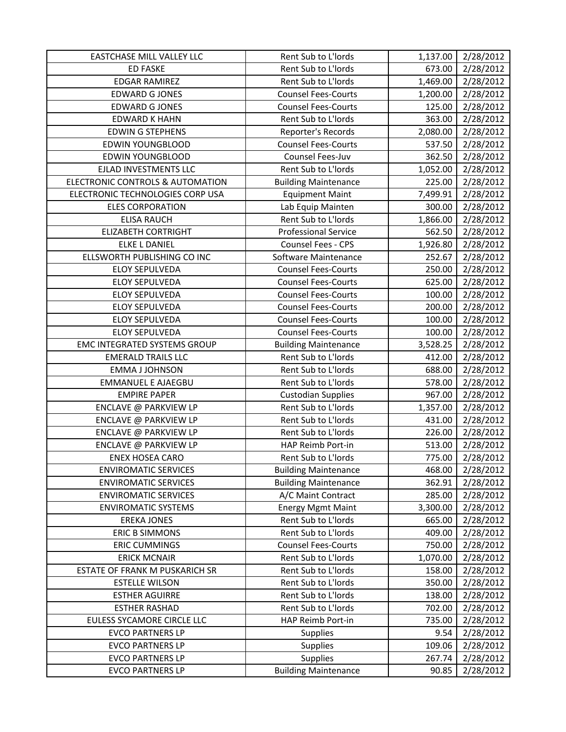| EASTCHASE MILL VALLEY LLC | Rent Sub to L'lords | 1,137.00 | 2/28/2012 |
|---|---|---|---|
| ED FASKE | Rent Sub to L'lords | 673.00 | 2/28/2012 |
| EDGAR RAMIREZ | Rent Sub to L'lords | 1,469.00 | 2/28/2012 |
| EDWARD G JONES | Counsel Fees-Courts | 1,200.00 | 2/28/2012 |
| EDWARD G JONES | Counsel Fees-Courts | 125.00 | 2/28/2012 |
| EDWARD K HAHN | Rent Sub to L'lords | 363.00 | 2/28/2012 |
| EDWIN G STEPHENS | Reporter's Records | 2,080.00 | 2/28/2012 |
| EDWIN YOUNGBLOOD | Counsel Fees-Courts | 537.50 | 2/28/2012 |
| EDWIN YOUNGBLOOD | Counsel Fees-Juv | 362.50 | 2/28/2012 |
| EJLAD INVESTMENTS LLC | Rent Sub to L'lords | 1,052.00 | 2/28/2012 |
| ELECTRONIC CONTROLS & AUTOMATION | Building Maintenance | 225.00 | 2/28/2012 |
| ELECTRONIC TECHNOLOGIES CORP USA | Equipment Maint | 7,499.91 | 2/28/2012 |
| ELES CORPORATION | Lab Equip Mainten | 300.00 | 2/28/2012 |
| ELISA RAUCH | Rent Sub to L'lords | 1,866.00 | 2/28/2012 |
| ELIZABETH CORTRIGHT | Professional Service | 562.50 | 2/28/2012 |
| ELKE L DANIEL | Counsel Fees - CPS | 1,926.80 | 2/28/2012 |
| ELLSWORTH PUBLISHING CO INC | Software Maintenance | 252.67 | 2/28/2012 |
| ELOY SEPULVEDA | Counsel Fees-Courts | 250.00 | 2/28/2012 |
| ELOY SEPULVEDA | Counsel Fees-Courts | 625.00 | 2/28/2012 |
| ELOY SEPULVEDA | Counsel Fees-Courts | 100.00 | 2/28/2012 |
| ELOY SEPULVEDA | Counsel Fees-Courts | 200.00 | 2/28/2012 |
| ELOY SEPULVEDA | Counsel Fees-Courts | 100.00 | 2/28/2012 |
| ELOY SEPULVEDA | Counsel Fees-Courts | 100.00 | 2/28/2012 |
| EMC INTEGRATED SYSTEMS GROUP | Building Maintenance | 3,528.25 | 2/28/2012 |
| EMERALD TRAILS LLC | Rent Sub to L'lords | 412.00 | 2/28/2012 |
| EMMA J JOHNSON | Rent Sub to L'lords | 688.00 | 2/28/2012 |
| EMMANUEL E AJAEGBU | Rent Sub to L'lords | 578.00 | 2/28/2012 |
| EMPIRE PAPER | Custodian Supplies | 967.00 | 2/28/2012 |
| ENCLAVE @ PARKVIEW LP | Rent Sub to L'lords | 1,357.00 | 2/28/2012 |
| ENCLAVE @ PARKVIEW LP | Rent Sub to L'lords | 431.00 | 2/28/2012 |
| ENCLAVE @ PARKVIEW LP | Rent Sub to L'lords | 226.00 | 2/28/2012 |
| ENCLAVE @ PARKVIEW LP | HAP Reimb Port-in | 513.00 | 2/28/2012 |
| ENEX HOSEA CARO | Rent Sub to L'lords | 775.00 | 2/28/2012 |
| ENVIROMATIC SERVICES | Building Maintenance | 468.00 | 2/28/2012 |
| ENVIROMATIC SERVICES | Building Maintenance | 362.91 | 2/28/2012 |
| ENVIROMATIC SERVICES | A/C Maint Contract | 285.00 | 2/28/2012 |
| ENVIROMATIC SYSTEMS | Energy Mgmt Maint | 3,300.00 | 2/28/2012 |
| EREKA JONES | Rent Sub to L'lords | 665.00 | 2/28/2012 |
| ERIC B SIMMONS | Rent Sub to L'lords | 409.00 | 2/28/2012 |
| ERIC CUMMINGS | Counsel Fees-Courts | 750.00 | 2/28/2012 |
| ERICK MCNAIR | Rent Sub to L'lords | 1,070.00 | 2/28/2012 |
| ESTATE OF FRANK M PUSKARICH SR | Rent Sub to L'lords | 158.00 | 2/28/2012 |
| ESTELLE WILSON | Rent Sub to L'lords | 350.00 | 2/28/2012 |
| ESTHER AGUIRRE | Rent Sub to L'lords | 138.00 | 2/28/2012 |
| ESTHER RASHAD | Rent Sub to L'lords | 702.00 | 2/28/2012 |
| EULESS SYCAMORE CIRCLE LLC | HAP Reimb Port-in | 735.00 | 2/28/2012 |
| EVCO PARTNERS LP | Supplies | 9.54 | 2/28/2012 |
| EVCO PARTNERS LP | Supplies | 109.06 | 2/28/2012 |
| EVCO PARTNERS LP | Supplies | 267.74 | 2/28/2012 |
| EVCO PARTNERS LP | Building Maintenance | 90.85 | 2/28/2012 |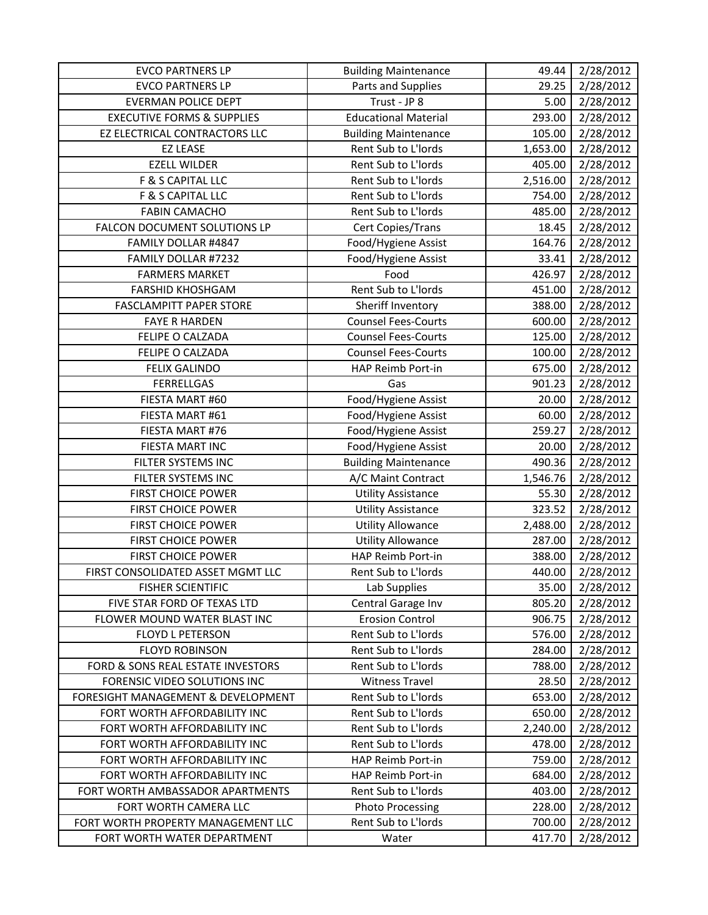| EVCO PARTNERS LP | Building Maintenance | 49.44 | 2/28/2012 |
|---|---|---|---|
| EVCO PARTNERS LP | Parts and Supplies | 29.25 | 2/28/2012 |
| EVERMAN POLICE DEPT | Trust - JP 8 | 5.00 | 2/28/2012 |
| EXECUTIVE FORMS & SUPPLIES | Educational Material | 293.00 | 2/28/2012 |
| EZ ELECTRICAL CONTRACTORS LLC | Building Maintenance | 105.00 | 2/28/2012 |
| EZ LEASE | Rent Sub to L'lords | 1,653.00 | 2/28/2012 |
| EZELL WILDER | Rent Sub to L'lords | 405.00 | 2/28/2012 |
| F & S CAPITAL LLC | Rent Sub to L'lords | 2,516.00 | 2/28/2012 |
| F & S CAPITAL LLC | Rent Sub to L'lords | 754.00 | 2/28/2012 |
| FABIN CAMACHO | Rent Sub to L'lords | 485.00 | 2/28/2012 |
| FALCON DOCUMENT SOLUTIONS LP | Cert Copies/Trans | 18.45 | 2/28/2012 |
| FAMILY DOLLAR #4847 | Food/Hygiene Assist | 164.76 | 2/28/2012 |
| FAMILY DOLLAR #7232 | Food/Hygiene Assist | 33.41 | 2/28/2012 |
| FARMERS MARKET | Food | 426.97 | 2/28/2012 |
| FARSHID KHOSHGAM | Rent Sub to L'lords | 451.00 | 2/28/2012 |
| FASCLAMPITT PAPER STORE | Sheriff Inventory | 388.00 | 2/28/2012 |
| FAYE R HARDEN | Counsel Fees-Courts | 600.00 | 2/28/2012 |
| FELIPE O CALZADA | Counsel Fees-Courts | 125.00 | 2/28/2012 |
| FELIPE O CALZADA | Counsel Fees-Courts | 100.00 | 2/28/2012 |
| FELIX GALINDO | HAP Reimb Port-in | 675.00 | 2/28/2012 |
| FERRELLGAS | Gas | 901.23 | 2/28/2012 |
| FIESTA MART #60 | Food/Hygiene Assist | 20.00 | 2/28/2012 |
| FIESTA MART #61 | Food/Hygiene Assist | 60.00 | 2/28/2012 |
| FIESTA MART #76 | Food/Hygiene Assist | 259.27 | 2/28/2012 |
| FIESTA MART INC | Food/Hygiene Assist | 20.00 | 2/28/2012 |
| FILTER SYSTEMS INC | Building Maintenance | 490.36 | 2/28/2012 |
| FILTER SYSTEMS INC | A/C Maint Contract | 1,546.76 | 2/28/2012 |
| FIRST CHOICE POWER | Utility Assistance | 55.30 | 2/28/2012 |
| FIRST CHOICE POWER | Utility Assistance | 323.52 | 2/28/2012 |
| FIRST CHOICE POWER | Utility Allowance | 2,488.00 | 2/28/2012 |
| FIRST CHOICE POWER | Utility Allowance | 287.00 | 2/28/2012 |
| FIRST CHOICE POWER | HAP Reimb Port-in | 388.00 | 2/28/2012 |
| FIRST CONSOLIDATED ASSET MGMT LLC | Rent Sub to L'lords | 440.00 | 2/28/2012 |
| FISHER SCIENTIFIC | Lab Supplies | 35.00 | 2/28/2012 |
| FIVE STAR FORD OF TEXAS LTD | Central Garage Inv | 805.20 | 2/28/2012 |
| FLOWER MOUND WATER BLAST INC | Erosion Control | 906.75 | 2/28/2012 |
| FLOYD L PETERSON | Rent Sub to L'lords | 576.00 | 2/28/2012 |
| FLOYD ROBINSON | Rent Sub to L'lords | 284.00 | 2/28/2012 |
| FORD & SONS REAL ESTATE INVESTORS | Rent Sub to L'lords | 788.00 | 2/28/2012 |
| FORENSIC VIDEO SOLUTIONS INC | Witness Travel | 28.50 | 2/28/2012 |
| FORESIGHT MANAGEMENT & DEVELOPMENT | Rent Sub to L'lords | 653.00 | 2/28/2012 |
| FORT WORTH AFFORDABILITY INC | Rent Sub to L'lords | 650.00 | 2/28/2012 |
| FORT WORTH AFFORDABILITY INC | Rent Sub to L'lords | 2,240.00 | 2/28/2012 |
| FORT WORTH AFFORDABILITY INC | Rent Sub to L'lords | 478.00 | 2/28/2012 |
| FORT WORTH AFFORDABILITY INC | HAP Reimb Port-in | 759.00 | 2/28/2012 |
| FORT WORTH AFFORDABILITY INC | HAP Reimb Port-in | 684.00 | 2/28/2012 |
| FORT WORTH AMBASSADOR APARTMENTS | Rent Sub to L'lords | 403.00 | 2/28/2012 |
| FORT WORTH CAMERA LLC | Photo Processing | 228.00 | 2/28/2012 |
| FORT WORTH PROPERTY MANAGEMENT LLC | Rent Sub to L'lords | 700.00 | 2/28/2012 |
| FORT WORTH WATER DEPARTMENT | Water | 417.70 | 2/28/2012 |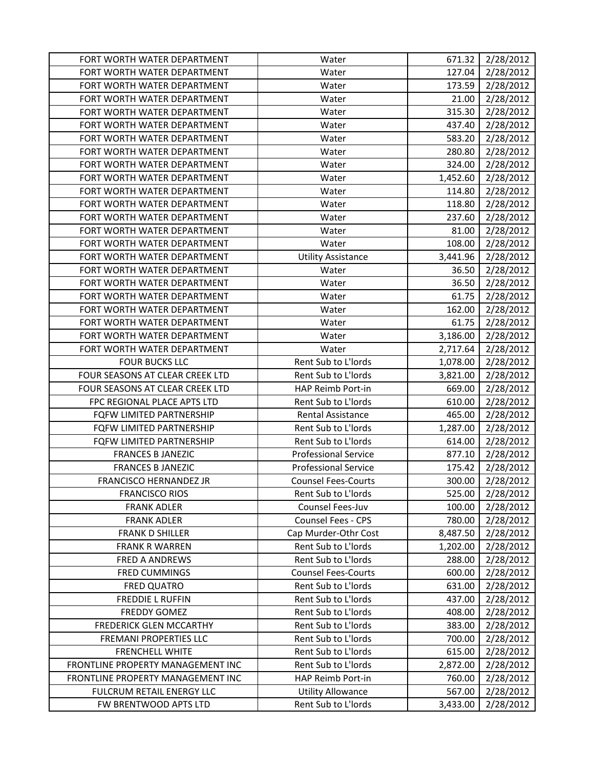| | | | |
|---|---|---|---|
| FORT WORTH WATER DEPARTMENT | Water | 671.32 | 2/28/2012 |
| FORT WORTH WATER DEPARTMENT | Water | 127.04 | 2/28/2012 |
| FORT WORTH WATER DEPARTMENT | Water | 173.59 | 2/28/2012 |
| FORT WORTH WATER DEPARTMENT | Water | 21.00 | 2/28/2012 |
| FORT WORTH WATER DEPARTMENT | Water | 315.30 | 2/28/2012 |
| FORT WORTH WATER DEPARTMENT | Water | 437.40 | 2/28/2012 |
| FORT WORTH WATER DEPARTMENT | Water | 583.20 | 2/28/2012 |
| FORT WORTH WATER DEPARTMENT | Water | 280.80 | 2/28/2012 |
| FORT WORTH WATER DEPARTMENT | Water | 324.00 | 2/28/2012 |
| FORT WORTH WATER DEPARTMENT | Water | 1,452.60 | 2/28/2012 |
| FORT WORTH WATER DEPARTMENT | Water | 114.80 | 2/28/2012 |
| FORT WORTH WATER DEPARTMENT | Water | 118.80 | 2/28/2012 |
| FORT WORTH WATER DEPARTMENT | Water | 237.60 | 2/28/2012 |
| FORT WORTH WATER DEPARTMENT | Water | 81.00 | 2/28/2012 |
| FORT WORTH WATER DEPARTMENT | Water | 108.00 | 2/28/2012 |
| FORT WORTH WATER DEPARTMENT | Utility Assistance | 3,441.96 | 2/28/2012 |
| FORT WORTH WATER DEPARTMENT | Water | 36.50 | 2/28/2012 |
| FORT WORTH WATER DEPARTMENT | Water | 36.50 | 2/28/2012 |
| FORT WORTH WATER DEPARTMENT | Water | 61.75 | 2/28/2012 |
| FORT WORTH WATER DEPARTMENT | Water | 162.00 | 2/28/2012 |
| FORT WORTH WATER DEPARTMENT | Water | 61.75 | 2/28/2012 |
| FORT WORTH WATER DEPARTMENT | Water | 3,186.00 | 2/28/2012 |
| FORT WORTH WATER DEPARTMENT | Water | 2,717.64 | 2/28/2012 |
| FOUR BUCKS LLC | Rent Sub to L'lords | 1,078.00 | 2/28/2012 |
| FOUR SEASONS AT CLEAR CREEK LTD | Rent Sub to L'lords | 3,821.00 | 2/28/2012 |
| FOUR SEASONS AT CLEAR CREEK LTD | HAP Reimb Port-in | 669.00 | 2/28/2012 |
| FPC REGIONAL PLACE APTS LTD | Rent Sub to L'lords | 610.00 | 2/28/2012 |
| FQFW LIMITED PARTNERSHIP | Rental Assistance | 465.00 | 2/28/2012 |
| FQFW LIMITED PARTNERSHIP | Rent Sub to L'lords | 1,287.00 | 2/28/2012 |
| FQFW LIMITED PARTNERSHIP | Rent Sub to L'lords | 614.00 | 2/28/2012 |
| FRANCES B JANEZIC | Professional Service | 877.10 | 2/28/2012 |
| FRANCES B JANEZIC | Professional Service | 175.42 | 2/28/2012 |
| FRANCISCO HERNANDEZ JR | Counsel Fees-Courts | 300.00 | 2/28/2012 |
| FRANCISCO RIOS | Rent Sub to L'lords | 525.00 | 2/28/2012 |
| FRANK ADLER | Counsel Fees-Juv | 100.00 | 2/28/2012 |
| FRANK ADLER | Counsel Fees - CPS | 780.00 | 2/28/2012 |
| FRANK D SHILLER | Cap Murder-Othr Cost | 8,487.50 | 2/28/2012 |
| FRANK R WARREN | Rent Sub to L'lords | 1,202.00 | 2/28/2012 |
| FRED A ANDREWS | Rent Sub to L'lords | 288.00 | 2/28/2012 |
| FRED CUMMINGS | Counsel Fees-Courts | 600.00 | 2/28/2012 |
| FRED QUATRO | Rent Sub to L'lords | 631.00 | 2/28/2012 |
| FREDDIE L RUFFIN | Rent Sub to L'lords | 437.00 | 2/28/2012 |
| FREDDY GOMEZ | Rent Sub to L'lords | 408.00 | 2/28/2012 |
| FREDERICK GLEN MCCARTHY | Rent Sub to L'lords | 383.00 | 2/28/2012 |
| FREMANI PROPERTIES LLC | Rent Sub to L'lords | 700.00 | 2/28/2012 |
| FRENCHELL WHITE | Rent Sub to L'lords | 615.00 | 2/28/2012 |
| FRONTLINE PROPERTY MANAGEMENT INC | Rent Sub to L'lords | 2,872.00 | 2/28/2012 |
| FRONTLINE PROPERTY MANAGEMENT INC | HAP Reimb Port-in | 760.00 | 2/28/2012 |
| FULCRUM RETAIL ENERGY LLC | Utility Allowance | 567.00 | 2/28/2012 |
| FW BRENTWOOD APTS LTD | Rent Sub to L'lords | 3,433.00 | 2/28/2012 |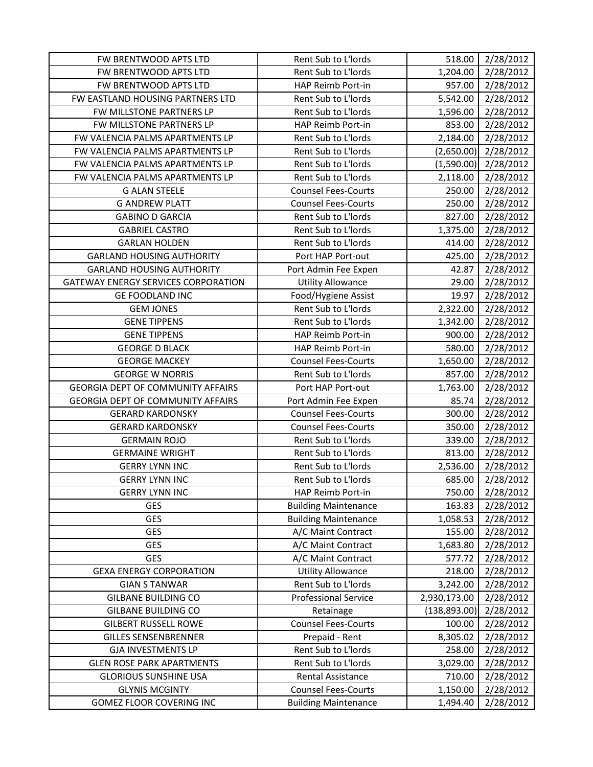| | | | |
|---|---|---|---|
| FW BRENTWOOD APTS LTD | Rent Sub to L'lords | 518.00 | 2/28/2012 |
| FW BRENTWOOD APTS LTD | Rent Sub to L'lords | 1,204.00 | 2/28/2012 |
| FW BRENTWOOD APTS LTD | HAP Reimb Port-in | 957.00 | 2/28/2012 |
| FW EASTLAND HOUSING PARTNERS LTD | Rent Sub to L'lords | 5,542.00 | 2/28/2012 |
| FW MILLSTONE PARTNERS LP | Rent Sub to L'lords | 1,596.00 | 2/28/2012 |
| FW MILLSTONE PARTNERS LP | HAP Reimb Port-in | 853.00 | 2/28/2012 |
| FW VALENCIA PALMS APARTMENTS LP | Rent Sub to L'lords | 2,184.00 | 2/28/2012 |
| FW VALENCIA PALMS APARTMENTS LP | Rent Sub to L'lords | (2,650.00) | 2/28/2012 |
| FW VALENCIA PALMS APARTMENTS LP | Rent Sub to L'lords | (1,590.00) | 2/28/2012 |
| FW VALENCIA PALMS APARTMENTS LP | Rent Sub to L'lords | 2,118.00 | 2/28/2012 |
| G ALAN STEELE | Counsel Fees-Courts | 250.00 | 2/28/2012 |
| G ANDREW PLATT | Counsel Fees-Courts | 250.00 | 2/28/2012 |
| GABINO D GARCIA | Rent Sub to L'lords | 827.00 | 2/28/2012 |
| GABRIEL CASTRO | Rent Sub to L'lords | 1,375.00 | 2/28/2012 |
| GARLAN HOLDEN | Rent Sub to L'lords | 414.00 | 2/28/2012 |
| GARLAND HOUSING AUTHORITY | Port HAP Port-out | 425.00 | 2/28/2012 |
| GARLAND HOUSING AUTHORITY | Port Admin Fee Expen | 42.87 | 2/28/2012 |
| GATEWAY ENERGY SERVICES CORPORATION | Utility Allowance | 29.00 | 2/28/2012 |
| GE FOODLAND INC | Food/Hygiene Assist | 19.97 | 2/28/2012 |
| GEM JONES | Rent Sub to L'lords | 2,322.00 | 2/28/2012 |
| GENE TIPPENS | Rent Sub to L'lords | 1,342.00 | 2/28/2012 |
| GENE TIPPENS | HAP Reimb Port-in | 900.00 | 2/28/2012 |
| GEORGE D BLACK | HAP Reimb Port-in | 580.00 | 2/28/2012 |
| GEORGE MACKEY | Counsel Fees-Courts | 1,650.00 | 2/28/2012 |
| GEORGE W NORRIS | Rent Sub to L'lords | 857.00 | 2/28/2012 |
| GEORGIA DEPT OF COMMUNITY AFFAIRS | Port HAP Port-out | 1,763.00 | 2/28/2012 |
| GEORGIA DEPT OF COMMUNITY AFFAIRS | Port Admin Fee Expen | 85.74 | 2/28/2012 |
| GERARD KARDONSKY | Counsel Fees-Courts | 300.00 | 2/28/2012 |
| GERARD KARDONSKY | Counsel Fees-Courts | 350.00 | 2/28/2012 |
| GERMAIN ROJO | Rent Sub to L'lords | 339.00 | 2/28/2012 |
| GERMAINE WRIGHT | Rent Sub to L'lords | 813.00 | 2/28/2012 |
| GERRY LYNN INC | Rent Sub to L'lords | 2,536.00 | 2/28/2012 |
| GERRY LYNN INC | Rent Sub to L'lords | 685.00 | 2/28/2012 |
| GERRY LYNN INC | HAP Reimb Port-in | 750.00 | 2/28/2012 |
| GES | Building Maintenance | 163.83 | 2/28/2012 |
| GES | Building Maintenance | 1,058.53 | 2/28/2012 |
| GES | A/C Maint Contract | 155.00 | 2/28/2012 |
| GES | A/C Maint Contract | 1,683.80 | 2/28/2012 |
| GES | A/C Maint Contract | 577.72 | 2/28/2012 |
| GEXA ENERGY CORPORATION | Utility Allowance | 218.00 | 2/28/2012 |
| GIAN S TANWAR | Rent Sub to L'lords | 3,242.00 | 2/28/2012 |
| GILBANE BUILDING CO | Professional Service | 2,930,173.00 | 2/28/2012 |
| GILBANE BUILDING CO | Retainage | (138,893.00) | 2/28/2012 |
| GILBERT RUSSELL ROWE | Counsel Fees-Courts | 100.00 | 2/28/2012 |
| GILLES SENSENBRENNER | Prepaid - Rent | 8,305.02 | 2/28/2012 |
| GJA INVESTMENTS LP | Rent Sub to L'lords | 258.00 | 2/28/2012 |
| GLEN ROSE PARK APARTMENTS | Rent Sub to L'lords | 3,029.00 | 2/28/2012 |
| GLORIOUS SUNSHINE USA | Rental Assistance | 710.00 | 2/28/2012 |
| GLYNIS MCGINTY | Counsel Fees-Courts | 1,150.00 | 2/28/2012 |
| GOMEZ FLOOR COVERING INC | Building Maintenance | 1,494.40 | 2/28/2012 |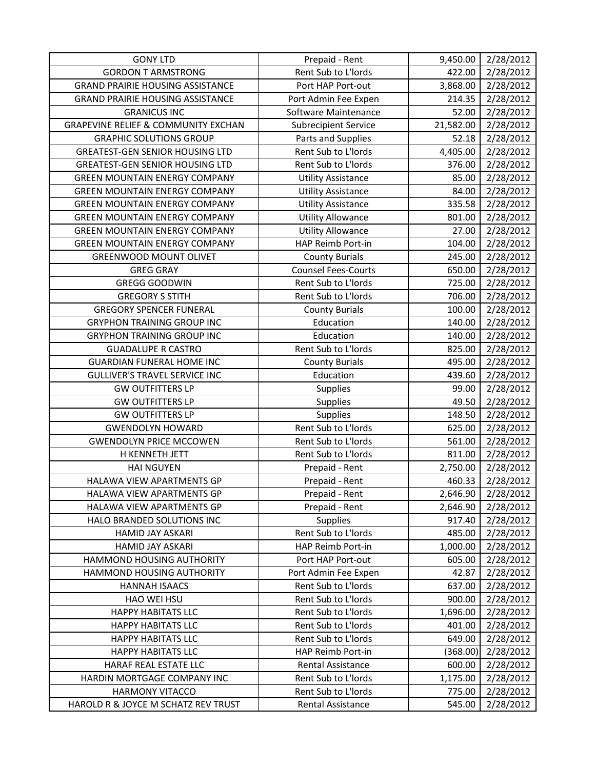| GONY LTD | Prepaid - Rent | 9,450.00 | 2/28/2012 |
|---|---|---|---|
| GORDON T ARMSTRONG | Rent Sub to L'lords | 422.00 | 2/28/2012 |
| GRAND PRAIRIE HOUSING ASSISTANCE | Port HAP Port-out | 3,868.00 | 2/28/2012 |
| GRAND PRAIRIE HOUSING ASSISTANCE | Port Admin Fee Expen | 214.35 | 2/28/2012 |
| GRANICUS INC | Software Maintenance | 52.00 | 2/28/2012 |
| GRAPEVINE RELIEF & COMMUNITY EXCHAN | Subrecipient Service | 21,582.00 | 2/28/2012 |
| GRAPHIC SOLUTIONS GROUP | Parts and Supplies | 52.18 | 2/28/2012 |
| GREATEST-GEN SENIOR HOUSING LTD | Rent Sub to L'lords | 4,405.00 | 2/28/2012 |
| GREATEST-GEN SENIOR HOUSING LTD | Rent Sub to L'lords | 376.00 | 2/28/2012 |
| GREEN MOUNTAIN ENERGY COMPANY | Utility Assistance | 85.00 | 2/28/2012 |
| GREEN MOUNTAIN ENERGY COMPANY | Utility Assistance | 84.00 | 2/28/2012 |
| GREEN MOUNTAIN ENERGY COMPANY | Utility Assistance | 335.58 | 2/28/2012 |
| GREEN MOUNTAIN ENERGY COMPANY | Utility Allowance | 801.00 | 2/28/2012 |
| GREEN MOUNTAIN ENERGY COMPANY | Utility Allowance | 27.00 | 2/28/2012 |
| GREEN MOUNTAIN ENERGY COMPANY | HAP Reimb Port-in | 104.00 | 2/28/2012 |
| GREENWOOD MOUNT OLIVET | County Burials | 245.00 | 2/28/2012 |
| GREG GRAY | Counsel Fees-Courts | 650.00 | 2/28/2012 |
| GREGG GOODWIN | Rent Sub to L'lords | 725.00 | 2/28/2012 |
| GREGORY S STITH | Rent Sub to L'lords | 706.00 | 2/28/2012 |
| GREGORY SPENCER FUNERAL | County Burials | 100.00 | 2/28/2012 |
| GRYPHON TRAINING GROUP INC | Education | 140.00 | 2/28/2012 |
| GRYPHON TRAINING GROUP INC | Education | 140.00 | 2/28/2012 |
| GUADALUPE R CASTRO | Rent Sub to L'lords | 825.00 | 2/28/2012 |
| GUARDIAN FUNERAL HOME INC | County Burials | 495.00 | 2/28/2012 |
| GULLIVER'S TRAVEL SERVICE INC | Education | 439.60 | 2/28/2012 |
| GW OUTFITTERS LP | Supplies | 99.00 | 2/28/2012 |
| GW OUTFITTERS LP | Supplies | 49.50 | 2/28/2012 |
| GW OUTFITTERS LP | Supplies | 148.50 | 2/28/2012 |
| GWENDOLYN HOWARD | Rent Sub to L'lords | 625.00 | 2/28/2012 |
| GWENDOLYN PRICE MCCOWEN | Rent Sub to L'lords | 561.00 | 2/28/2012 |
| H KENNETH JETT | Rent Sub to L'lords | 811.00 | 2/28/2012 |
| HAI NGUYEN | Prepaid - Rent | 2,750.00 | 2/28/2012 |
| HALAWA VIEW APARTMENTS GP | Prepaid - Rent | 460.33 | 2/28/2012 |
| HALAWA VIEW APARTMENTS GP | Prepaid - Rent | 2,646.90 | 2/28/2012 |
| HALAWA VIEW APARTMENTS GP | Prepaid - Rent | 2,646.90 | 2/28/2012 |
| HALO BRANDED SOLUTIONS INC | Supplies | 917.40 | 2/28/2012 |
| HAMID JAY ASKARI | Rent Sub to L'lords | 485.00 | 2/28/2012 |
| HAMID JAY ASKARI | HAP Reimb Port-in | 1,000.00 | 2/28/2012 |
| HAMMOND HOUSING AUTHORITY | Port HAP Port-out | 605.00 | 2/28/2012 |
| HAMMOND HOUSING AUTHORITY | Port Admin Fee Expen | 42.87 | 2/28/2012 |
| HANNAH ISAACS | Rent Sub to L'lords | 637.00 | 2/28/2012 |
| HAO WEI HSU | Rent Sub to L'lords | 900.00 | 2/28/2012 |
| HAPPY HABITATS LLC | Rent Sub to L'lords | 1,696.00 | 2/28/2012 |
| HAPPY HABITATS LLC | Rent Sub to L'lords | 401.00 | 2/28/2012 |
| HAPPY HABITATS LLC | Rent Sub to L'lords | 649.00 | 2/28/2012 |
| HAPPY HABITATS LLC | HAP Reimb Port-in | (368.00) | 2/28/2012 |
| HARAF REAL ESTATE LLC | Rental Assistance | 600.00 | 2/28/2012 |
| HARDIN MORTGAGE COMPANY INC | Rent Sub to L'lords | 1,175.00 | 2/28/2012 |
| HARMONY VITACCO | Rent Sub to L'lords | 775.00 | 2/28/2012 |
| HAROLD R & JOYCE M SCHATZ REV TRUST | Rental Assistance | 545.00 | 2/28/2012 |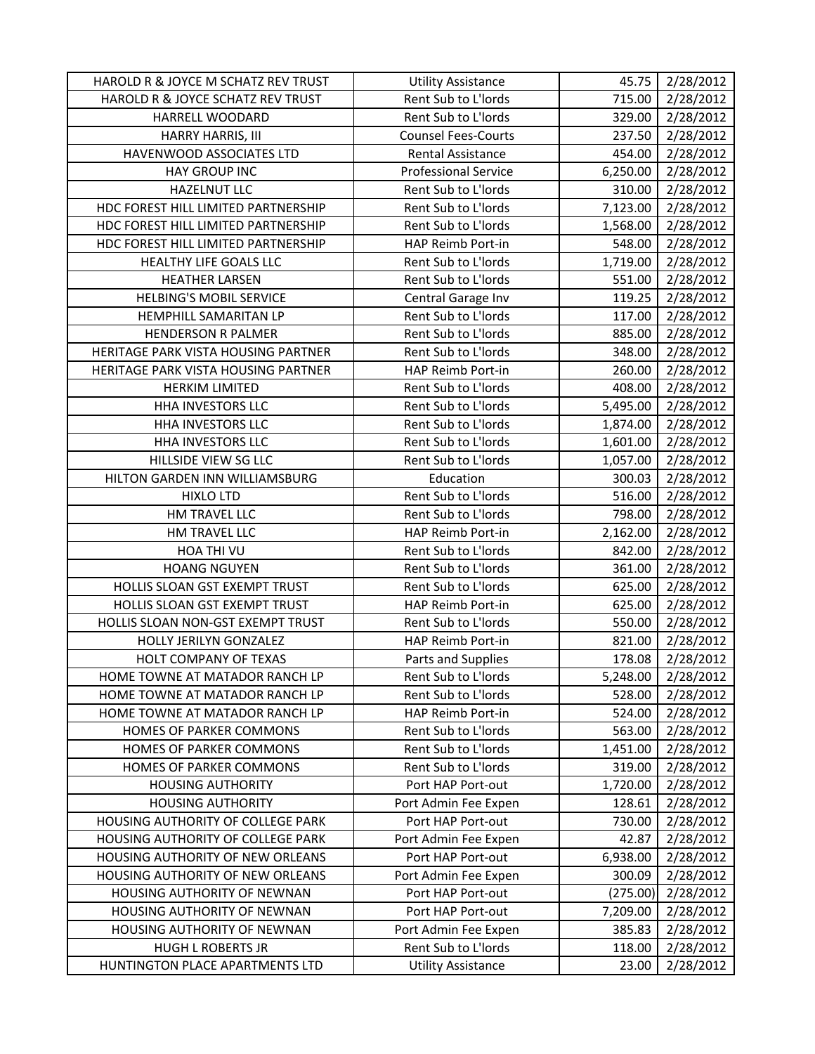| | | | |
|---|---|---|---|
| HAROLD R & JOYCE M SCHATZ REV TRUST | Utility Assistance | 45.75 | 2/28/2012 |
| HAROLD R & JOYCE SCHATZ REV TRUST | Rent Sub to L'lords | 715.00 | 2/28/2012 |
| HARRELL WOODARD | Rent Sub to L'lords | 329.00 | 2/28/2012 |
| HARRY HARRIS, III | Counsel Fees-Courts | 237.50 | 2/28/2012 |
| HAVENWOOD ASSOCIATES LTD | Rental Assistance | 454.00 | 2/28/2012 |
| HAY GROUP INC | Professional Service | 6,250.00 | 2/28/2012 |
| HAZELNUT LLC | Rent Sub to L'lords | 310.00 | 2/28/2012 |
| HDC FOREST HILL LIMITED PARTNERSHIP | Rent Sub to L'lords | 7,123.00 | 2/28/2012 |
| HDC FOREST HILL LIMITED PARTNERSHIP | Rent Sub to L'lords | 1,568.00 | 2/28/2012 |
| HDC FOREST HILL LIMITED PARTNERSHIP | HAP Reimb Port-in | 548.00 | 2/28/2012 |
| HEALTHY LIFE GOALS LLC | Rent Sub to L'lords | 1,719.00 | 2/28/2012 |
| HEATHER LARSEN | Rent Sub to L'lords | 551.00 | 2/28/2012 |
| HELBING'S MOBIL SERVICE | Central Garage Inv | 119.25 | 2/28/2012 |
| HEMPHILL SAMARITAN LP | Rent Sub to L'lords | 117.00 | 2/28/2012 |
| HENDERSON R PALMER | Rent Sub to L'lords | 885.00 | 2/28/2012 |
| HERITAGE PARK VISTA HOUSING PARTNER | Rent Sub to L'lords | 348.00 | 2/28/2012 |
| HERITAGE PARK VISTA HOUSING PARTNER | HAP Reimb Port-in | 260.00 | 2/28/2012 |
| HERKIM LIMITED | Rent Sub to L'lords | 408.00 | 2/28/2012 |
| HHA INVESTORS LLC | Rent Sub to L'lords | 5,495.00 | 2/28/2012 |
| HHA INVESTORS LLC | Rent Sub to L'lords | 1,874.00 | 2/28/2012 |
| HHA INVESTORS LLC | Rent Sub to L'lords | 1,601.00 | 2/28/2012 |
| HILLSIDE VIEW SG LLC | Rent Sub to L'lords | 1,057.00 | 2/28/2012 |
| HILTON GARDEN INN WILLIAMSBURG | Education | 300.03 | 2/28/2012 |
| HIXLO LTD | Rent Sub to L'lords | 516.00 | 2/28/2012 |
| HM TRAVEL LLC | Rent Sub to L'lords | 798.00 | 2/28/2012 |
| HM TRAVEL LLC | HAP Reimb Port-in | 2,162.00 | 2/28/2012 |
| HOA THI VU | Rent Sub to L'lords | 842.00 | 2/28/2012 |
| HOANG NGUYEN | Rent Sub to L'lords | 361.00 | 2/28/2012 |
| HOLLIS SLOAN GST EXEMPT TRUST | Rent Sub to L'lords | 625.00 | 2/28/2012 |
| HOLLIS SLOAN GST EXEMPT TRUST | HAP Reimb Port-in | 625.00 | 2/28/2012 |
| HOLLIS SLOAN NON-GST EXEMPT TRUST | Rent Sub to L'lords | 550.00 | 2/28/2012 |
| HOLLY JERILYN GONZALEZ | HAP Reimb Port-in | 821.00 | 2/28/2012 |
| HOLT COMPANY OF TEXAS | Parts and Supplies | 178.08 | 2/28/2012 |
| HOME TOWNE AT MATADOR RANCH LP | Rent Sub to L'lords | 5,248.00 | 2/28/2012 |
| HOME TOWNE AT MATADOR RANCH LP | Rent Sub to L'lords | 528.00 | 2/28/2012 |
| HOME TOWNE AT MATADOR RANCH LP | HAP Reimb Port-in | 524.00 | 2/28/2012 |
| HOMES OF PARKER COMMONS | Rent Sub to L'lords | 563.00 | 2/28/2012 |
| HOMES OF PARKER COMMONS | Rent Sub to L'lords | 1,451.00 | 2/28/2012 |
| HOMES OF PARKER COMMONS | Rent Sub to L'lords | 319.00 | 2/28/2012 |
| HOUSING AUTHORITY | Port HAP Port-out | 1,720.00 | 2/28/2012 |
| HOUSING AUTHORITY | Port Admin Fee Expen | 128.61 | 2/28/2012 |
| HOUSING AUTHORITY OF COLLEGE PARK | Port HAP Port-out | 730.00 | 2/28/2012 |
| HOUSING AUTHORITY OF COLLEGE PARK | Port Admin Fee Expen | 42.87 | 2/28/2012 |
| HOUSING AUTHORITY OF NEW ORLEANS | Port HAP Port-out | 6,938.00 | 2/28/2012 |
| HOUSING AUTHORITY OF NEW ORLEANS | Port Admin Fee Expen | 300.09 | 2/28/2012 |
| HOUSING AUTHORITY OF NEWNAN | Port HAP Port-out | (275.00) | 2/28/2012 |
| HOUSING AUTHORITY OF NEWNAN | Port HAP Port-out | 7,209.00 | 2/28/2012 |
| HOUSING AUTHORITY OF NEWNAN | Port Admin Fee Expen | 385.83 | 2/28/2012 |
| HUGH L ROBERTS JR | Rent Sub to L'lords | 118.00 | 2/28/2012 |
| HUNTINGTON PLACE APARTMENTS LTD | Utility Assistance | 23.00 | 2/28/2012 |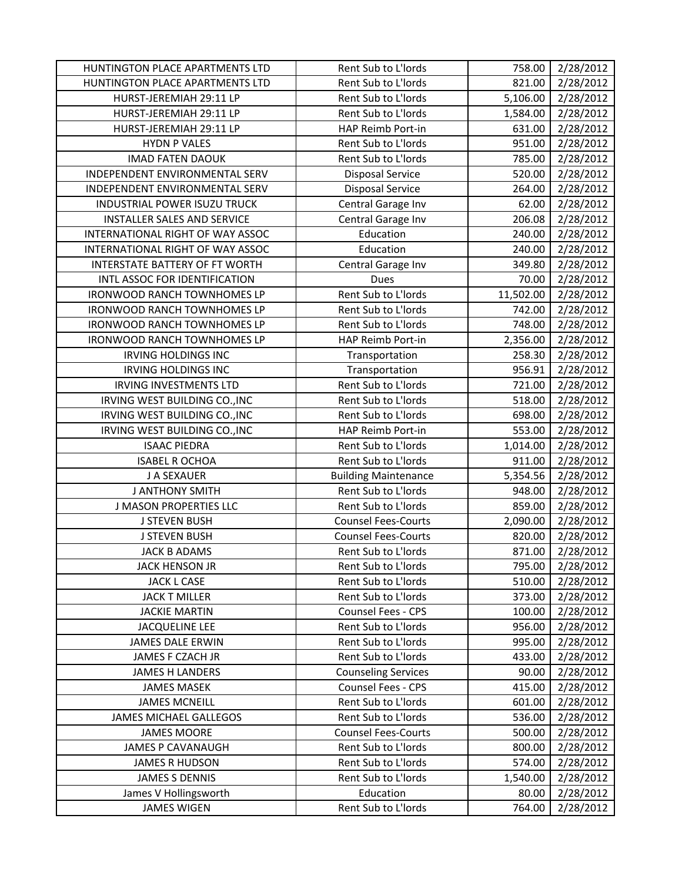| | | | |
|---|---|---|---|
| HUNTINGTON PLACE APARTMENTS LTD | Rent Sub to L'lords | 758.00 | 2/28/2012 |
| HUNTINGTON PLACE APARTMENTS LTD | Rent Sub to L'lords | 821.00 | 2/28/2012 |
| HURST-JEREMIAH 29:11 LP | Rent Sub to L'lords | 5,106.00 | 2/28/2012 |
| HURST-JEREMIAH 29:11 LP | Rent Sub to L'lords | 1,584.00 | 2/28/2012 |
| HURST-JEREMIAH 29:11 LP | HAP Reimb Port-in | 631.00 | 2/28/2012 |
| HYDN P VALES | Rent Sub to L'lords | 951.00 | 2/28/2012 |
| IMAD FATEN DAOUK | Rent Sub to L'lords | 785.00 | 2/28/2012 |
| INDEPENDENT ENVIRONMENTAL SERV | Disposal Service | 520.00 | 2/28/2012 |
| INDEPENDENT ENVIRONMENTAL SERV | Disposal Service | 264.00 | 2/28/2012 |
| INDUSTRIAL POWER ISUZU TRUCK | Central Garage Inv | 62.00 | 2/28/2012 |
| INSTALLER SALES AND SERVICE | Central Garage Inv | 206.08 | 2/28/2012 |
| INTERNATIONAL RIGHT OF WAY ASSOC | Education | 240.00 | 2/28/2012 |
| INTERNATIONAL RIGHT OF WAY ASSOC | Education | 240.00 | 2/28/2012 |
| INTERSTATE BATTERY OF FT WORTH | Central Garage Inv | 349.80 | 2/28/2012 |
| INTL ASSOC FOR IDENTIFICATION | Dues | 70.00 | 2/28/2012 |
| IRONWOOD RANCH TOWNHOMES LP | Rent Sub to L'lords | 11,502.00 | 2/28/2012 |
| IRONWOOD RANCH TOWNHOMES LP | Rent Sub to L'lords | 742.00 | 2/28/2012 |
| IRONWOOD RANCH TOWNHOMES LP | Rent Sub to L'lords | 748.00 | 2/28/2012 |
| IRONWOOD RANCH TOWNHOMES LP | HAP Reimb Port-in | 2,356.00 | 2/28/2012 |
| IRVING HOLDINGS INC | Transportation | 258.30 | 2/28/2012 |
| IRVING HOLDINGS INC | Transportation | 956.91 | 2/28/2012 |
| IRVING INVESTMENTS LTD | Rent Sub to L'lords | 721.00 | 2/28/2012 |
| IRVING WEST BUILDING CO.,INC | Rent Sub to L'lords | 518.00 | 2/28/2012 |
| IRVING WEST BUILDING CO.,INC | Rent Sub to L'lords | 698.00 | 2/28/2012 |
| IRVING WEST BUILDING CO.,INC | HAP Reimb Port-in | 553.00 | 2/28/2012 |
| ISAAC PIEDRA | Rent Sub to L'lords | 1,014.00 | 2/28/2012 |
| ISABEL R OCHOA | Rent Sub to L'lords | 911.00 | 2/28/2012 |
| J A SEXAUER | Building Maintenance | 5,354.56 | 2/28/2012 |
| J ANTHONY SMITH | Rent Sub to L'lords | 948.00 | 2/28/2012 |
| J MASON PROPERTIES LLC | Rent Sub to L'lords | 859.00 | 2/28/2012 |
| J STEVEN BUSH | Counsel Fees-Courts | 2,090.00 | 2/28/2012 |
| J STEVEN BUSH | Counsel Fees-Courts | 820.00 | 2/28/2012 |
| JACK B ADAMS | Rent Sub to L'lords | 871.00 | 2/28/2012 |
| JACK HENSON JR | Rent Sub to L'lords | 795.00 | 2/28/2012 |
| JACK L CASE | Rent Sub to L'lords | 510.00 | 2/28/2012 |
| JACK T MILLER | Rent Sub to L'lords | 373.00 | 2/28/2012 |
| JACKIE MARTIN | Counsel Fees - CPS | 100.00 | 2/28/2012 |
| JACQUELINE LEE | Rent Sub to L'lords | 956.00 | 2/28/2012 |
| JAMES DALE ERWIN | Rent Sub to L'lords | 995.00 | 2/28/2012 |
| JAMES F CZACH JR | Rent Sub to L'lords | 433.00 | 2/28/2012 |
| JAMES H LANDERS | Counseling Services | 90.00 | 2/28/2012 |
| JAMES MASEK | Counsel Fees - CPS | 415.00 | 2/28/2012 |
| JAMES MCNEILL | Rent Sub to L'lords | 601.00 | 2/28/2012 |
| JAMES MICHAEL GALLEGOS | Rent Sub to L'lords | 536.00 | 2/28/2012 |
| JAMES MOORE | Counsel Fees-Courts | 500.00 | 2/28/2012 |
| JAMES P CAVANAUGH | Rent Sub to L'lords | 800.00 | 2/28/2012 |
| JAMES R HUDSON | Rent Sub to L'lords | 574.00 | 2/28/2012 |
| JAMES S DENNIS | Rent Sub to L'lords | 1,540.00 | 2/28/2012 |
| James V Hollingsworth | Education | 80.00 | 2/28/2012 |
| JAMES WIGEN | Rent Sub to L'lords | 764.00 | 2/28/2012 |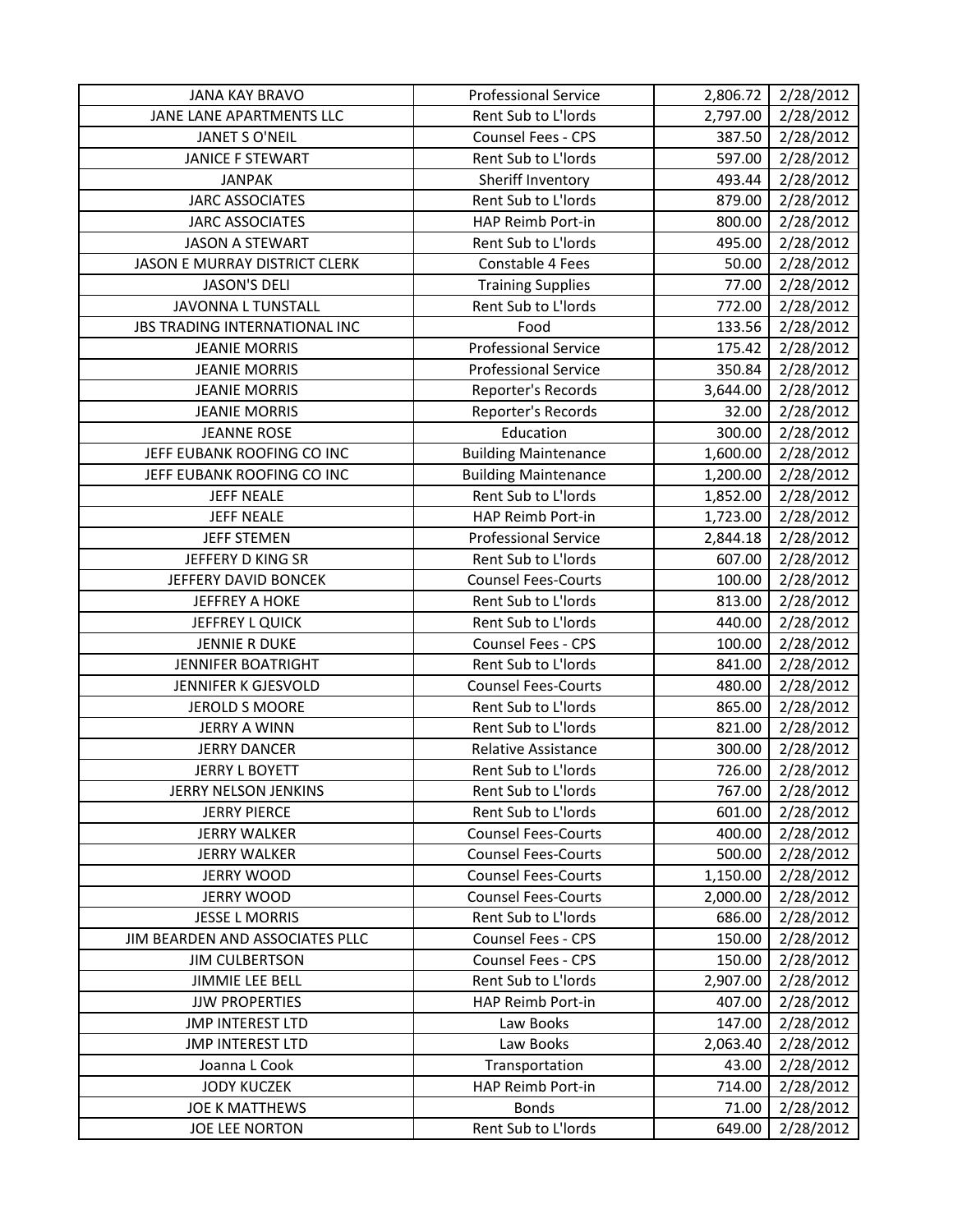| | | | |
|---|---|---|---|
| JANA KAY BRAVO | Professional Service | 2,806.72 | 2/28/2012 |
| JANE LANE APARTMENTS LLC | Rent Sub to L'lords | 2,797.00 | 2/28/2012 |
| JANET S O'NEIL | Counsel Fees - CPS | 387.50 | 2/28/2012 |
| JANICE F STEWART | Rent Sub to L'lords | 597.00 | 2/28/2012 |
| JANPAK | Sheriff Inventory | 493.44 | 2/28/2012 |
| JARC ASSOCIATES | Rent Sub to L'lords | 879.00 | 2/28/2012 |
| JARC ASSOCIATES | HAP Reimb Port-in | 800.00 | 2/28/2012 |
| JASON A STEWART | Rent Sub to L'lords | 495.00 | 2/28/2012 |
| JASON E MURRAY DISTRICT CLERK | Constable 4 Fees | 50.00 | 2/28/2012 |
| JASON'S DELI | Training Supplies | 77.00 | 2/28/2012 |
| JAVONNA L TUNSTALL | Rent Sub to L'lords | 772.00 | 2/28/2012 |
| JBS TRADING INTERNATIONAL INC | Food | 133.56 | 2/28/2012 |
| JEANIE MORRIS | Professional Service | 175.42 | 2/28/2012 |
| JEANIE MORRIS | Professional Service | 350.84 | 2/28/2012 |
| JEANIE MORRIS | Reporter's Records | 3,644.00 | 2/28/2012 |
| JEANIE MORRIS | Reporter's Records | 32.00 | 2/28/2012 |
| JEANNE ROSE | Education | 300.00 | 2/28/2012 |
| JEFF EUBANK ROOFING CO INC | Building Maintenance | 1,600.00 | 2/28/2012 |
| JEFF EUBANK ROOFING CO INC | Building Maintenance | 1,200.00 | 2/28/2012 |
| JEFF NEALE | Rent Sub to L'lords | 1,852.00 | 2/28/2012 |
| JEFF NEALE | HAP Reimb Port-in | 1,723.00 | 2/28/2012 |
| JEFF STEMEN | Professional Service | 2,844.18 | 2/28/2012 |
| JEFFERY D KING SR | Rent Sub to L'lords | 607.00 | 2/28/2012 |
| JEFFERY DAVID BONCEK | Counsel Fees-Courts | 100.00 | 2/28/2012 |
| JEFFREY A HOKE | Rent Sub to L'lords | 813.00 | 2/28/2012 |
| JEFFREY L QUICK | Rent Sub to L'lords | 440.00 | 2/28/2012 |
| JENNIE R DUKE | Counsel Fees - CPS | 100.00 | 2/28/2012 |
| JENNIFER BOATRIGHT | Rent Sub to L'lords | 841.00 | 2/28/2012 |
| JENNIFER K GJESVOLD | Counsel Fees-Courts | 480.00 | 2/28/2012 |
| JEROLD S MOORE | Rent Sub to L'lords | 865.00 | 2/28/2012 |
| JERRY A WINN | Rent Sub to L'lords | 821.00 | 2/28/2012 |
| JERRY DANCER | Relative Assistance | 300.00 | 2/28/2012 |
| JERRY L BOYETT | Rent Sub to L'lords | 726.00 | 2/28/2012 |
| JERRY NELSON JENKINS | Rent Sub to L'lords | 767.00 | 2/28/2012 |
| JERRY PIERCE | Rent Sub to L'lords | 601.00 | 2/28/2012 |
| JERRY WALKER | Counsel Fees-Courts | 400.00 | 2/28/2012 |
| JERRY WALKER | Counsel Fees-Courts | 500.00 | 2/28/2012 |
| JERRY WOOD | Counsel Fees-Courts | 1,150.00 | 2/28/2012 |
| JERRY WOOD | Counsel Fees-Courts | 2,000.00 | 2/28/2012 |
| JESSE L MORRIS | Rent Sub to L'lords | 686.00 | 2/28/2012 |
| JIM BEARDEN AND ASSOCIATES PLLC | Counsel Fees - CPS | 150.00 | 2/28/2012 |
| JIM CULBERTSON | Counsel Fees - CPS | 150.00 | 2/28/2012 |
| JIMMIE LEE BELL | Rent Sub to L'lords | 2,907.00 | 2/28/2012 |
| JJW PROPERTIES | HAP Reimb Port-in | 407.00 | 2/28/2012 |
| JMP INTEREST LTD | Law Books | 147.00 | 2/28/2012 |
| JMP INTEREST LTD | Law Books | 2,063.40 | 2/28/2012 |
| Joanna L Cook | Transportation | 43.00 | 2/28/2012 |
| JODY KUCZEK | HAP Reimb Port-in | 714.00 | 2/28/2012 |
| JOE K MATTHEWS | Bonds | 71.00 | 2/28/2012 |
| JOE LEE NORTON | Rent Sub to L'lords | 649.00 | 2/28/2012 |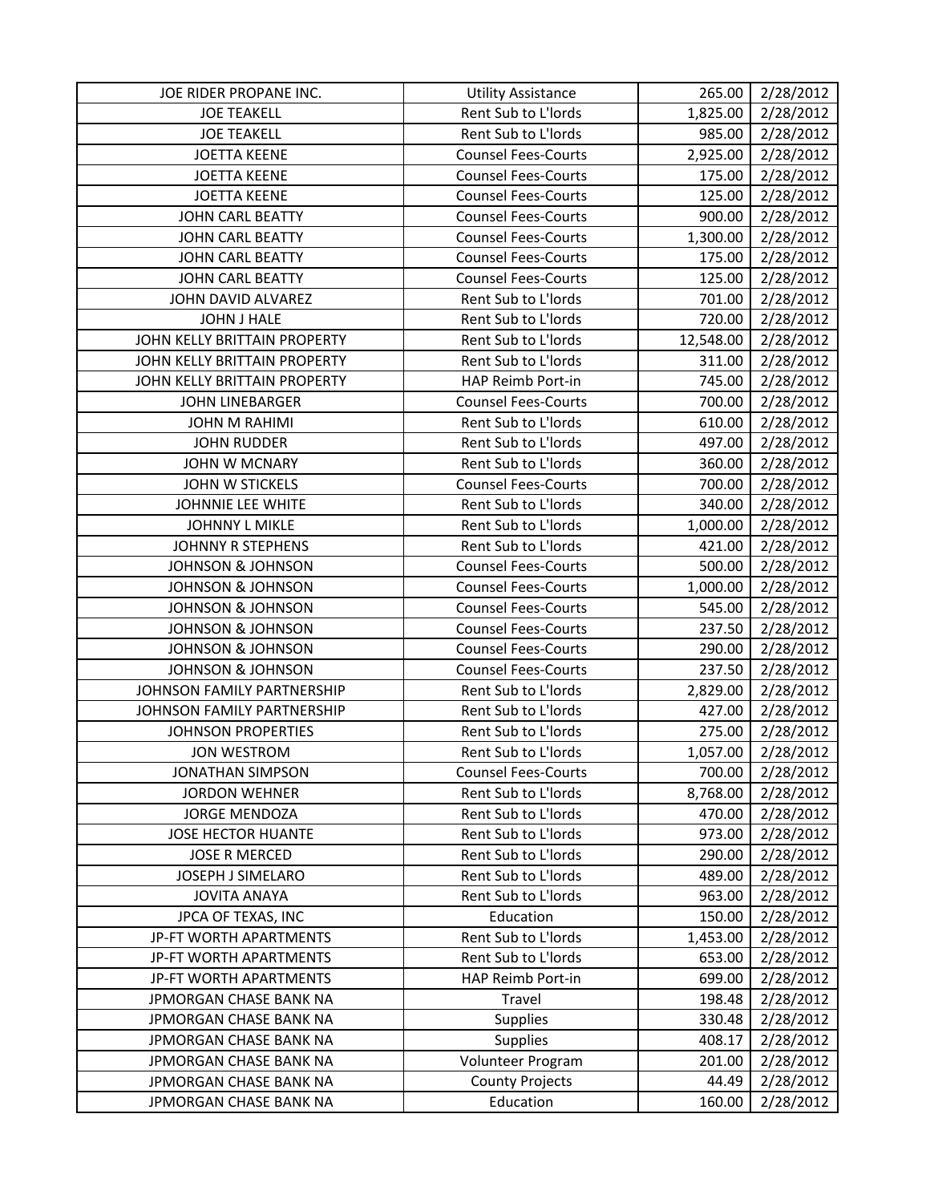| | | | |
|---|---|---|---|
| JOE RIDER PROPANE INC. | Utility Assistance | 265.00 | 2/28/2012 |
| JOE TEAKELL | Rent Sub to L'lords | 1,825.00 | 2/28/2012 |
| JOE TEAKELL | Rent Sub to L'lords | 985.00 | 2/28/2012 |
| JOETTA KEENE | Counsel Fees-Courts | 2,925.00 | 2/28/2012 |
| JOETTA KEENE | Counsel Fees-Courts | 175.00 | 2/28/2012 |
| JOETTA KEENE | Counsel Fees-Courts | 125.00 | 2/28/2012 |
| JOHN CARL BEATTY | Counsel Fees-Courts | 900.00 | 2/28/2012 |
| JOHN CARL BEATTY | Counsel Fees-Courts | 1,300.00 | 2/28/2012 |
| JOHN CARL BEATTY | Counsel Fees-Courts | 175.00 | 2/28/2012 |
| JOHN CARL BEATTY | Counsel Fees-Courts | 125.00 | 2/28/2012 |
| JOHN DAVID ALVAREZ | Rent Sub to L'lords | 701.00 | 2/28/2012 |
| JOHN J HALE | Rent Sub to L'lords | 720.00 | 2/28/2012 |
| JOHN KELLY BRITTAIN PROPERTY | Rent Sub to L'lords | 12,548.00 | 2/28/2012 |
| JOHN KELLY BRITTAIN PROPERTY | Rent Sub to L'lords | 311.00 | 2/28/2012 |
| JOHN KELLY BRITTAIN PROPERTY | HAP Reimb Port-in | 745.00 | 2/28/2012 |
| JOHN LINEBARGER | Counsel Fees-Courts | 700.00 | 2/28/2012 |
| JOHN M RAHIMI | Rent Sub to L'lords | 610.00 | 2/28/2012 |
| JOHN RUDDER | Rent Sub to L'lords | 497.00 | 2/28/2012 |
| JOHN W MCNARY | Rent Sub to L'lords | 360.00 | 2/28/2012 |
| JOHN W STICKELS | Counsel Fees-Courts | 700.00 | 2/28/2012 |
| JOHNNIE LEE WHITE | Rent Sub to L'lords | 340.00 | 2/28/2012 |
| JOHNNY L MIKLE | Rent Sub to L'lords | 1,000.00 | 2/28/2012 |
| JOHNNY R STEPHENS | Rent Sub to L'lords | 421.00 | 2/28/2012 |
| JOHNSON & JOHNSON | Counsel Fees-Courts | 500.00 | 2/28/2012 |
| JOHNSON & JOHNSON | Counsel Fees-Courts | 1,000.00 | 2/28/2012 |
| JOHNSON & JOHNSON | Counsel Fees-Courts | 545.00 | 2/28/2012 |
| JOHNSON & JOHNSON | Counsel Fees-Courts | 237.50 | 2/28/2012 |
| JOHNSON & JOHNSON | Counsel Fees-Courts | 290.00 | 2/28/2012 |
| JOHNSON & JOHNSON | Counsel Fees-Courts | 237.50 | 2/28/2012 |
| JOHNSON FAMILY PARTNERSHIP | Rent Sub to L'lords | 2,829.00 | 2/28/2012 |
| JOHNSON FAMILY PARTNERSHIP | Rent Sub to L'lords | 427.00 | 2/28/2012 |
| JOHNSON PROPERTIES | Rent Sub to L'lords | 275.00 | 2/28/2012 |
| JON WESTROM | Rent Sub to L'lords | 1,057.00 | 2/28/2012 |
| JONATHAN SIMPSON | Counsel Fees-Courts | 700.00 | 2/28/2012 |
| JORDON WEHNER | Rent Sub to L'lords | 8,768.00 | 2/28/2012 |
| JORGE MENDOZA | Rent Sub to L'lords | 470.00 | 2/28/2012 |
| JOSE HECTOR HUANTE | Rent Sub to L'lords | 973.00 | 2/28/2012 |
| JOSE R MERCED | Rent Sub to L'lords | 290.00 | 2/28/2012 |
| JOSEPH J SIMELARO | Rent Sub to L'lords | 489.00 | 2/28/2012 |
| JOVITA ANAYA | Rent Sub to L'lords | 963.00 | 2/28/2012 |
| JPCA OF TEXAS, INC | Education | 150.00 | 2/28/2012 |
| JP-FT WORTH APARTMENTS | Rent Sub to L'lords | 1,453.00 | 2/28/2012 |
| JP-FT WORTH APARTMENTS | Rent Sub to L'lords | 653.00 | 2/28/2012 |
| JP-FT WORTH APARTMENTS | HAP Reimb Port-in | 699.00 | 2/28/2012 |
| JPMORGAN CHASE BANK NA | Travel | 198.48 | 2/28/2012 |
| JPMORGAN CHASE BANK NA | Supplies | 330.48 | 2/28/2012 |
| JPMORGAN CHASE BANK NA | Supplies | 408.17 | 2/28/2012 |
| JPMORGAN CHASE BANK NA | Volunteer Program | 201.00 | 2/28/2012 |
| JPMORGAN CHASE BANK NA | County Projects | 44.49 | 2/28/2012 |
| JPMORGAN CHASE BANK NA | Education | 160.00 | 2/28/2012 |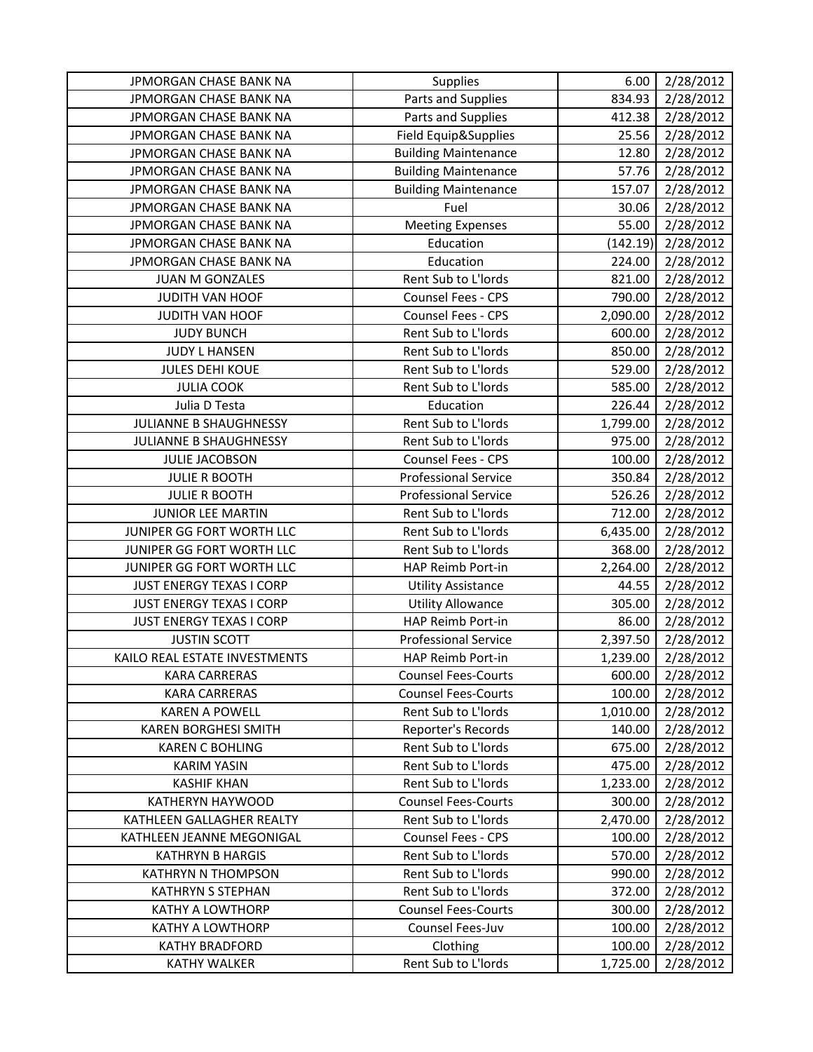| | | | |
|---|---|---|---|
| JPMORGAN CHASE BANK NA | Supplies | 6.00 | 2/28/2012 |
| JPMORGAN CHASE BANK NA | Parts and Supplies | 834.93 | 2/28/2012 |
| JPMORGAN CHASE BANK NA | Parts and Supplies | 412.38 | 2/28/2012 |
| JPMORGAN CHASE BANK NA | Field Equip&Supplies | 25.56 | 2/28/2012 |
| JPMORGAN CHASE BANK NA | Building Maintenance | 12.80 | 2/28/2012 |
| JPMORGAN CHASE BANK NA | Building Maintenance | 57.76 | 2/28/2012 |
| JPMORGAN CHASE BANK NA | Building Maintenance | 157.07 | 2/28/2012 |
| JPMORGAN CHASE BANK NA | Fuel | 30.06 | 2/28/2012 |
| JPMORGAN CHASE BANK NA | Meeting Expenses | 55.00 | 2/28/2012 |
| JPMORGAN CHASE BANK NA | Education | (142.19) | 2/28/2012 |
| JPMORGAN CHASE BANK NA | Education | 224.00 | 2/28/2012 |
| JUAN M GONZALES | Rent Sub to L'lords | 821.00 | 2/28/2012 |
| JUDITH VAN HOOF | Counsel Fees - CPS | 790.00 | 2/28/2012 |
| JUDITH VAN HOOF | Counsel Fees - CPS | 2,090.00 | 2/28/2012 |
| JUDY BUNCH | Rent Sub to L'lords | 600.00 | 2/28/2012 |
| JUDY L HANSEN | Rent Sub to L'lords | 850.00 | 2/28/2012 |
| JULES DEHI KOUE | Rent Sub to L'lords | 529.00 | 2/28/2012 |
| JULIA COOK | Rent Sub to L'lords | 585.00 | 2/28/2012 |
| Julia D Testa | Education | 226.44 | 2/28/2012 |
| JULIANNE B SHAUGHNESSY | Rent Sub to L'lords | 1,799.00 | 2/28/2012 |
| JULIANNE B SHAUGHNESSY | Rent Sub to L'lords | 975.00 | 2/28/2012 |
| JULIE JACOBSON | Counsel Fees - CPS | 100.00 | 2/28/2012 |
| JULIE R BOOTH | Professional Service | 350.84 | 2/28/2012 |
| JULIE R BOOTH | Professional Service | 526.26 | 2/28/2012 |
| JUNIOR LEE MARTIN | Rent Sub to L'lords | 712.00 | 2/28/2012 |
| JUNIPER GG FORT WORTH LLC | Rent Sub to L'lords | 6,435.00 | 2/28/2012 |
| JUNIPER GG FORT WORTH LLC | Rent Sub to L'lords | 368.00 | 2/28/2012 |
| JUNIPER GG FORT WORTH LLC | HAP Reimb Port-in | 2,264.00 | 2/28/2012 |
| JUST ENERGY TEXAS I CORP | Utility Assistance | 44.55 | 2/28/2012 |
| JUST ENERGY TEXAS I CORP | Utility Allowance | 305.00 | 2/28/2012 |
| JUST ENERGY TEXAS I CORP | HAP Reimb Port-in | 86.00 | 2/28/2012 |
| JUSTIN SCOTT | Professional Service | 2,397.50 | 2/28/2012 |
| KAILO REAL ESTATE INVESTMENTS | HAP Reimb Port-in | 1,239.00 | 2/28/2012 |
| KARA CARRERAS | Counsel Fees-Courts | 600.00 | 2/28/2012 |
| KARA CARRERAS | Counsel Fees-Courts | 100.00 | 2/28/2012 |
| KAREN A POWELL | Rent Sub to L'lords | 1,010.00 | 2/28/2012 |
| KAREN BORGHESI SMITH | Reporter's Records | 140.00 | 2/28/2012 |
| KAREN C BOHLING | Rent Sub to L'lords | 675.00 | 2/28/2012 |
| KARIM YASIN | Rent Sub to L'lords | 475.00 | 2/28/2012 |
| KASHIF KHAN | Rent Sub to L'lords | 1,233.00 | 2/28/2012 |
| KATHERYN HAYWOOD | Counsel Fees-Courts | 300.00 | 2/28/2012 |
| KATHLEEN GALLAGHER REALTY | Rent Sub to L'lords | 2,470.00 | 2/28/2012 |
| KATHLEEN JEANNE MEGONIGAL | Counsel Fees - CPS | 100.00 | 2/28/2012 |
| KATHRYN B HARGIS | Rent Sub to L'lords | 570.00 | 2/28/2012 |
| KATHRYN N THOMPSON | Rent Sub to L'lords | 990.00 | 2/28/2012 |
| KATHRYN S STEPHAN | Rent Sub to L'lords | 372.00 | 2/28/2012 |
| KATHY A LOWTHORP | Counsel Fees-Courts | 300.00 | 2/28/2012 |
| KATHY A LOWTHORP | Counsel Fees-Juv | 100.00 | 2/28/2012 |
| KATHY BRADFORD | Clothing | 100.00 | 2/28/2012 |
| KATHY WALKER | Rent Sub to L'lords | 1,725.00 | 2/28/2012 |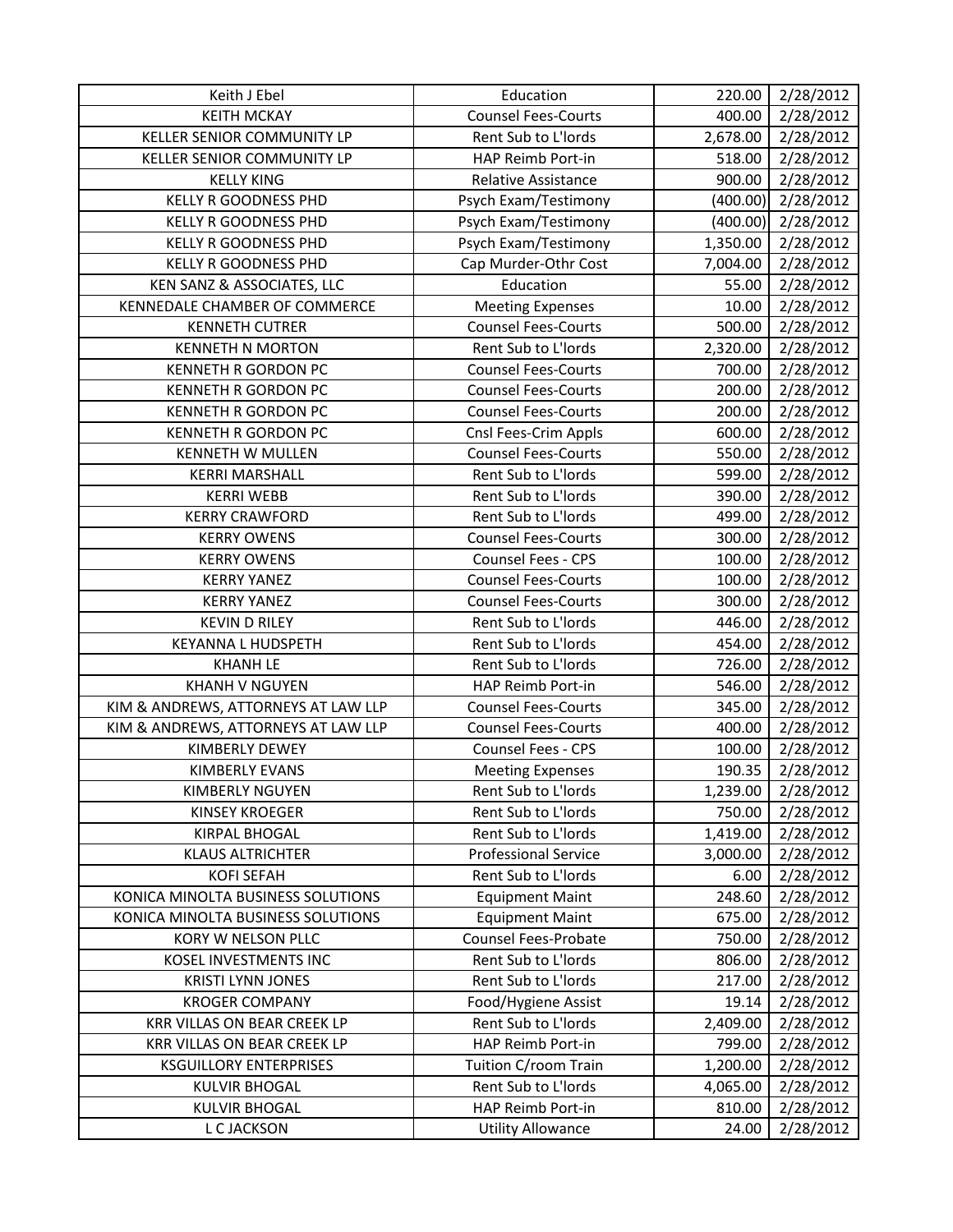| Keith J Ebel | Education | 220.00 | 2/28/2012 |
|---|---|---|---|
| KEITH MCKAY | Counsel Fees-Courts | 400.00 | 2/28/2012 |
| KELLER SENIOR COMMUNITY LP | Rent Sub to L'lords | 2,678.00 | 2/28/2012 |
| KELLER SENIOR COMMUNITY LP | HAP Reimb Port-in | 518.00 | 2/28/2012 |
| KELLY KING | Relative Assistance | 900.00 | 2/28/2012 |
| KELLY R GOODNESS PHD | Psych Exam/Testimony | (400.00) | 2/28/2012 |
| KELLY R GOODNESS PHD | Psych Exam/Testimony | (400.00) | 2/28/2012 |
| KELLY R GOODNESS PHD | Psych Exam/Testimony | 1,350.00 | 2/28/2012 |
| KELLY R GOODNESS PHD | Cap Murder-Othr Cost | 7,004.00 | 2/28/2012 |
| KEN SANZ & ASSOCIATES, LLC | Education | 55.00 | 2/28/2012 |
| KENNEDALE CHAMBER OF COMMERCE | Meeting Expenses | 10.00 | 2/28/2012 |
| KENNETH CUTRER | Counsel Fees-Courts | 500.00 | 2/28/2012 |
| KENNETH N MORTON | Rent Sub to L'lords | 2,320.00 | 2/28/2012 |
| KENNETH R GORDON PC | Counsel Fees-Courts | 700.00 | 2/28/2012 |
| KENNETH R GORDON PC | Counsel Fees-Courts | 200.00 | 2/28/2012 |
| KENNETH R GORDON PC | Counsel Fees-Courts | 200.00 | 2/28/2012 |
| KENNETH R GORDON PC | Cnsl Fees-Crim Appls | 600.00 | 2/28/2012 |
| KENNETH W MULLEN | Counsel Fees-Courts | 550.00 | 2/28/2012 |
| KERRI MARSHALL | Rent Sub to L'lords | 599.00 | 2/28/2012 |
| KERRI WEBB | Rent Sub to L'lords | 390.00 | 2/28/2012 |
| KERRY CRAWFORD | Rent Sub to L'lords | 499.00 | 2/28/2012 |
| KERRY OWENS | Counsel Fees-Courts | 300.00 | 2/28/2012 |
| KERRY OWENS | Counsel Fees - CPS | 100.00 | 2/28/2012 |
| KERRY YANEZ | Counsel Fees-Courts | 100.00 | 2/28/2012 |
| KERRY YANEZ | Counsel Fees-Courts | 300.00 | 2/28/2012 |
| KEVIN D RILEY | Rent Sub to L'lords | 446.00 | 2/28/2012 |
| KEYANNA L HUDSPETH | Rent Sub to L'lords | 454.00 | 2/28/2012 |
| KHANH LE | Rent Sub to L'lords | 726.00 | 2/28/2012 |
| KHANH V NGUYEN | HAP Reimb Port-in | 546.00 | 2/28/2012 |
| KIM & ANDREWS, ATTORNEYS AT LAW LLP | Counsel Fees-Courts | 345.00 | 2/28/2012 |
| KIM & ANDREWS, ATTORNEYS AT LAW LLP | Counsel Fees-Courts | 400.00 | 2/28/2012 |
| KIMBERLY DEWEY | Counsel Fees - CPS | 100.00 | 2/28/2012 |
| KIMBERLY EVANS | Meeting Expenses | 190.35 | 2/28/2012 |
| KIMBERLY NGUYEN | Rent Sub to L'lords | 1,239.00 | 2/28/2012 |
| KINSEY KROEGER | Rent Sub to L'lords | 750.00 | 2/28/2012 |
| KIRPAL BHOGAL | Rent Sub to L'lords | 1,419.00 | 2/28/2012 |
| KLAUS ALTRICHTER | Professional Service | 3,000.00 | 2/28/2012 |
| KOFI SEFAH | Rent Sub to L'lords | 6.00 | 2/28/2012 |
| KONICA MINOLTA BUSINESS SOLUTIONS | Equipment Maint | 248.60 | 2/28/2012 |
| KONICA MINOLTA BUSINESS SOLUTIONS | Equipment Maint | 675.00 | 2/28/2012 |
| KORY W NELSON PLLC | Counsel Fees-Probate | 750.00 | 2/28/2012 |
| KOSEL INVESTMENTS INC | Rent Sub to L'lords | 806.00 | 2/28/2012 |
| KRISTI LYNN JONES | Rent Sub to L'lords | 217.00 | 2/28/2012 |
| KROGER COMPANY | Food/Hygiene Assist | 19.14 | 2/28/2012 |
| KRR VILLAS ON BEAR CREEK LP | Rent Sub to L'lords | 2,409.00 | 2/28/2012 |
| KRR VILLAS ON BEAR CREEK LP | HAP Reimb Port-in | 799.00 | 2/28/2012 |
| KSGUILLORY ENTERPRISES | Tuition C/room Train | 1,200.00 | 2/28/2012 |
| KULVIR BHOGAL | Rent Sub to L'lords | 4,065.00 | 2/28/2012 |
| KULVIR BHOGAL | HAP Reimb Port-in | 810.00 | 2/28/2012 |
| L C JACKSON | Utility Allowance | 24.00 | 2/28/2012 |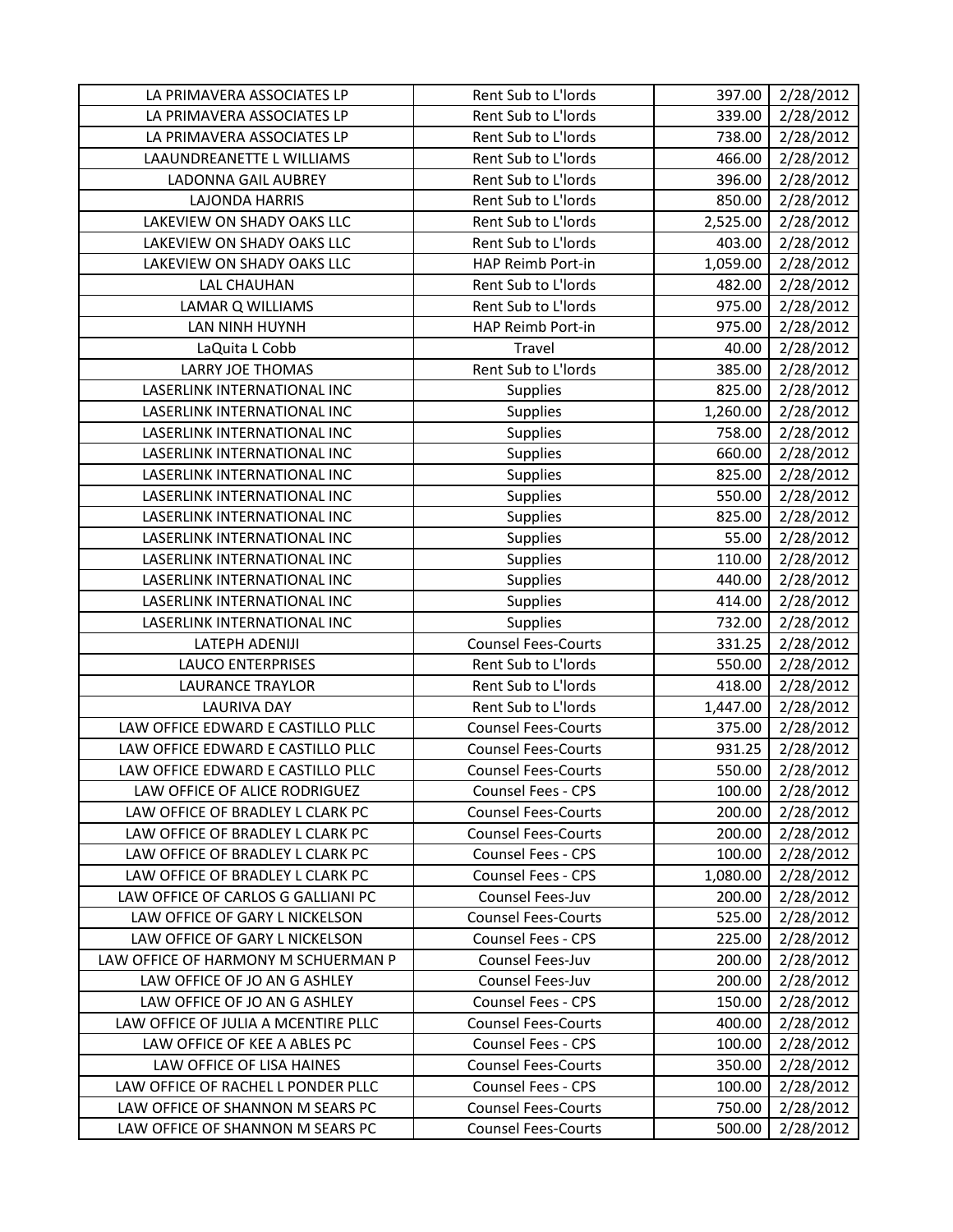| | | | |
|---|---|---|---|
| LA PRIMAVERA ASSOCIATES LP | Rent Sub to L'lords | 397.00 | 2/28/2012 |
| LA PRIMAVERA ASSOCIATES LP | Rent Sub to L'lords | 339.00 | 2/28/2012 |
| LA PRIMAVERA ASSOCIATES LP | Rent Sub to L'lords | 738.00 | 2/28/2012 |
| LAAUNDREANETTE L WILLIAMS | Rent Sub to L'lords | 466.00 | 2/28/2012 |
| LADONNA GAIL AUBREY | Rent Sub to L'lords | 396.00 | 2/28/2012 |
| LAJONDA HARRIS | Rent Sub to L'lords | 850.00 | 2/28/2012 |
| LAKEVIEW ON SHADY OAKS LLC | Rent Sub to L'lords | 2,525.00 | 2/28/2012 |
| LAKEVIEW ON SHADY OAKS LLC | Rent Sub to L'lords | 403.00 | 2/28/2012 |
| LAKEVIEW ON SHADY OAKS LLC | HAP Reimb Port-in | 1,059.00 | 2/28/2012 |
| LAL CHAUHAN | Rent Sub to L'lords | 482.00 | 2/28/2012 |
| LAMAR Q WILLIAMS | Rent Sub to L'lords | 975.00 | 2/28/2012 |
| LAN NINH HUYNH | HAP Reimb Port-in | 975.00 | 2/28/2012 |
| LaQuita L Cobb | Travel | 40.00 | 2/28/2012 |
| LARRY JOE THOMAS | Rent Sub to L'lords | 385.00 | 2/28/2012 |
| LASERLINK INTERNATIONAL INC | Supplies | 825.00 | 2/28/2012 |
| LASERLINK INTERNATIONAL INC | Supplies | 1,260.00 | 2/28/2012 |
| LASERLINK INTERNATIONAL INC | Supplies | 758.00 | 2/28/2012 |
| LASERLINK INTERNATIONAL INC | Supplies | 660.00 | 2/28/2012 |
| LASERLINK INTERNATIONAL INC | Supplies | 825.00 | 2/28/2012 |
| LASERLINK INTERNATIONAL INC | Supplies | 550.00 | 2/28/2012 |
| LASERLINK INTERNATIONAL INC | Supplies | 825.00 | 2/28/2012 |
| LASERLINK INTERNATIONAL INC | Supplies | 55.00 | 2/28/2012 |
| LASERLINK INTERNATIONAL INC | Supplies | 110.00 | 2/28/2012 |
| LASERLINK INTERNATIONAL INC | Supplies | 440.00 | 2/28/2012 |
| LASERLINK INTERNATIONAL INC | Supplies | 414.00 | 2/28/2012 |
| LASERLINK INTERNATIONAL INC | Supplies | 732.00 | 2/28/2012 |
| LATEPH ADENIJI | Counsel Fees-Courts | 331.25 | 2/28/2012 |
| LAUCO ENTERPRISES | Rent Sub to L'lords | 550.00 | 2/28/2012 |
| LAURANCE TRAYLOR | Rent Sub to L'lords | 418.00 | 2/28/2012 |
| LAURIVA DAY | Rent Sub to L'lords | 1,447.00 | 2/28/2012 |
| LAW OFFICE EDWARD E CASTILLO PLLC | Counsel Fees-Courts | 375.00 | 2/28/2012 |
| LAW OFFICE EDWARD E CASTILLO PLLC | Counsel Fees-Courts | 931.25 | 2/28/2012 |
| LAW OFFICE EDWARD E CASTILLO PLLC | Counsel Fees-Courts | 550.00 | 2/28/2012 |
| LAW OFFICE OF ALICE RODRIGUEZ | Counsel Fees - CPS | 100.00 | 2/28/2012 |
| LAW OFFICE OF BRADLEY L CLARK PC | Counsel Fees-Courts | 200.00 | 2/28/2012 |
| LAW OFFICE OF BRADLEY L CLARK PC | Counsel Fees-Courts | 200.00 | 2/28/2012 |
| LAW OFFICE OF BRADLEY L CLARK PC | Counsel Fees - CPS | 100.00 | 2/28/2012 |
| LAW OFFICE OF BRADLEY L CLARK PC | Counsel Fees - CPS | 1,080.00 | 2/28/2012 |
| LAW OFFICE OF CARLOS G GALLIANI PC | Counsel Fees-Juv | 200.00 | 2/28/2012 |
| LAW OFFICE OF GARY L NICKELSON | Counsel Fees-Courts | 525.00 | 2/28/2012 |
| LAW OFFICE OF GARY L NICKELSON | Counsel Fees - CPS | 225.00 | 2/28/2012 |
| LAW OFFICE OF HARMONY M SCHUERMAN P | Counsel Fees-Juv | 200.00 | 2/28/2012 |
| LAW OFFICE OF JO AN G ASHLEY | Counsel Fees-Juv | 200.00 | 2/28/2012 |
| LAW OFFICE OF JO AN G ASHLEY | Counsel Fees - CPS | 150.00 | 2/28/2012 |
| LAW OFFICE OF JULIA A MCENTIRE PLLC | Counsel Fees-Courts | 400.00 | 2/28/2012 |
| LAW OFFICE OF KEE A ABLES PC | Counsel Fees - CPS | 100.00 | 2/28/2012 |
| LAW OFFICE OF LISA HAINES | Counsel Fees-Courts | 350.00 | 2/28/2012 |
| LAW OFFICE OF RACHEL L PONDER PLLC | Counsel Fees - CPS | 100.00 | 2/28/2012 |
| LAW OFFICE OF SHANNON M SEARS PC | Counsel Fees-Courts | 750.00 | 2/28/2012 |
| LAW OFFICE OF SHANNON M SEARS PC | Counsel Fees-Courts | 500.00 | 2/28/2012 |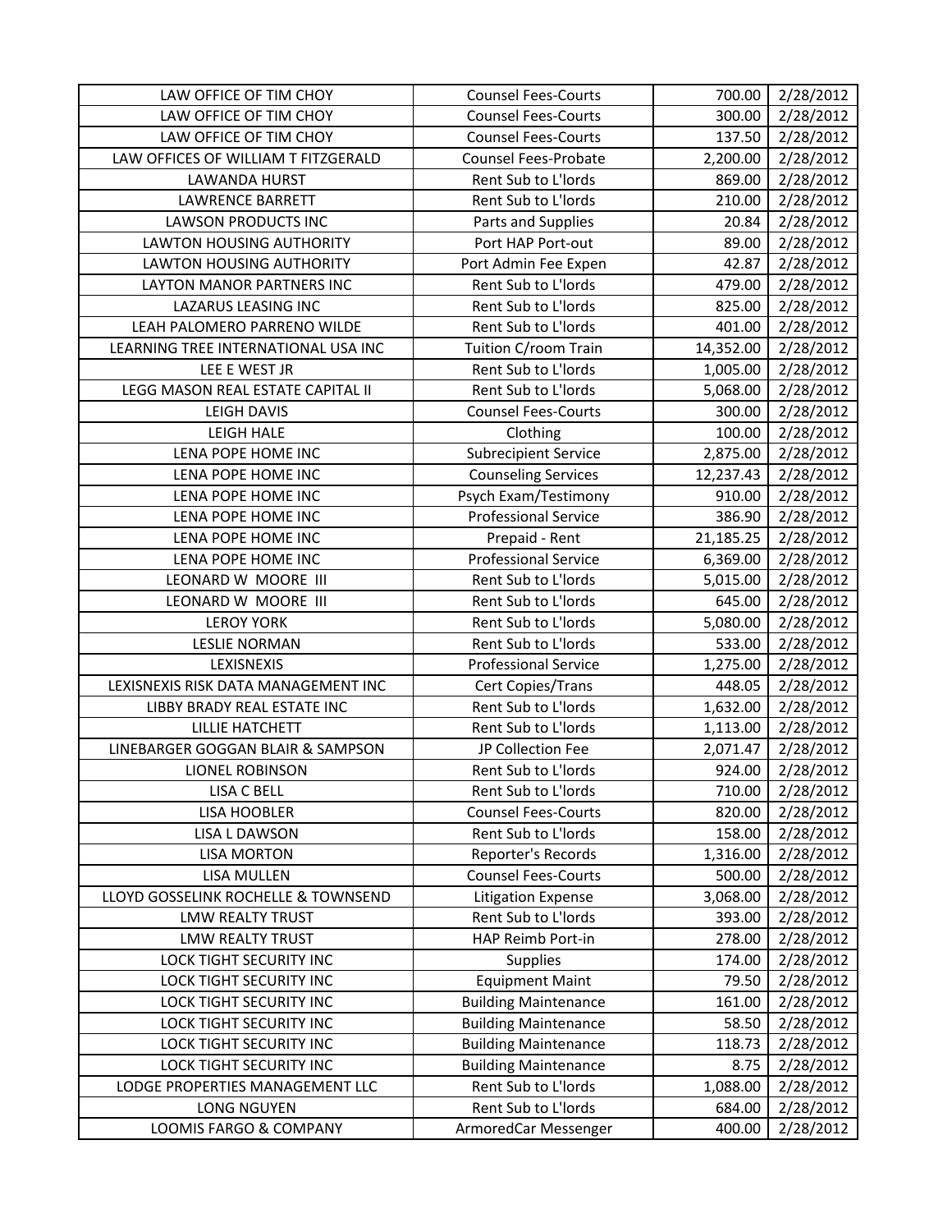| LAW OFFICE OF TIM CHOY | Counsel Fees-Courts | 700.00 | 2/28/2012 |
|---|---|---|---|
| LAW OFFICE OF TIM CHOY | Counsel Fees-Courts | 300.00 | 2/28/2012 |
| LAW OFFICE OF TIM CHOY | Counsel Fees-Courts | 137.50 | 2/28/2012 |
| LAW OFFICES OF WILLIAM T FITZGERALD | Counsel Fees-Probate | 2,200.00 | 2/28/2012 |
| LAWANDA HURST | Rent Sub to L'lords | 869.00 | 2/28/2012 |
| LAWRENCE BARRETT | Rent Sub to L'lords | 210.00 | 2/28/2012 |
| LAWSON PRODUCTS INC | Parts and Supplies | 20.84 | 2/28/2012 |
| LAWTON HOUSING AUTHORITY | Port HAP Port-out | 89.00 | 2/28/2012 |
| LAWTON HOUSING AUTHORITY | Port Admin Fee Expen | 42.87 | 2/28/2012 |
| LAYTON MANOR PARTNERS INC | Rent Sub to L'lords | 479.00 | 2/28/2012 |
| LAZARUS LEASING INC | Rent Sub to L'lords | 825.00 | 2/28/2012 |
| LEAH PALOMERO PARRENO WILDE | Rent Sub to L'lords | 401.00 | 2/28/2012 |
| LEARNING TREE INTERNATIONAL USA INC | Tuition C/room Train | 14,352.00 | 2/28/2012 |
| LEE E WEST JR | Rent Sub to L'lords | 1,005.00 | 2/28/2012 |
| LEGG MASON REAL ESTATE CAPITAL II | Rent Sub to L'lords | 5,068.00 | 2/28/2012 |
| LEIGH DAVIS | Counsel Fees-Courts | 300.00 | 2/28/2012 |
| LEIGH HALE | Clothing | 100.00 | 2/28/2012 |
| LENA POPE HOME INC | Subrecipient Service | 2,875.00 | 2/28/2012 |
| LENA POPE HOME INC | Counseling Services | 12,237.43 | 2/28/2012 |
| LENA POPE HOME INC | Psych Exam/Testimony | 910.00 | 2/28/2012 |
| LENA POPE HOME INC | Professional Service | 386.90 | 2/28/2012 |
| LENA POPE HOME INC | Prepaid - Rent | 21,185.25 | 2/28/2012 |
| LENA POPE HOME INC | Professional Service | 6,369.00 | 2/28/2012 |
| LEONARD W MOORE III | Rent Sub to L'lords | 5,015.00 | 2/28/2012 |
| LEONARD W MOORE III | Rent Sub to L'lords | 645.00 | 2/28/2012 |
| LEROY YORK | Rent Sub to L'lords | 5,080.00 | 2/28/2012 |
| LESLIE NORMAN | Rent Sub to L'lords | 533.00 | 2/28/2012 |
| LEXISNEXIS | Professional Service | 1,275.00 | 2/28/2012 |
| LEXISNEXIS RISK DATA MANAGEMENT INC | Cert Copies/Trans | 448.05 | 2/28/2012 |
| LIBBY BRADY REAL ESTATE INC | Rent Sub to L'lords | 1,632.00 | 2/28/2012 |
| LILLIE HATCHETT | Rent Sub to L'lords | 1,113.00 | 2/28/2012 |
| LINEBARGER GOGGAN BLAIR & SAMPSON | JP Collection Fee | 2,071.47 | 2/28/2012 |
| LIONEL ROBINSON | Rent Sub to L'lords | 924.00 | 2/28/2012 |
| LISA C BELL | Rent Sub to L'lords | 710.00 | 2/28/2012 |
| LISA HOOBLER | Counsel Fees-Courts | 820.00 | 2/28/2012 |
| LISA L DAWSON | Rent Sub to L'lords | 158.00 | 2/28/2012 |
| LISA MORTON | Reporter's Records | 1,316.00 | 2/28/2012 |
| LISA MULLEN | Counsel Fees-Courts | 500.00 | 2/28/2012 |
| LLOYD GOSSELINK ROCHELLE & TOWNSEND | Litigation Expense | 3,068.00 | 2/28/2012 |
| LMW REALTY TRUST | Rent Sub to L'lords | 393.00 | 2/28/2012 |
| LMW REALTY TRUST | HAP Reimb Port-in | 278.00 | 2/28/2012 |
| LOCK TIGHT SECURITY INC | Supplies | 174.00 | 2/28/2012 |
| LOCK TIGHT SECURITY INC | Equipment Maint | 79.50 | 2/28/2012 |
| LOCK TIGHT SECURITY INC | Building Maintenance | 161.00 | 2/28/2012 |
| LOCK TIGHT SECURITY INC | Building Maintenance | 58.50 | 2/28/2012 |
| LOCK TIGHT SECURITY INC | Building Maintenance | 118.73 | 2/28/2012 |
| LOCK TIGHT SECURITY INC | Building Maintenance | 8.75 | 2/28/2012 |
| LODGE PROPERTIES MANAGEMENT LLC | Rent Sub to L'lords | 1,088.00 | 2/28/2012 |
| LONG NGUYEN | Rent Sub to L'lords | 684.00 | 2/28/2012 |
| LOOMIS FARGO & COMPANY | ArmoredCar Messenger | 400.00 | 2/28/2012 |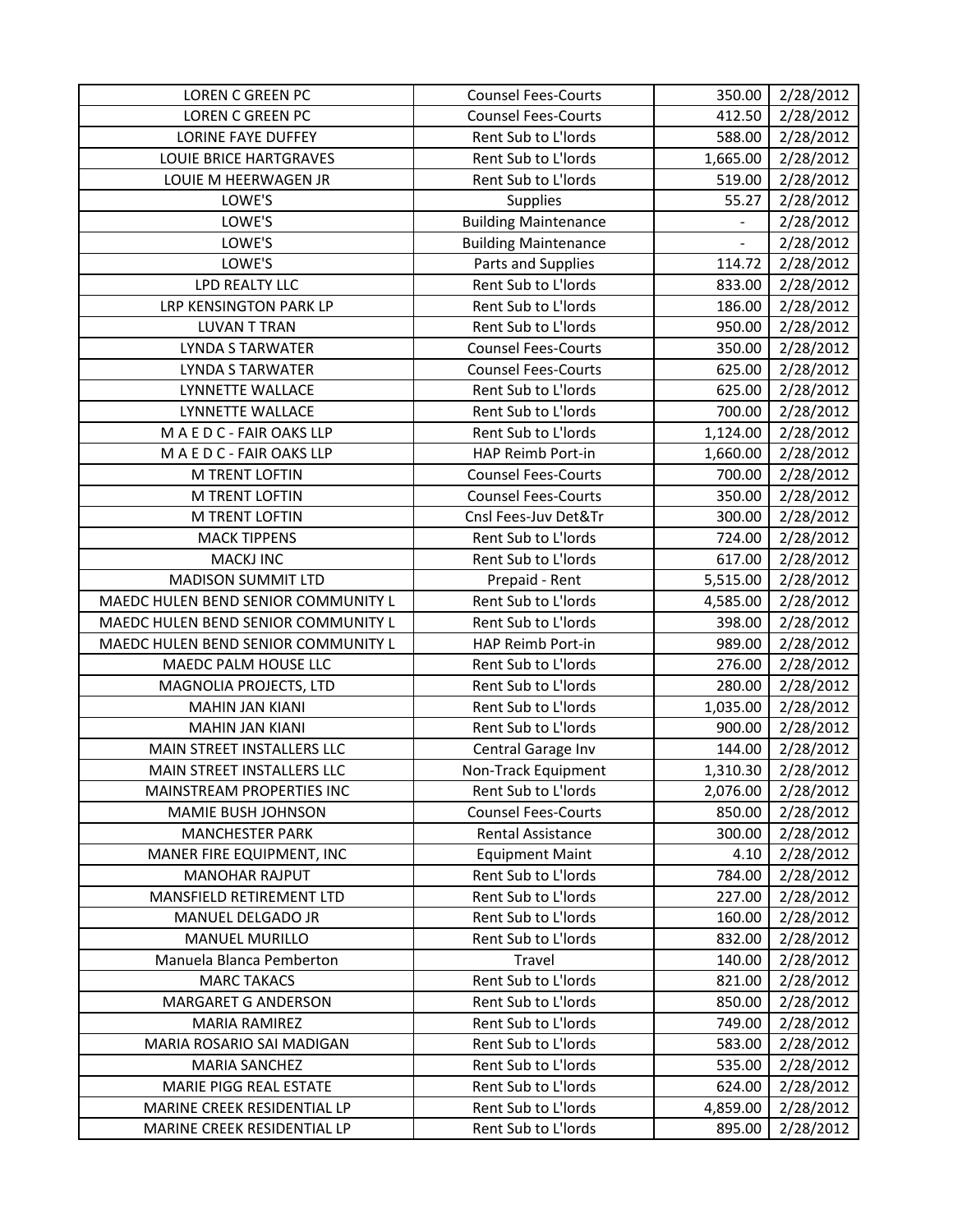| LOREN C GREEN PC | Counsel Fees-Courts | 350.00 | 2/28/2012 |
|---|---|---|---|
| LOREN C GREEN PC | Counsel Fees-Courts | 412.50 | 2/28/2012 |
| LORINE FAYE DUFFEY | Rent Sub to L'lords | 588.00 | 2/28/2012 |
| LOUIE BRICE HARTGRAVES | Rent Sub to L'lords | 1,665.00 | 2/28/2012 |
| LOUIE M HEERWAGEN JR | Rent Sub to L'lords | 519.00 | 2/28/2012 |
| LOWE'S | Supplies | 55.27 | 2/28/2012 |
| LOWE'S | Building Maintenance | - | 2/28/2012 |
| LOWE'S | Building Maintenance | - | 2/28/2012 |
| LOWE'S | Parts and Supplies | 114.72 | 2/28/2012 |
| LPD REALTY LLC | Rent Sub to L'lords | 833.00 | 2/28/2012 |
| LRP KENSINGTON PARK LP | Rent Sub to L'lords | 186.00 | 2/28/2012 |
| LUVAN T TRAN | Rent Sub to L'lords | 950.00 | 2/28/2012 |
| LYNDA S TARWATER | Counsel Fees-Courts | 350.00 | 2/28/2012 |
| LYNDA S TARWATER | Counsel Fees-Courts | 625.00 | 2/28/2012 |
| LYNNETTE WALLACE | Rent Sub to L'lords | 625.00 | 2/28/2012 |
| LYNNETTE WALLACE | Rent Sub to L'lords | 700.00 | 2/28/2012 |
| M A E D C - FAIR OAKS LLP | Rent Sub to L'lords | 1,124.00 | 2/28/2012 |
| M A E D C - FAIR OAKS LLP | HAP Reimb Port-in | 1,660.00 | 2/28/2012 |
| M TRENT LOFTIN | Counsel Fees-Courts | 700.00 | 2/28/2012 |
| M TRENT LOFTIN | Counsel Fees-Courts | 350.00 | 2/28/2012 |
| M TRENT LOFTIN | Cnsl Fees-Juv Det&Tr | 300.00 | 2/28/2012 |
| MACK TIPPENS | Rent Sub to L'lords | 724.00 | 2/28/2012 |
| MACKJ INC | Rent Sub to L'lords | 617.00 | 2/28/2012 |
| MADISON SUMMIT LTD | Prepaid - Rent | 5,515.00 | 2/28/2012 |
| MAEDC HULEN BEND SENIOR COMMUNITY L | Rent Sub to L'lords | 4,585.00 | 2/28/2012 |
| MAEDC HULEN BEND SENIOR COMMUNITY L | Rent Sub to L'lords | 398.00 | 2/28/2012 |
| MAEDC HULEN BEND SENIOR COMMUNITY L | HAP Reimb Port-in | 989.00 | 2/28/2012 |
| MAEDC PALM HOUSE LLC | Rent Sub to L'lords | 276.00 | 2/28/2012 |
| MAGNOLIA PROJECTS, LTD | Rent Sub to L'lords | 280.00 | 2/28/2012 |
| MAHIN JAN KIANI | Rent Sub to L'lords | 1,035.00 | 2/28/2012 |
| MAHIN JAN KIANI | Rent Sub to L'lords | 900.00 | 2/28/2012 |
| MAIN STREET INSTALLERS LLC | Central Garage Inv | 144.00 | 2/28/2012 |
| MAIN STREET INSTALLERS LLC | Non-Track Equipment | 1,310.30 | 2/28/2012 |
| MAINSTREAM PROPERTIES INC | Rent Sub to L'lords | 2,076.00 | 2/28/2012 |
| MAMIE BUSH JOHNSON | Counsel Fees-Courts | 850.00 | 2/28/2012 |
| MANCHESTER PARK | Rental Assistance | 300.00 | 2/28/2012 |
| MANER FIRE EQUIPMENT, INC | Equipment Maint | 4.10 | 2/28/2012 |
| MANOHAR RAJPUT | Rent Sub to L'lords | 784.00 | 2/28/2012 |
| MANSFIELD RETIREMENT LTD | Rent Sub to L'lords | 227.00 | 2/28/2012 |
| MANUEL DELGADO JR | Rent Sub to L'lords | 160.00 | 2/28/2012 |
| MANUEL MURILLO | Rent Sub to L'lords | 832.00 | 2/28/2012 |
| Manuela Blanca Pemberton | Travel | 140.00 | 2/28/2012 |
| MARC TAKACS | Rent Sub to L'lords | 821.00 | 2/28/2012 |
| MARGARET G ANDERSON | Rent Sub to L'lords | 850.00 | 2/28/2012 |
| MARIA RAMIREZ | Rent Sub to L'lords | 749.00 | 2/28/2012 |
| MARIA ROSARIO SAI MADIGAN | Rent Sub to L'lords | 583.00 | 2/28/2012 |
| MARIA SANCHEZ | Rent Sub to L'lords | 535.00 | 2/28/2012 |
| MARIE PIGG REAL ESTATE | Rent Sub to L'lords | 624.00 | 2/28/2012 |
| MARINE CREEK RESIDENTIAL LP | Rent Sub to L'lords | 4,859.00 | 2/28/2012 |
| MARINE CREEK RESIDENTIAL LP | Rent Sub to L'lords | 895.00 | 2/28/2012 |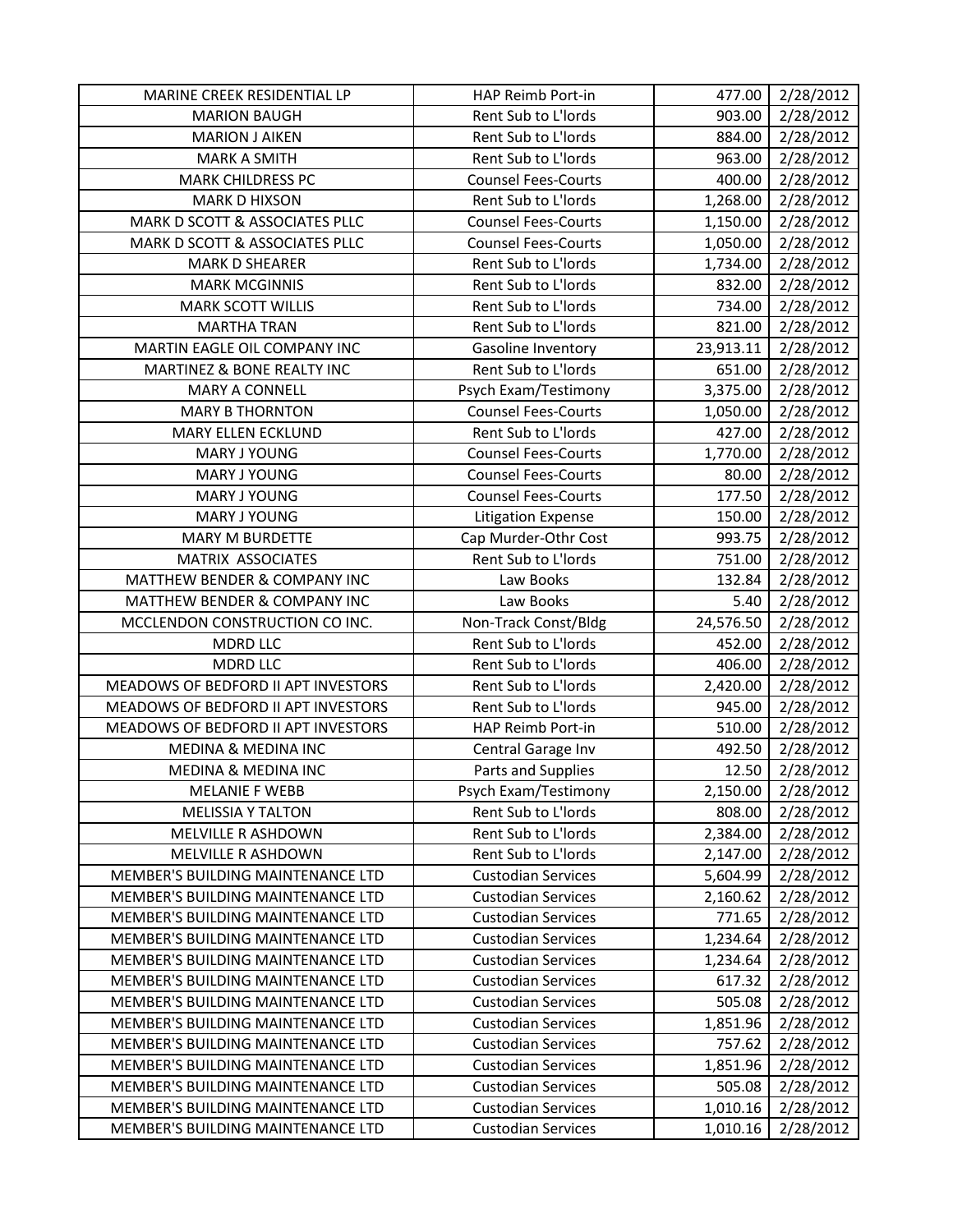| | | | |
|---|---|---|---|
| MARINE CREEK RESIDENTIAL LP | HAP Reimb Port-in | 477.00 | 2/28/2012 |
| MARION BAUGH | Rent Sub to L'lords | 903.00 | 2/28/2012 |
| MARION J AIKEN | Rent Sub to L'lords | 884.00 | 2/28/2012 |
| MARK A SMITH | Rent Sub to L'lords | 963.00 | 2/28/2012 |
| MARK CHILDRESS PC | Counsel Fees-Courts | 400.00 | 2/28/2012 |
| MARK D HIXSON | Rent Sub to L'lords | 1,268.00 | 2/28/2012 |
| MARK D SCOTT & ASSOCIATES PLLC | Counsel Fees-Courts | 1,150.00 | 2/28/2012 |
| MARK D SCOTT & ASSOCIATES PLLC | Counsel Fees-Courts | 1,050.00 | 2/28/2012 |
| MARK D SHEARER | Rent Sub to L'lords | 1,734.00 | 2/28/2012 |
| MARK MCGINNIS | Rent Sub to L'lords | 832.00 | 2/28/2012 |
| MARK SCOTT WILLIS | Rent Sub to L'lords | 734.00 | 2/28/2012 |
| MARTHA TRAN | Rent Sub to L'lords | 821.00 | 2/28/2012 |
| MARTIN EAGLE OIL COMPANY INC | Gasoline Inventory | 23,913.11 | 2/28/2012 |
| MARTINEZ & BONE REALTY INC | Rent Sub to L'lords | 651.00 | 2/28/2012 |
| MARY A CONNELL | Psych Exam/Testimony | 3,375.00 | 2/28/2012 |
| MARY B THORNTON | Counsel Fees-Courts | 1,050.00 | 2/28/2012 |
| MARY ELLEN ECKLUND | Rent Sub to L'lords | 427.00 | 2/28/2012 |
| MARY J YOUNG | Counsel Fees-Courts | 1,770.00 | 2/28/2012 |
| MARY J YOUNG | Counsel Fees-Courts | 80.00 | 2/28/2012 |
| MARY J YOUNG | Counsel Fees-Courts | 177.50 | 2/28/2012 |
| MARY J YOUNG | Litigation Expense | 150.00 | 2/28/2012 |
| MARY M BURDETTE | Cap Murder-Othr Cost | 993.75 | 2/28/2012 |
| MATRIX ASSOCIATES | Rent Sub to L'lords | 751.00 | 2/28/2012 |
| MATTHEW BENDER & COMPANY INC | Law Books | 132.84 | 2/28/2012 |
| MATTHEW BENDER & COMPANY INC | Law Books | 5.40 | 2/28/2012 |
| MCCLENDON CONSTRUCTION CO INC. | Non-Track Const/Bldg | 24,576.50 | 2/28/2012 |
| MDRD LLC | Rent Sub to L'lords | 452.00 | 2/28/2012 |
| MDRD LLC | Rent Sub to L'lords | 406.00 | 2/28/2012 |
| MEADOWS OF BEDFORD II APT INVESTORS | Rent Sub to L'lords | 2,420.00 | 2/28/2012 |
| MEADOWS OF BEDFORD II APT INVESTORS | Rent Sub to L'lords | 945.00 | 2/28/2012 |
| MEADOWS OF BEDFORD II APT INVESTORS | HAP Reimb Port-in | 510.00 | 2/28/2012 |
| MEDINA & MEDINA INC | Central Garage Inv | 492.50 | 2/28/2012 |
| MEDINA & MEDINA INC | Parts and Supplies | 12.50 | 2/28/2012 |
| MELANIE F WEBB | Psych Exam/Testimony | 2,150.00 | 2/28/2012 |
| MELISSIA Y TALTON | Rent Sub to L'lords | 808.00 | 2/28/2012 |
| MELVILLE R ASHDOWN | Rent Sub to L'lords | 2,384.00 | 2/28/2012 |
| MELVILLE R ASHDOWN | Rent Sub to L'lords | 2,147.00 | 2/28/2012 |
| MEMBER'S BUILDING MAINTENANCE LTD | Custodian Services | 5,604.99 | 2/28/2012 |
| MEMBER'S BUILDING MAINTENANCE LTD | Custodian Services | 2,160.62 | 2/28/2012 |
| MEMBER'S BUILDING MAINTENANCE LTD | Custodian Services | 771.65 | 2/28/2012 |
| MEMBER'S BUILDING MAINTENANCE LTD | Custodian Services | 1,234.64 | 2/28/2012 |
| MEMBER'S BUILDING MAINTENANCE LTD | Custodian Services | 1,234.64 | 2/28/2012 |
| MEMBER'S BUILDING MAINTENANCE LTD | Custodian Services | 617.32 | 2/28/2012 |
| MEMBER'S BUILDING MAINTENANCE LTD | Custodian Services | 505.08 | 2/28/2012 |
| MEMBER'S BUILDING MAINTENANCE LTD | Custodian Services | 1,851.96 | 2/28/2012 |
| MEMBER'S BUILDING MAINTENANCE LTD | Custodian Services | 757.62 | 2/28/2012 |
| MEMBER'S BUILDING MAINTENANCE LTD | Custodian Services | 1,851.96 | 2/28/2012 |
| MEMBER'S BUILDING MAINTENANCE LTD | Custodian Services | 505.08 | 2/28/2012 |
| MEMBER'S BUILDING MAINTENANCE LTD | Custodian Services | 1,010.16 | 2/28/2012 |
| MEMBER'S BUILDING MAINTENANCE LTD | Custodian Services | 1,010.16 | 2/28/2012 |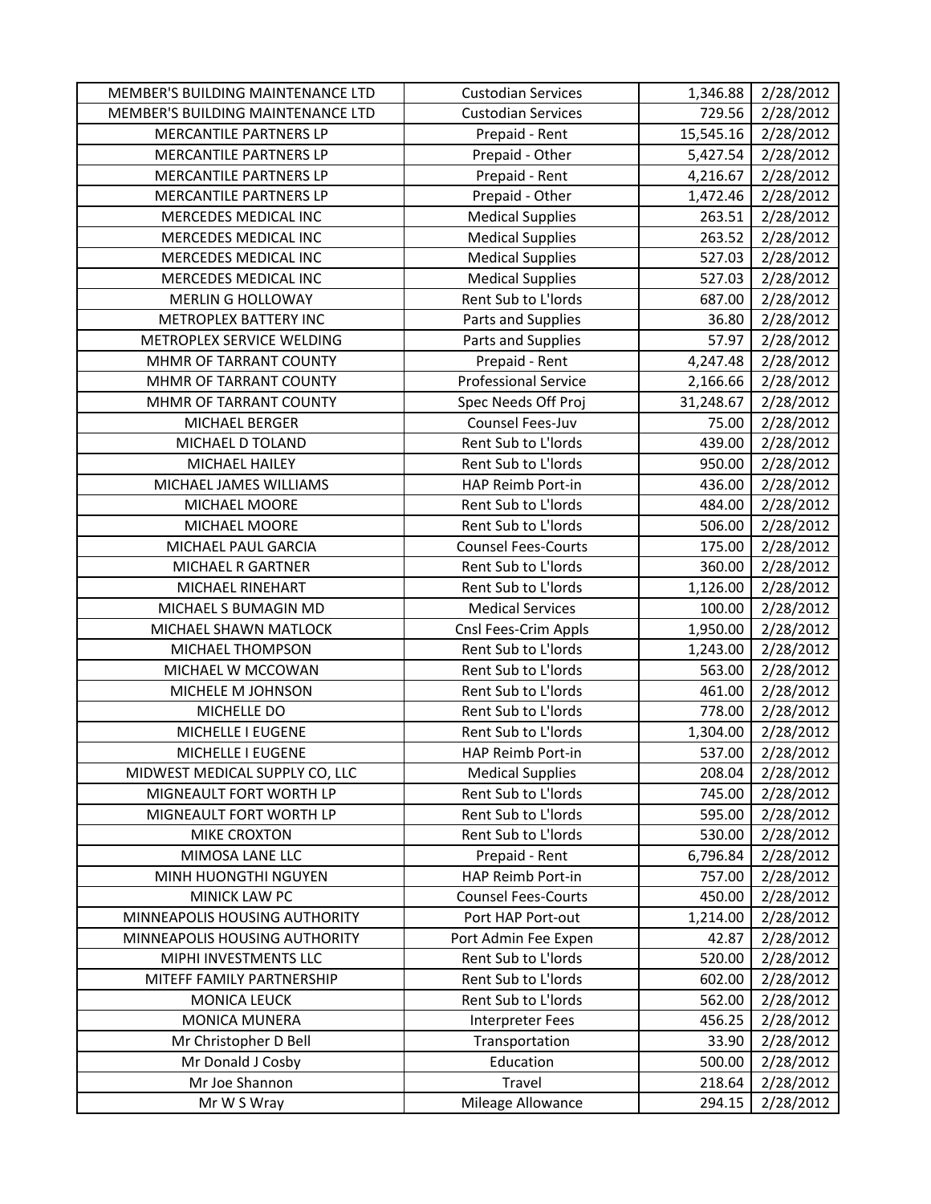| | | | |
|---|---|---|---|
| MEMBER'S BUILDING MAINTENANCE LTD | Custodian Services | 1,346.88 | 2/28/2012 |
| MEMBER'S BUILDING MAINTENANCE LTD | Custodian Services | 729.56 | 2/28/2012 |
| MERCANTILE PARTNERS LP | Prepaid - Rent | 15,545.16 | 2/28/2012 |
| MERCANTILE PARTNERS LP | Prepaid - Other | 5,427.54 | 2/28/2012 |
| MERCANTILE PARTNERS LP | Prepaid - Rent | 4,216.67 | 2/28/2012 |
| MERCANTILE PARTNERS LP | Prepaid - Other | 1,472.46 | 2/28/2012 |
| MERCEDES MEDICAL INC | Medical Supplies | 263.51 | 2/28/2012 |
| MERCEDES MEDICAL INC | Medical Supplies | 263.52 | 2/28/2012 |
| MERCEDES MEDICAL INC | Medical Supplies | 527.03 | 2/28/2012 |
| MERCEDES MEDICAL INC | Medical Supplies | 527.03 | 2/28/2012 |
| MERLIN G HOLLOWAY | Rent Sub to L'lords | 687.00 | 2/28/2012 |
| METROPLEX BATTERY INC | Parts and Supplies | 36.80 | 2/28/2012 |
| METROPLEX SERVICE WELDING | Parts and Supplies | 57.97 | 2/28/2012 |
| MHMR OF TARRANT COUNTY | Prepaid - Rent | 4,247.48 | 2/28/2012 |
| MHMR OF TARRANT COUNTY | Professional Service | 2,166.66 | 2/28/2012 |
| MHMR OF TARRANT COUNTY | Spec Needs Off Proj | 31,248.67 | 2/28/2012 |
| MICHAEL BERGER | Counsel Fees-Juv | 75.00 | 2/28/2012 |
| MICHAEL D TOLAND | Rent Sub to L'lords | 439.00 | 2/28/2012 |
| MICHAEL HAILEY | Rent Sub to L'lords | 950.00 | 2/28/2012 |
| MICHAEL JAMES WILLIAMS | HAP Reimb Port-in | 436.00 | 2/28/2012 |
| MICHAEL MOORE | Rent Sub to L'lords | 484.00 | 2/28/2012 |
| MICHAEL MOORE | Rent Sub to L'lords | 506.00 | 2/28/2012 |
| MICHAEL PAUL GARCIA | Counsel Fees-Courts | 175.00 | 2/28/2012 |
| MICHAEL R GARTNER | Rent Sub to L'lords | 360.00 | 2/28/2012 |
| MICHAEL RINEHART | Rent Sub to L'lords | 1,126.00 | 2/28/2012 |
| MICHAEL S BUMAGIN MD | Medical Services | 100.00 | 2/28/2012 |
| MICHAEL SHAWN MATLOCK | Cnsl Fees-Crim Appls | 1,950.00 | 2/28/2012 |
| MICHAEL THOMPSON | Rent Sub to L'lords | 1,243.00 | 2/28/2012 |
| MICHAEL W MCCOWAN | Rent Sub to L'lords | 563.00 | 2/28/2012 |
| MICHELE M JOHNSON | Rent Sub to L'lords | 461.00 | 2/28/2012 |
| MICHELLE DO | Rent Sub to L'lords | 778.00 | 2/28/2012 |
| MICHELLE I EUGENE | Rent Sub to L'lords | 1,304.00 | 2/28/2012 |
| MICHELLE I EUGENE | HAP Reimb Port-in | 537.00 | 2/28/2012 |
| MIDWEST MEDICAL SUPPLY CO, LLC | Medical Supplies | 208.04 | 2/28/2012 |
| MIGNEAULT FORT WORTH LP | Rent Sub to L'lords | 745.00 | 2/28/2012 |
| MIGNEAULT FORT WORTH LP | Rent Sub to L'lords | 595.00 | 2/28/2012 |
| MIKE CROXTON | Rent Sub to L'lords | 530.00 | 2/28/2012 |
| MIMOSA LANE LLC | Prepaid - Rent | 6,796.84 | 2/28/2012 |
| MINH HUONGTHI NGUYEN | HAP Reimb Port-in | 757.00 | 2/28/2012 |
| MINICK LAW PC | Counsel Fees-Courts | 450.00 | 2/28/2012 |
| MINNEAPOLIS HOUSING AUTHORITY | Port HAP Port-out | 1,214.00 | 2/28/2012 |
| MINNEAPOLIS HOUSING AUTHORITY | Port Admin Fee Expen | 42.87 | 2/28/2012 |
| MIPHI INVESTMENTS LLC | Rent Sub to L'lords | 520.00 | 2/28/2012 |
| MITEFF FAMILY PARTNERSHIP | Rent Sub to L'lords | 602.00 | 2/28/2012 |
| MONICA LEUCK | Rent Sub to L'lords | 562.00 | 2/28/2012 |
| MONICA MUNERA | Interpreter Fees | 456.25 | 2/28/2012 |
| Mr Christopher D Bell | Transportation | 33.90 | 2/28/2012 |
| Mr Donald J Cosby | Education | 500.00 | 2/28/2012 |
| Mr Joe Shannon | Travel | 218.64 | 2/28/2012 |
| Mr W S Wray | Mileage Allowance | 294.15 | 2/28/2012 |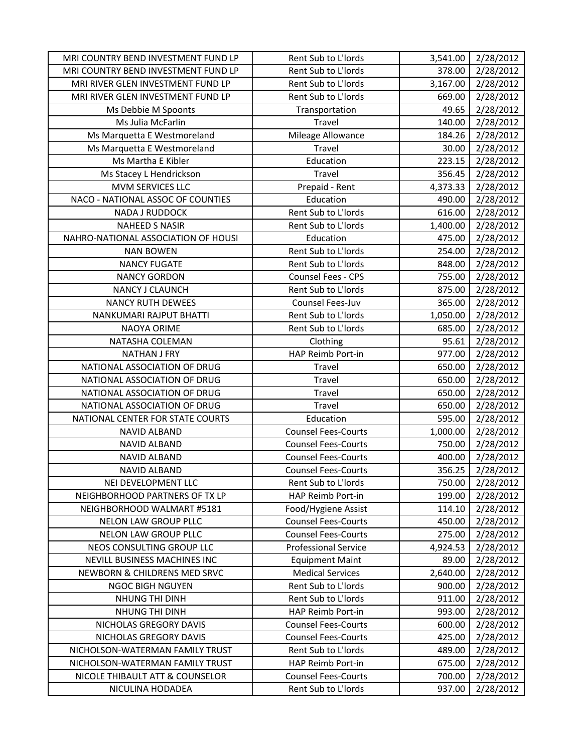| MRI COUNTRY BEND INVESTMENT FUND LP | Rent Sub to L'lords | 3,541.00 | 2/28/2012 |
|---|---|---|---|
| MRI COUNTRY BEND INVESTMENT FUND LP | Rent Sub to L'lords | 378.00 | 2/28/2012 |
| MRI RIVER GLEN INVESTMENT FUND LP | Rent Sub to L'lords | 3,167.00 | 2/28/2012 |
| MRI RIVER GLEN INVESTMENT FUND LP | Rent Sub to L'lords | 669.00 | 2/28/2012 |
| Ms Debbie M Spoonts | Transportation | 49.65 | 2/28/2012 |
| Ms Julia McFarlin | Travel | 140.00 | 2/28/2012 |
| Ms Marquetta E Westmoreland | Mileage Allowance | 184.26 | 2/28/2012 |
| Ms Marquetta E Westmoreland | Travel | 30.00 | 2/28/2012 |
| Ms Martha E Kibler | Education | 223.15 | 2/28/2012 |
| Ms Stacey L Hendrickson | Travel | 356.45 | 2/28/2012 |
| MVM SERVICES LLC | Prepaid - Rent | 4,373.33 | 2/28/2012 |
| NACO - NATIONAL ASSOC OF COUNTIES | Education | 490.00 | 2/28/2012 |
| NADA J RUDDOCK | Rent Sub to L'lords | 616.00 | 2/28/2012 |
| NAHEED S NASIR | Rent Sub to L'lords | 1,400.00 | 2/28/2012 |
| NAHRO-NATIONAL ASSOCIATION OF HOUSI | Education | 475.00 | 2/28/2012 |
| NAN BOWEN | Rent Sub to L'lords | 254.00 | 2/28/2012 |
| NANCY FUGATE | Rent Sub to L'lords | 848.00 | 2/28/2012 |
| NANCY GORDON | Counsel Fees - CPS | 755.00 | 2/28/2012 |
| NANCY J CLAUNCH | Rent Sub to L'lords | 875.00 | 2/28/2012 |
| NANCY RUTH DEWEES | Counsel Fees-Juv | 365.00 | 2/28/2012 |
| NANKUMARI RAJPUT BHATTI | Rent Sub to L'lords | 1,050.00 | 2/28/2012 |
| NAOYA ORIME | Rent Sub to L'lords | 685.00 | 2/28/2012 |
| NATASHA COLEMAN | Clothing | 95.61 | 2/28/2012 |
| NATHAN J FRY | HAP Reimb Port-in | 977.00 | 2/28/2012 |
| NATIONAL ASSOCIATION OF DRUG | Travel | 650.00 | 2/28/2012 |
| NATIONAL ASSOCIATION OF DRUG | Travel | 650.00 | 2/28/2012 |
| NATIONAL ASSOCIATION OF DRUG | Travel | 650.00 | 2/28/2012 |
| NATIONAL ASSOCIATION OF DRUG | Travel | 650.00 | 2/28/2012 |
| NATIONAL CENTER FOR STATE COURTS | Education | 595.00 | 2/28/2012 |
| NAVID ALBAND | Counsel Fees-Courts | 1,000.00 | 2/28/2012 |
| NAVID ALBAND | Counsel Fees-Courts | 750.00 | 2/28/2012 |
| NAVID ALBAND | Counsel Fees-Courts | 400.00 | 2/28/2012 |
| NAVID ALBAND | Counsel Fees-Courts | 356.25 | 2/28/2012 |
| NEI DEVELOPMENT LLC | Rent Sub to L'lords | 750.00 | 2/28/2012 |
| NEIGHBORHOOD PARTNERS OF TX LP | HAP Reimb Port-in | 199.00 | 2/28/2012 |
| NEIGHBORHOOD WALMART #5181 | Food/Hygiene Assist | 114.10 | 2/28/2012 |
| NELON LAW GROUP PLLC | Counsel Fees-Courts | 450.00 | 2/28/2012 |
| NELON LAW GROUP PLLC | Counsel Fees-Courts | 275.00 | 2/28/2012 |
| NEOS CONSULTING GROUP LLC | Professional Service | 4,924.53 | 2/28/2012 |
| NEVILL BUSINESS MACHINES INC | Equipment Maint | 89.00 | 2/28/2012 |
| NEWBORN & CHILDRENS MED SRVC | Medical Services | 2,640.00 | 2/28/2012 |
| NGOC BIGH NGUYEN | Rent Sub to L'lords | 900.00 | 2/28/2012 |
| NHUNG THI DINH | Rent Sub to L'lords | 911.00 | 2/28/2012 |
| NHUNG THI DINH | HAP Reimb Port-in | 993.00 | 2/28/2012 |
| NICHOLAS GREGORY DAVIS | Counsel Fees-Courts | 600.00 | 2/28/2012 |
| NICHOLAS GREGORY DAVIS | Counsel Fees-Courts | 425.00 | 2/28/2012 |
| NICHOLSON-WATERMAN FAMILY TRUST | Rent Sub to L'lords | 489.00 | 2/28/2012 |
| NICHOLSON-WATERMAN FAMILY TRUST | HAP Reimb Port-in | 675.00 | 2/28/2012 |
| NICOLE THIBAULT ATT & COUNSELOR | Counsel Fees-Courts | 700.00 | 2/28/2012 |
| NICULINA HODADEA | Rent Sub to L'lords | 937.00 | 2/28/2012 |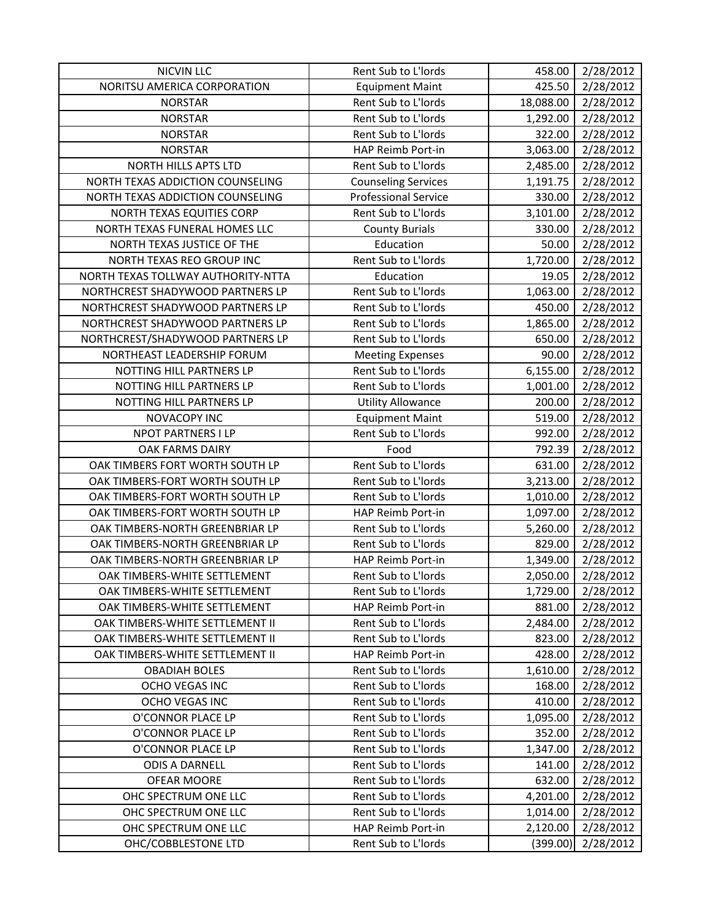| NICVIN LLC | Rent Sub to L'lords | 458.00 | 2/28/2012 |
|---|---|---|---|
| NORITSU AMERICA CORPORATION | Equipment Maint | 425.50 | 2/28/2012 |
| NORSTAR | Rent Sub to L'lords | 18,088.00 | 2/28/2012 |
| NORSTAR | Rent Sub to L'lords | 1,292.00 | 2/28/2012 |
| NORSTAR | Rent Sub to L'lords | 322.00 | 2/28/2012 |
| NORSTAR | HAP Reimb Port-in | 3,063.00 | 2/28/2012 |
| NORTH HILLS APTS LTD | Rent Sub to L'lords | 2,485.00 | 2/28/2012 |
| NORTH TEXAS ADDICTION COUNSELING | Counseling Services | 1,191.75 | 2/28/2012 |
| NORTH TEXAS ADDICTION COUNSELING | Professional Service | 330.00 | 2/28/2012 |
| NORTH TEXAS EQUITIES CORP | Rent Sub to L'lords | 3,101.00 | 2/28/2012 |
| NORTH TEXAS FUNERAL HOMES LLC | County Burials | 330.00 | 2/28/2012 |
| NORTH TEXAS JUSTICE OF THE | Education | 50.00 | 2/28/2012 |
| NORTH TEXAS REO GROUP INC | Rent Sub to L'lords | 1,720.00 | 2/28/2012 |
| NORTH TEXAS TOLLWAY AUTHORITY-NTTA | Education | 19.05 | 2/28/2012 |
| NORTHCREST SHADYWOOD PARTNERS LP | Rent Sub to L'lords | 1,063.00 | 2/28/2012 |
| NORTHCREST SHADYWOOD PARTNERS LP | Rent Sub to L'lords | 450.00 | 2/28/2012 |
| NORTHCREST SHADYWOOD PARTNERS LP | Rent Sub to L'lords | 1,865.00 | 2/28/2012 |
| NORTHCREST/SHADYWOOD PARTNERS LP | Rent Sub to L'lords | 650.00 | 2/28/2012 |
| NORTHEAST LEADERSHIP FORUM | Meeting Expenses | 90.00 | 2/28/2012 |
| NOTTING HILL PARTNERS LP | Rent Sub to L'lords | 6,155.00 | 2/28/2012 |
| NOTTING HILL PARTNERS LP | Rent Sub to L'lords | 1,001.00 | 2/28/2012 |
| NOTTING HILL PARTNERS LP | Utility Allowance | 200.00 | 2/28/2012 |
| NOVACOPY INC | Equipment Maint | 519.00 | 2/28/2012 |
| NPOT PARTNERS I LP | Rent Sub to L'lords | 992.00 | 2/28/2012 |
| OAK FARMS DAIRY | Food | 792.39 | 2/28/2012 |
| OAK TIMBERS FORT WORTH SOUTH LP | Rent Sub to L'lords | 631.00 | 2/28/2012 |
| OAK TIMBERS-FORT WORTH SOUTH LP | Rent Sub to L'lords | 3,213.00 | 2/28/2012 |
| OAK TIMBERS-FORT WORTH SOUTH LP | Rent Sub to L'lords | 1,010.00 | 2/28/2012 |
| OAK TIMBERS-FORT WORTH SOUTH LP | HAP Reimb Port-in | 1,097.00 | 2/28/2012 |
| OAK TIMBERS-NORTH GREENBRIAR LP | Rent Sub to L'lords | 5,260.00 | 2/28/2012 |
| OAK TIMBERS-NORTH GREENBRIAR LP | Rent Sub to L'lords | 829.00 | 2/28/2012 |
| OAK TIMBERS-NORTH GREENBRIAR LP | HAP Reimb Port-in | 1,349.00 | 2/28/2012 |
| OAK TIMBERS-WHITE SETTLEMENT | Rent Sub to L'lords | 2,050.00 | 2/28/2012 |
| OAK TIMBERS-WHITE SETTLEMENT | Rent Sub to L'lords | 1,729.00 | 2/28/2012 |
| OAK TIMBERS-WHITE SETTLEMENT | HAP Reimb Port-in | 881.00 | 2/28/2012 |
| OAK TIMBERS-WHITE SETTLEMENT II | Rent Sub to L'lords | 2,484.00 | 2/28/2012 |
| OAK TIMBERS-WHITE SETTLEMENT II | Rent Sub to L'lords | 823.00 | 2/28/2012 |
| OAK TIMBERS-WHITE SETTLEMENT II | HAP Reimb Port-in | 428.00 | 2/28/2012 |
| OBADIAH BOLES | Rent Sub to L'lords | 1,610.00 | 2/28/2012 |
| OCHO VEGAS INC | Rent Sub to L'lords | 168.00 | 2/28/2012 |
| OCHO VEGAS INC | Rent Sub to L'lords | 410.00 | 2/28/2012 |
| O'CONNOR PLACE LP | Rent Sub to L'lords | 1,095.00 | 2/28/2012 |
| O'CONNOR PLACE LP | Rent Sub to L'lords | 352.00 | 2/28/2012 |
| O'CONNOR PLACE LP | Rent Sub to L'lords | 1,347.00 | 2/28/2012 |
| ODIS A DARNELL | Rent Sub to L'lords | 141.00 | 2/28/2012 |
| OFEAR MOORE | Rent Sub to L'lords | 632.00 | 2/28/2012 |
| OHC SPECTRUM ONE LLC | Rent Sub to L'lords | 4,201.00 | 2/28/2012 |
| OHC SPECTRUM ONE LLC | Rent Sub to L'lords | 1,014.00 | 2/28/2012 |
| OHC SPECTRUM ONE LLC | HAP Reimb Port-in | 2,120.00 | 2/28/2012 |
| OHC/COBBLESTONE LTD | Rent Sub to L'lords | (399.00) | 2/28/2012 |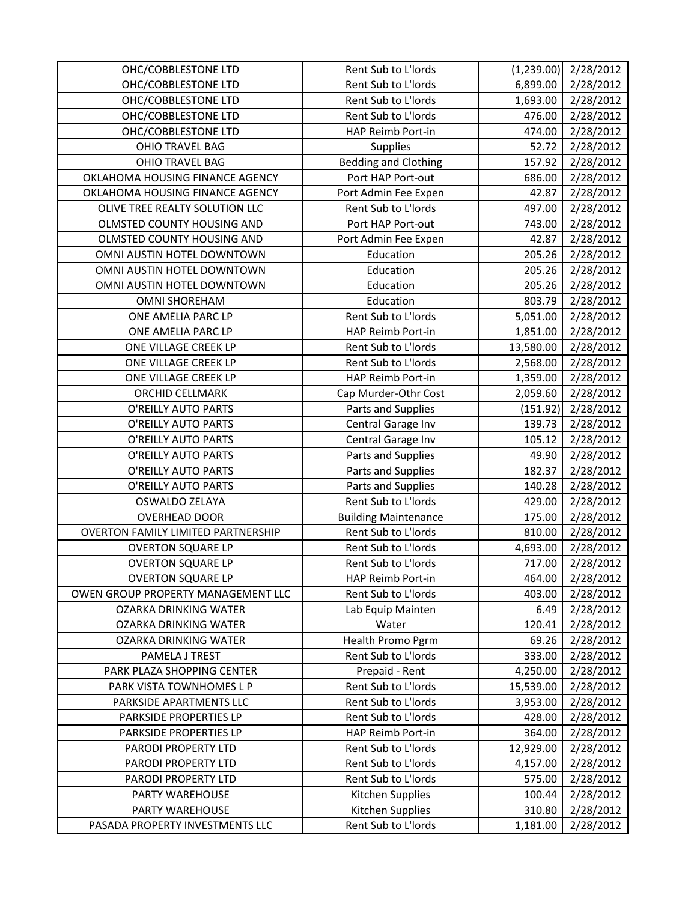| | | | |
|---|---|---|---|
| OHC/COBBLESTONE LTD | Rent Sub to L'lords | (1,239.00) | 2/28/2012 |
| OHC/COBBLESTONE LTD | Rent Sub to L'lords | 6,899.00 | 2/28/2012 |
| OHC/COBBLESTONE LTD | Rent Sub to L'lords | 1,693.00 | 2/28/2012 |
| OHC/COBBLESTONE LTD | Rent Sub to L'lords | 476.00 | 2/28/2012 |
| OHC/COBBLESTONE LTD | HAP Reimb Port-in | 474.00 | 2/28/2012 |
| OHIO TRAVEL BAG | Supplies | 52.72 | 2/28/2012 |
| OHIO TRAVEL BAG | Bedding and Clothing | 157.92 | 2/28/2012 |
| OKLAHOMA HOUSING FINANCE AGENCY | Port HAP Port-out | 686.00 | 2/28/2012 |
| OKLAHOMA HOUSING FINANCE AGENCY | Port Admin Fee Expen | 42.87 | 2/28/2012 |
| OLIVE TREE REALTY SOLUTION LLC | Rent Sub to L'lords | 497.00 | 2/28/2012 |
| OLMSTED COUNTY HOUSING AND | Port HAP Port-out | 743.00 | 2/28/2012 |
| OLMSTED COUNTY HOUSING AND | Port Admin Fee Expen | 42.87 | 2/28/2012 |
| OMNI AUSTIN HOTEL DOWNTOWN | Education | 205.26 | 2/28/2012 |
| OMNI AUSTIN HOTEL DOWNTOWN | Education | 205.26 | 2/28/2012 |
| OMNI AUSTIN HOTEL DOWNTOWN | Education | 205.26 | 2/28/2012 |
| OMNI SHOREHAM | Education | 803.79 | 2/28/2012 |
| ONE AMELIA PARC LP | Rent Sub to L'lords | 5,051.00 | 2/28/2012 |
| ONE AMELIA PARC LP | HAP Reimb Port-in | 1,851.00 | 2/28/2012 |
| ONE VILLAGE CREEK LP | Rent Sub to L'lords | 13,580.00 | 2/28/2012 |
| ONE VILLAGE CREEK LP | Rent Sub to L'lords | 2,568.00 | 2/28/2012 |
| ONE VILLAGE CREEK LP | HAP Reimb Port-in | 1,359.00 | 2/28/2012 |
| ORCHID CELLMARK | Cap Murder-Othr Cost | 2,059.60 | 2/28/2012 |
| O'REILLY AUTO PARTS | Parts and Supplies | (151.92) | 2/28/2012 |
| O'REILLY AUTO PARTS | Central Garage Inv | 139.73 | 2/28/2012 |
| O'REILLY AUTO PARTS | Central Garage Inv | 105.12 | 2/28/2012 |
| O'REILLY AUTO PARTS | Parts and Supplies | 49.90 | 2/28/2012 |
| O'REILLY AUTO PARTS | Parts and Supplies | 182.37 | 2/28/2012 |
| O'REILLY AUTO PARTS | Parts and Supplies | 140.28 | 2/28/2012 |
| OSWALDO ZELAYA | Rent Sub to L'lords | 429.00 | 2/28/2012 |
| OVERHEAD DOOR | Building Maintenance | 175.00 | 2/28/2012 |
| OVERTON FAMILY LIMITED PARTNERSHIP | Rent Sub to L'lords | 810.00 | 2/28/2012 |
| OVERTON SQUARE LP | Rent Sub to L'lords | 4,693.00 | 2/28/2012 |
| OVERTON SQUARE LP | Rent Sub to L'lords | 717.00 | 2/28/2012 |
| OVERTON SQUARE LP | HAP Reimb Port-in | 464.00 | 2/28/2012 |
| OWEN GROUP PROPERTY MANAGEMENT LLC | Rent Sub to L'lords | 403.00 | 2/28/2012 |
| OZARKA DRINKING WATER | Lab Equip Mainten | 6.49 | 2/28/2012 |
| OZARKA DRINKING WATER | Water | 120.41 | 2/28/2012 |
| OZARKA DRINKING WATER | Health Promo Pgrm | 69.26 | 2/28/2012 |
| PAMELA J TREST | Rent Sub to L'lords | 333.00 | 2/28/2012 |
| PARK PLAZA SHOPPING CENTER | Prepaid - Rent | 4,250.00 | 2/28/2012 |
| PARK VISTA TOWNHOMES L P | Rent Sub to L'lords | 15,539.00 | 2/28/2012 |
| PARKSIDE APARTMENTS LLC | Rent Sub to L'lords | 3,953.00 | 2/28/2012 |
| PARKSIDE PROPERTIES LP | Rent Sub to L'lords | 428.00 | 2/28/2012 |
| PARKSIDE PROPERTIES LP | HAP Reimb Port-in | 364.00 | 2/28/2012 |
| PARODI PROPERTY LTD | Rent Sub to L'lords | 12,929.00 | 2/28/2012 |
| PARODI PROPERTY LTD | Rent Sub to L'lords | 4,157.00 | 2/28/2012 |
| PARODI PROPERTY LTD | Rent Sub to L'lords | 575.00 | 2/28/2012 |
| PARTY WAREHOUSE | Kitchen Supplies | 100.44 | 2/28/2012 |
| PARTY WAREHOUSE | Kitchen Supplies | 310.80 | 2/28/2012 |
| PASADA PROPERTY INVESTMENTS LLC | Rent Sub to L'lords | 1,181.00 | 2/28/2012 |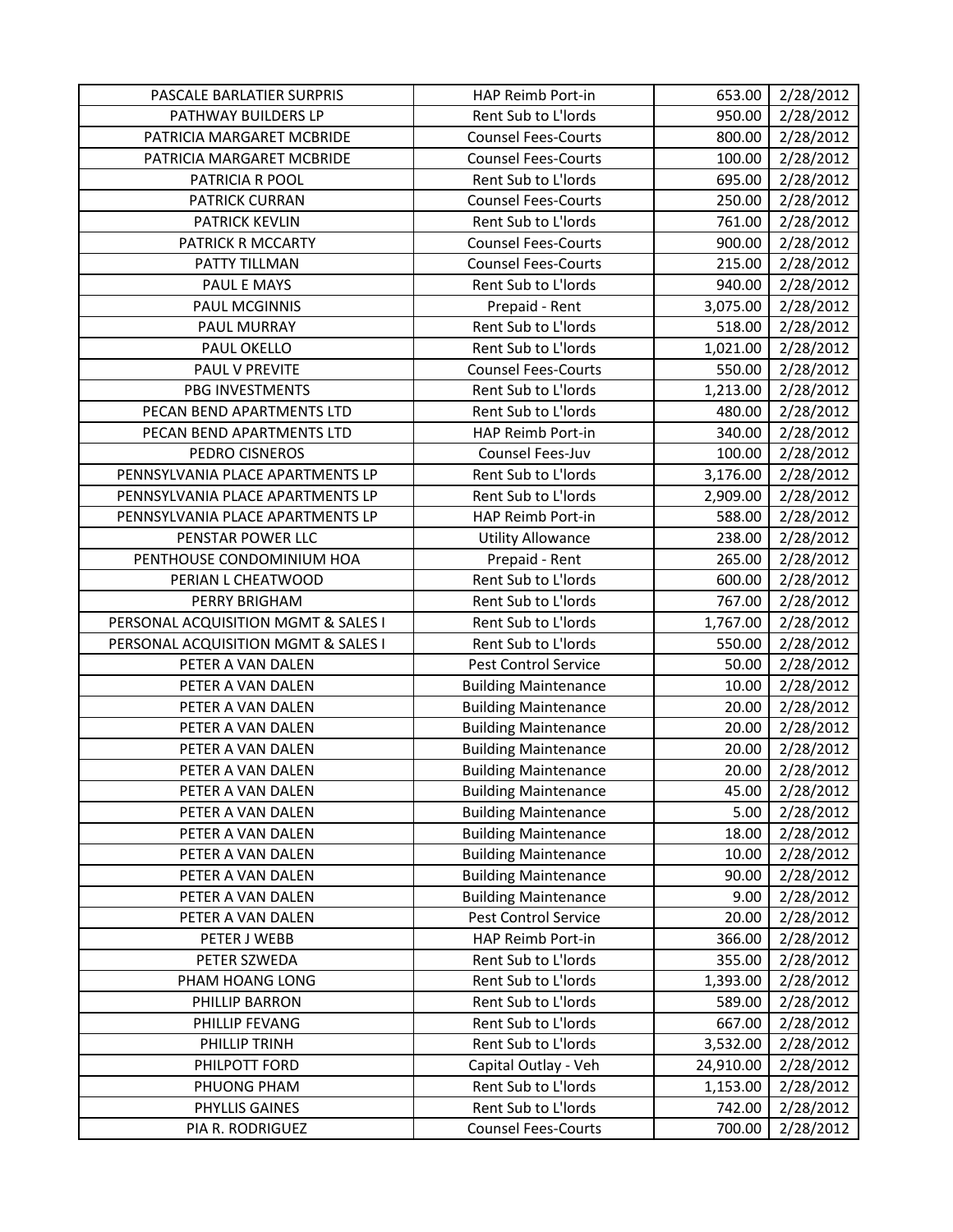| PASCALE BARLATIER SURPRIS | HAP Reimb Port-in | 653.00 | 2/28/2012 |
|---|---|---|---|
| PATHWAY BUILDERS LP | Rent Sub to L'lords | 950.00 | 2/28/2012 |
| PATRICIA MARGARET MCBRIDE | Counsel Fees-Courts | 800.00 | 2/28/2012 |
| PATRICIA MARGARET MCBRIDE | Counsel Fees-Courts | 100.00 | 2/28/2012 |
| PATRICIA R POOL | Rent Sub to L'lords | 695.00 | 2/28/2012 |
| PATRICK CURRAN | Counsel Fees-Courts | 250.00 | 2/28/2012 |
| PATRICK KEVLIN | Rent Sub to L'lords | 761.00 | 2/28/2012 |
| PATRICK R MCCARTY | Counsel Fees-Courts | 900.00 | 2/28/2012 |
| PATTY TILLMAN | Counsel Fees-Courts | 215.00 | 2/28/2012 |
| PAUL E MAYS | Rent Sub to L'lords | 940.00 | 2/28/2012 |
| PAUL MCGINNIS | Prepaid - Rent | 3,075.00 | 2/28/2012 |
| PAUL MURRAY | Rent Sub to L'lords | 518.00 | 2/28/2012 |
| PAUL OKELLO | Rent Sub to L'lords | 1,021.00 | 2/28/2012 |
| PAUL V PREVITE | Counsel Fees-Courts | 550.00 | 2/28/2012 |
| PBG INVESTMENTS | Rent Sub to L'lords | 1,213.00 | 2/28/2012 |
| PECAN BEND APARTMENTS LTD | Rent Sub to L'lords | 480.00 | 2/28/2012 |
| PECAN BEND APARTMENTS LTD | HAP Reimb Port-in | 340.00 | 2/28/2012 |
| PEDRO CISNEROS | Counsel Fees-Juv | 100.00 | 2/28/2012 |
| PENNSYLVANIA PLACE APARTMENTS LP | Rent Sub to L'lords | 3,176.00 | 2/28/2012 |
| PENNSYLVANIA PLACE APARTMENTS LP | Rent Sub to L'lords | 2,909.00 | 2/28/2012 |
| PENNSYLVANIA PLACE APARTMENTS LP | HAP Reimb Port-in | 588.00 | 2/28/2012 |
| PENSTAR POWER LLC | Utility Allowance | 238.00 | 2/28/2012 |
| PENTHOUSE CONDOMINIUM HOA | Prepaid - Rent | 265.00 | 2/28/2012 |
| PERIAN L CHEATWOOD | Rent Sub to L'lords | 600.00 | 2/28/2012 |
| PERRY BRIGHAM | Rent Sub to L'lords | 767.00 | 2/28/2012 |
| PERSONAL ACQUISITION MGMT & SALES I | Rent Sub to L'lords | 1,767.00 | 2/28/2012 |
| PERSONAL ACQUISITION MGMT & SALES I | Rent Sub to L'lords | 550.00 | 2/28/2012 |
| PETER A VAN DALEN | Pest Control Service | 50.00 | 2/28/2012 |
| PETER A VAN DALEN | Building Maintenance | 10.00 | 2/28/2012 |
| PETER A VAN DALEN | Building Maintenance | 20.00 | 2/28/2012 |
| PETER A VAN DALEN | Building Maintenance | 20.00 | 2/28/2012 |
| PETER A VAN DALEN | Building Maintenance | 20.00 | 2/28/2012 |
| PETER A VAN DALEN | Building Maintenance | 20.00 | 2/28/2012 |
| PETER A VAN DALEN | Building Maintenance | 45.00 | 2/28/2012 |
| PETER A VAN DALEN | Building Maintenance | 5.00 | 2/28/2012 |
| PETER A VAN DALEN | Building Maintenance | 18.00 | 2/28/2012 |
| PETER A VAN DALEN | Building Maintenance | 10.00 | 2/28/2012 |
| PETER A VAN DALEN | Building Maintenance | 90.00 | 2/28/2012 |
| PETER A VAN DALEN | Building Maintenance | 9.00 | 2/28/2012 |
| PETER A VAN DALEN | Pest Control Service | 20.00 | 2/28/2012 |
| PETER J WEBB | HAP Reimb Port-in | 366.00 | 2/28/2012 |
| PETER SZWEDA | Rent Sub to L'lords | 355.00 | 2/28/2012 |
| PHAM HOANG LONG | Rent Sub to L'lords | 1,393.00 | 2/28/2012 |
| PHILLIP BARRON | Rent Sub to L'lords | 589.00 | 2/28/2012 |
| PHILLIP FEVANG | Rent Sub to L'lords | 667.00 | 2/28/2012 |
| PHILLIP TRINH | Rent Sub to L'lords | 3,532.00 | 2/28/2012 |
| PHILPOTT FORD | Capital Outlay - Veh | 24,910.00 | 2/28/2012 |
| PHUONG PHAM | Rent Sub to L'lords | 1,153.00 | 2/28/2012 |
| PHYLLIS GAINES | Rent Sub to L'lords | 742.00 | 2/28/2012 |
| PIA R. RODRIGUEZ | Counsel Fees-Courts | 700.00 | 2/28/2012 |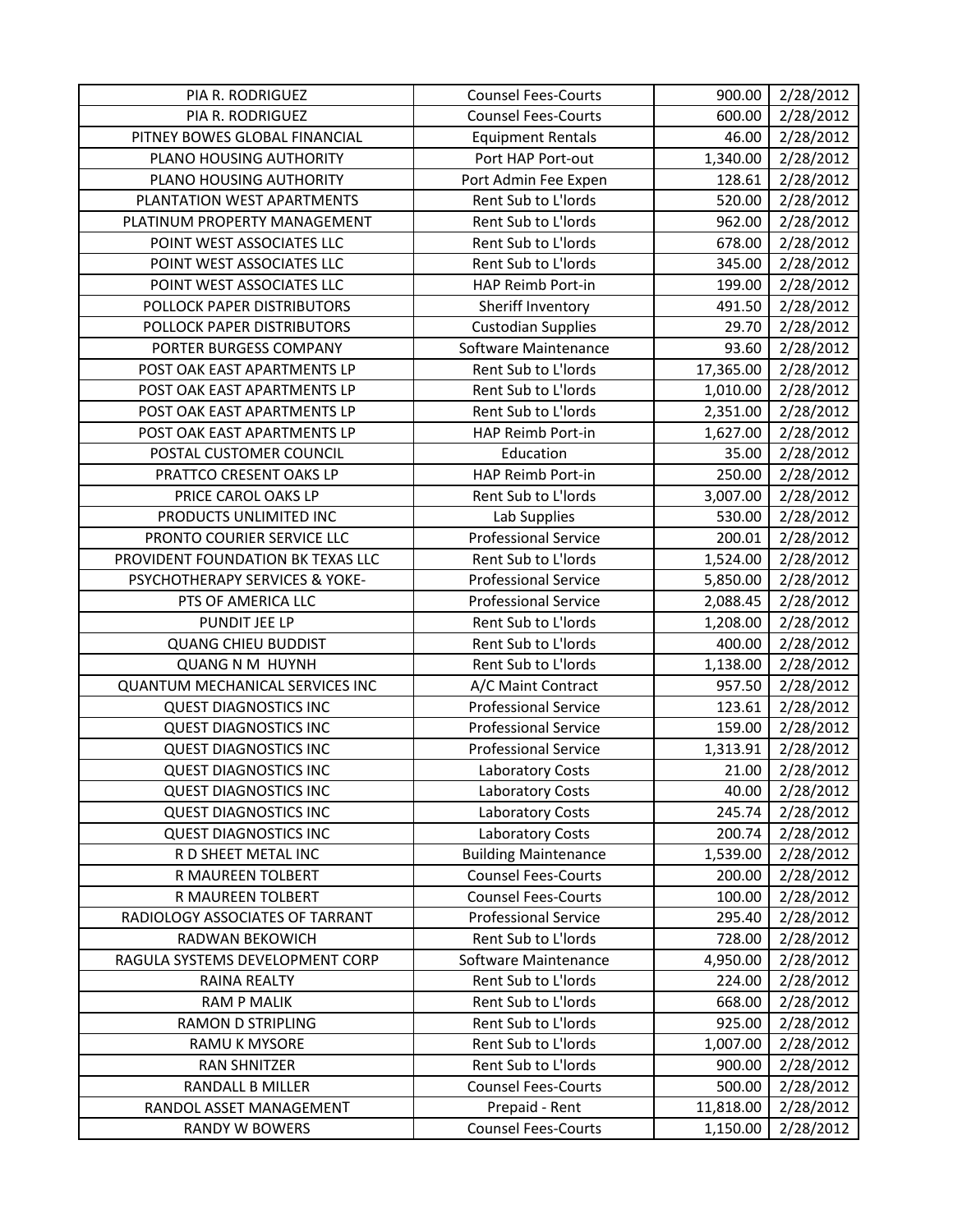| PIA R. RODRIGUEZ | Counsel Fees-Courts | 900.00 | 2/28/2012 |
|---|---|---|---|
| PIA R. RODRIGUEZ | Counsel Fees-Courts | 600.00 | 2/28/2012 |
| PITNEY BOWES GLOBAL FINANCIAL | Equipment Rentals | 46.00 | 2/28/2012 |
| PLANO HOUSING AUTHORITY | Port HAP Port-out | 1,340.00 | 2/28/2012 |
| PLANO HOUSING AUTHORITY | Port Admin Fee Expen | 128.61 | 2/28/2012 |
| PLANTATION WEST APARTMENTS | Rent Sub to L'lords | 520.00 | 2/28/2012 |
| PLATINUM PROPERTY MANAGEMENT | Rent Sub to L'lords | 962.00 | 2/28/2012 |
| POINT WEST ASSOCIATES LLC | Rent Sub to L'lords | 678.00 | 2/28/2012 |
| POINT WEST ASSOCIATES LLC | Rent Sub to L'lords | 345.00 | 2/28/2012 |
| POINT WEST ASSOCIATES LLC | HAP Reimb Port-in | 199.00 | 2/28/2012 |
| POLLOCK PAPER DISTRIBUTORS | Sheriff Inventory | 491.50 | 2/28/2012 |
| POLLOCK PAPER DISTRIBUTORS | Custodian Supplies | 29.70 | 2/28/2012 |
| PORTER BURGESS COMPANY | Software Maintenance | 93.60 | 2/28/2012 |
| POST OAK EAST APARTMENTS LP | Rent Sub to L'lords | 17,365.00 | 2/28/2012 |
| POST OAK EAST APARTMENTS LP | Rent Sub to L'lords | 1,010.00 | 2/28/2012 |
| POST OAK EAST APARTMENTS LP | Rent Sub to L'lords | 2,351.00 | 2/28/2012 |
| POST OAK EAST APARTMENTS LP | HAP Reimb Port-in | 1,627.00 | 2/28/2012 |
| POSTAL CUSTOMER COUNCIL | Education | 35.00 | 2/28/2012 |
| PRATTCO CRESENT OAKS LP | HAP Reimb Port-in | 250.00 | 2/28/2012 |
| PRICE CAROL OAKS LP | Rent Sub to L'lords | 3,007.00 | 2/28/2012 |
| PRODUCTS UNLIMITED INC | Lab Supplies | 530.00 | 2/28/2012 |
| PRONTO COURIER SERVICE LLC | Professional Service | 200.01 | 2/28/2012 |
| PROVIDENT FOUNDATION BK TEXAS LLC | Rent Sub to L'lords | 1,524.00 | 2/28/2012 |
| PSYCHOTHERAPY SERVICES & YOKE- | Professional Service | 5,850.00 | 2/28/2012 |
| PTS OF AMERICA LLC | Professional Service | 2,088.45 | 2/28/2012 |
| PUNDIT JEE LP | Rent Sub to L'lords | 1,208.00 | 2/28/2012 |
| QUANG CHIEU BUDDIST | Rent Sub to L'lords | 400.00 | 2/28/2012 |
| QUANG N M HUYNH | Rent Sub to L'lords | 1,138.00 | 2/28/2012 |
| QUANTUM MECHANICAL SERVICES INC | A/C Maint Contract | 957.50 | 2/28/2012 |
| QUEST DIAGNOSTICS INC | Professional Service | 123.61 | 2/28/2012 |
| QUEST DIAGNOSTICS INC | Professional Service | 159.00 | 2/28/2012 |
| QUEST DIAGNOSTICS INC | Professional Service | 1,313.91 | 2/28/2012 |
| QUEST DIAGNOSTICS INC | Laboratory Costs | 21.00 | 2/28/2012 |
| QUEST DIAGNOSTICS INC | Laboratory Costs | 40.00 | 2/28/2012 |
| QUEST DIAGNOSTICS INC | Laboratory Costs | 245.74 | 2/28/2012 |
| QUEST DIAGNOSTICS INC | Laboratory Costs | 200.74 | 2/28/2012 |
| R D SHEET METAL INC | Building Maintenance | 1,539.00 | 2/28/2012 |
| R MAUREEN TOLBERT | Counsel Fees-Courts | 200.00 | 2/28/2012 |
| R MAUREEN TOLBERT | Counsel Fees-Courts | 100.00 | 2/28/2012 |
| RADIOLOGY ASSOCIATES OF TARRANT | Professional Service | 295.40 | 2/28/2012 |
| RADWAN BEKOWICH | Rent Sub to L'lords | 728.00 | 2/28/2012 |
| RAGULA SYSTEMS DEVELOPMENT CORP | Software Maintenance | 4,950.00 | 2/28/2012 |
| RAINA REALTY | Rent Sub to L'lords | 224.00 | 2/28/2012 |
| RAM P MALIK | Rent Sub to L'lords | 668.00 | 2/28/2012 |
| RAMON D STRIPLING | Rent Sub to L'lords | 925.00 | 2/28/2012 |
| RAMU K MYSORE | Rent Sub to L'lords | 1,007.00 | 2/28/2012 |
| RAN SHNITZER | Rent Sub to L'lords | 900.00 | 2/28/2012 |
| RANDALL B MILLER | Counsel Fees-Courts | 500.00 | 2/28/2012 |
| RANDOL ASSET MANAGEMENT | Prepaid - Rent | 11,818.00 | 2/28/2012 |
| RANDY W BOWERS | Counsel Fees-Courts | 1,150.00 | 2/28/2012 |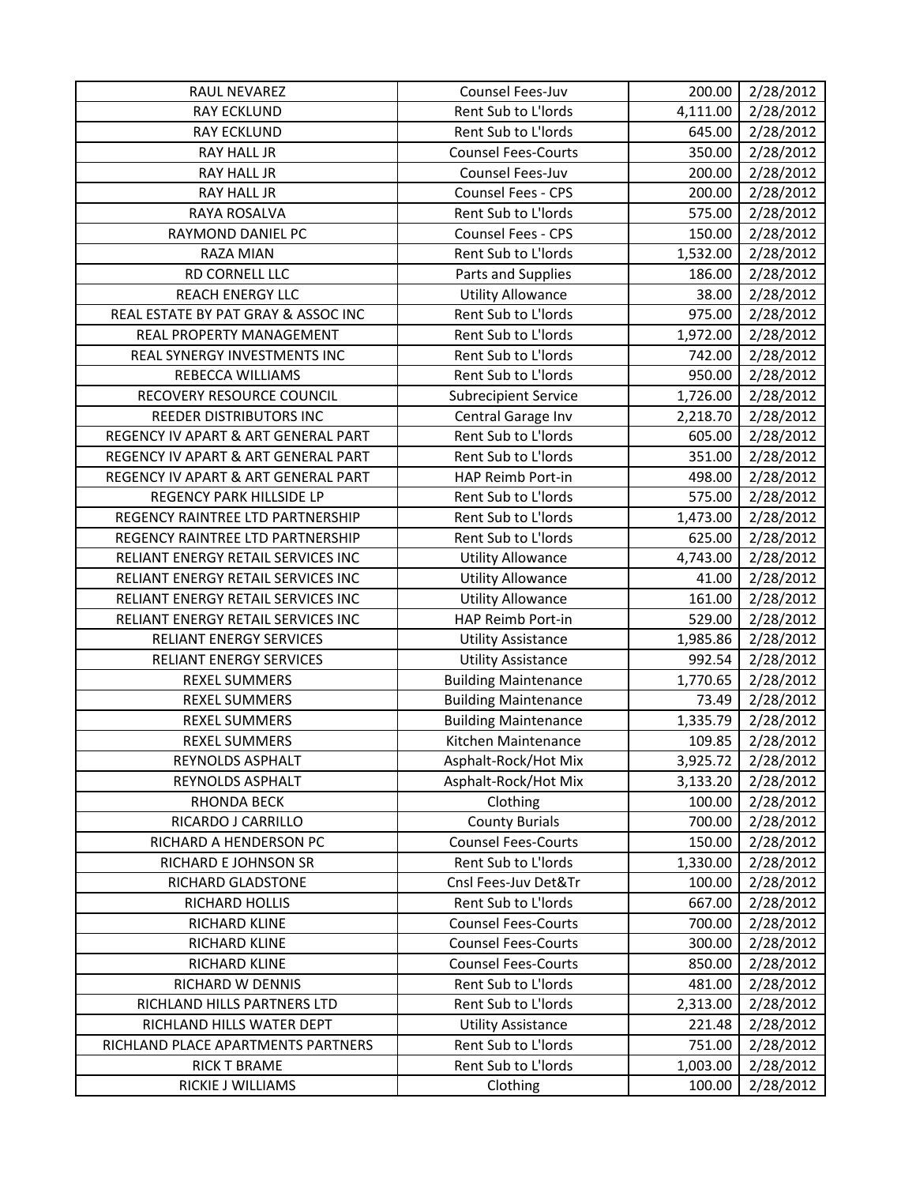| | | | |
|---|---|---|---|
| RAUL NEVAREZ | Counsel Fees-Juv | 200.00 | 2/28/2012 |
| RAY ECKLUND | Rent Sub to L'lords | 4,111.00 | 2/28/2012 |
| RAY ECKLUND | Rent Sub to L'lords | 645.00 | 2/28/2012 |
| RAY HALL JR | Counsel Fees-Courts | 350.00 | 2/28/2012 |
| RAY HALL JR | Counsel Fees-Juv | 200.00 | 2/28/2012 |
| RAY HALL JR | Counsel Fees - CPS | 200.00 | 2/28/2012 |
| RAYA ROSALVA | Rent Sub to L'lords | 575.00 | 2/28/2012 |
| RAYMOND DANIEL PC | Counsel Fees - CPS | 150.00 | 2/28/2012 |
| RAZA MIAN | Rent Sub to L'lords | 1,532.00 | 2/28/2012 |
| RD CORNELL LLC | Parts and Supplies | 186.00 | 2/28/2012 |
| REACH ENERGY LLC | Utility Allowance | 38.00 | 2/28/2012 |
| REAL ESTATE BY PAT GRAY & ASSOC INC | Rent Sub to L'lords | 975.00 | 2/28/2012 |
| REAL PROPERTY MANAGEMENT | Rent Sub to L'lords | 1,972.00 | 2/28/2012 |
| REAL SYNERGY INVESTMENTS INC | Rent Sub to L'lords | 742.00 | 2/28/2012 |
| REBECCA WILLIAMS | Rent Sub to L'lords | 950.00 | 2/28/2012 |
| RECOVERY RESOURCE COUNCIL | Subrecipient Service | 1,726.00 | 2/28/2012 |
| REEDER DISTRIBUTORS INC | Central Garage Inv | 2,218.70 | 2/28/2012 |
| REGENCY IV APART & ART GENERAL PART | Rent Sub to L'lords | 605.00 | 2/28/2012 |
| REGENCY IV APART & ART GENERAL PART | Rent Sub to L'lords | 351.00 | 2/28/2012 |
| REGENCY IV APART & ART GENERAL PART | HAP Reimb Port-in | 498.00 | 2/28/2012 |
| REGENCY PARK HILLSIDE LP | Rent Sub to L'lords | 575.00 | 2/28/2012 |
| REGENCY RAINTREE LTD PARTNERSHIP | Rent Sub to L'lords | 1,473.00 | 2/28/2012 |
| REGENCY RAINTREE LTD PARTNERSHIP | Rent Sub to L'lords | 625.00 | 2/28/2012 |
| RELIANT ENERGY RETAIL SERVICES INC | Utility Allowance | 4,743.00 | 2/28/2012 |
| RELIANT ENERGY RETAIL SERVICES INC | Utility Allowance | 41.00 | 2/28/2012 |
| RELIANT ENERGY RETAIL SERVICES INC | Utility Allowance | 161.00 | 2/28/2012 |
| RELIANT ENERGY RETAIL SERVICES INC | HAP Reimb Port-in | 529.00 | 2/28/2012 |
| RELIANT ENERGY SERVICES | Utility Assistance | 1,985.86 | 2/28/2012 |
| RELIANT ENERGY SERVICES | Utility Assistance | 992.54 | 2/28/2012 |
| REXEL SUMMERS | Building Maintenance | 1,770.65 | 2/28/2012 |
| REXEL SUMMERS | Building Maintenance | 73.49 | 2/28/2012 |
| REXEL SUMMERS | Building Maintenance | 1,335.79 | 2/28/2012 |
| REXEL SUMMERS | Kitchen Maintenance | 109.85 | 2/28/2012 |
| REYNOLDS ASPHALT | Asphalt-Rock/Hot Mix | 3,925.72 | 2/28/2012 |
| REYNOLDS ASPHALT | Asphalt-Rock/Hot Mix | 3,133.20 | 2/28/2012 |
| RHONDA BECK | Clothing | 100.00 | 2/28/2012 |
| RICARDO J CARRILLO | County Burials | 700.00 | 2/28/2012 |
| RICHARD A HENDERSON PC | Counsel Fees-Courts | 150.00 | 2/28/2012 |
| RICHARD E JOHNSON SR | Rent Sub to L'lords | 1,330.00 | 2/28/2012 |
| RICHARD GLADSTONE | Cnsl Fees-Juv Det&Tr | 100.00 | 2/28/2012 |
| RICHARD HOLLIS | Rent Sub to L'lords | 667.00 | 2/28/2012 |
| RICHARD KLINE | Counsel Fees-Courts | 700.00 | 2/28/2012 |
| RICHARD KLINE | Counsel Fees-Courts | 300.00 | 2/28/2012 |
| RICHARD KLINE | Counsel Fees-Courts | 850.00 | 2/28/2012 |
| RICHARD W DENNIS | Rent Sub to L'lords | 481.00 | 2/28/2012 |
| RICHLAND HILLS PARTNERS LTD | Rent Sub to L'lords | 2,313.00 | 2/28/2012 |
| RICHLAND HILLS WATER DEPT | Utility Assistance | 221.48 | 2/28/2012 |
| RICHLAND PLACE APARTMENTS PARTNERS | Rent Sub to L'lords | 751.00 | 2/28/2012 |
| RICK T BRAME | Rent Sub to L'lords | 1,003.00 | 2/28/2012 |
| RICKIE J WILLIAMS | Clothing | 100.00 | 2/28/2012 |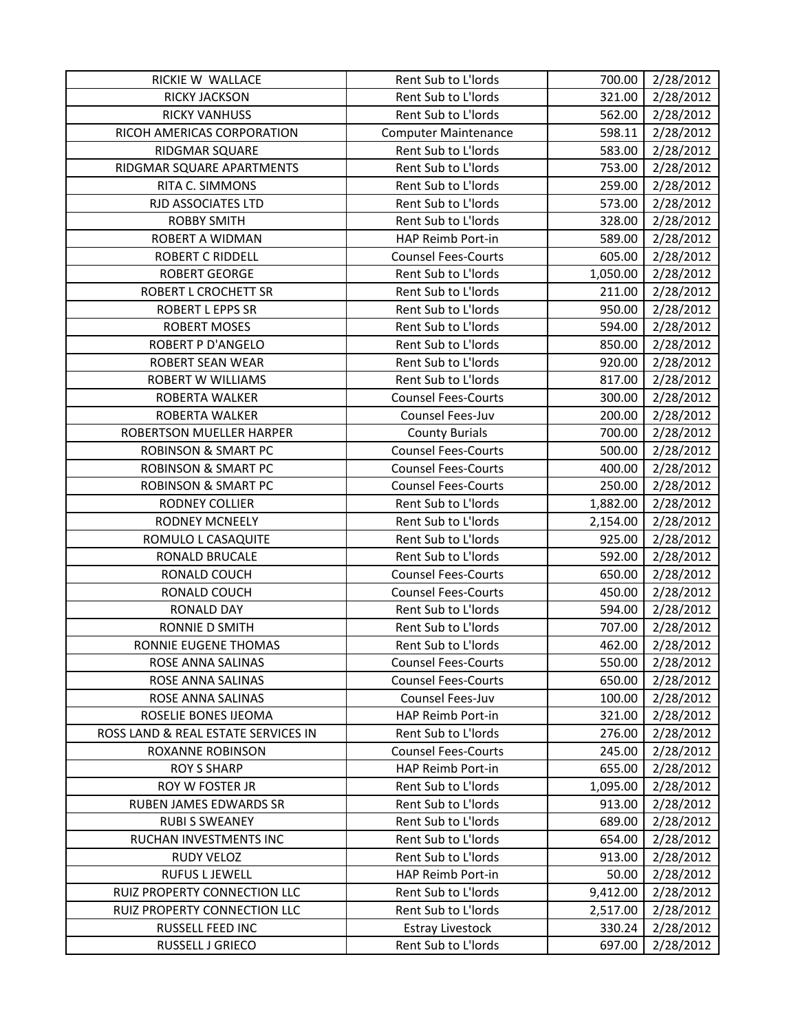| | | | |
|---|---|---|---|
| RICKIE W WALLACE | Rent Sub to L'lords | 700.00 | 2/28/2012 |
| RICKY JACKSON | Rent Sub to L'lords | 321.00 | 2/28/2012 |
| RICKY VANHUSS | Rent Sub to L'lords | 562.00 | 2/28/2012 |
| RICOH AMERICAS CORPORATION | Computer Maintenance | 598.11 | 2/28/2012 |
| RIDGMAR SQUARE | Rent Sub to L'lords | 583.00 | 2/28/2012 |
| RIDGMAR SQUARE APARTMENTS | Rent Sub to L'lords | 753.00 | 2/28/2012 |
| RITA C. SIMMONS | Rent Sub to L'lords | 259.00 | 2/28/2012 |
| RJD ASSOCIATES LTD | Rent Sub to L'lords | 573.00 | 2/28/2012 |
| ROBBY SMITH | Rent Sub to L'lords | 328.00 | 2/28/2012 |
| ROBERT A WIDMAN | HAP Reimb Port-in | 589.00 | 2/28/2012 |
| ROBERT C RIDDELL | Counsel Fees-Courts | 605.00 | 2/28/2012 |
| ROBERT GEORGE | Rent Sub to L'lords | 1,050.00 | 2/28/2012 |
| ROBERT L CROCHETT SR | Rent Sub to L'lords | 211.00 | 2/28/2012 |
| ROBERT L EPPS SR | Rent Sub to L'lords | 950.00 | 2/28/2012 |
| ROBERT MOSES | Rent Sub to L'lords | 594.00 | 2/28/2012 |
| ROBERT P D'ANGELO | Rent Sub to L'lords | 850.00 | 2/28/2012 |
| ROBERT SEAN WEAR | Rent Sub to L'lords | 920.00 | 2/28/2012 |
| ROBERT W WILLIAMS | Rent Sub to L'lords | 817.00 | 2/28/2012 |
| ROBERTA WALKER | Counsel Fees-Courts | 300.00 | 2/28/2012 |
| ROBERTA WALKER | Counsel Fees-Juv | 200.00 | 2/28/2012 |
| ROBERTSON MUELLER HARPER | County Burials | 700.00 | 2/28/2012 |
| ROBINSON & SMART PC | Counsel Fees-Courts | 500.00 | 2/28/2012 |
| ROBINSON & SMART PC | Counsel Fees-Courts | 400.00 | 2/28/2012 |
| ROBINSON & SMART PC | Counsel Fees-Courts | 250.00 | 2/28/2012 |
| RODNEY COLLIER | Rent Sub to L'lords | 1,882.00 | 2/28/2012 |
| RODNEY MCNEELY | Rent Sub to L'lords | 2,154.00 | 2/28/2012 |
| ROMULO L CASAQUITE | Rent Sub to L'lords | 925.00 | 2/28/2012 |
| RONALD BRUCALE | Rent Sub to L'lords | 592.00 | 2/28/2012 |
| RONALD COUCH | Counsel Fees-Courts | 650.00 | 2/28/2012 |
| RONALD COUCH | Counsel Fees-Courts | 450.00 | 2/28/2012 |
| RONALD DAY | Rent Sub to L'lords | 594.00 | 2/28/2012 |
| RONNIE D SMITH | Rent Sub to L'lords | 707.00 | 2/28/2012 |
| RONNIE EUGENE THOMAS | Rent Sub to L'lords | 462.00 | 2/28/2012 |
| ROSE ANNA SALINAS | Counsel Fees-Courts | 550.00 | 2/28/2012 |
| ROSE ANNA SALINAS | Counsel Fees-Courts | 650.00 | 2/28/2012 |
| ROSE ANNA SALINAS | Counsel Fees-Juv | 100.00 | 2/28/2012 |
| ROSELIE BONES IJEOMA | HAP Reimb Port-in | 321.00 | 2/28/2012 |
| ROSS LAND & REAL ESTATE SERVICES IN | Rent Sub to L'lords | 276.00 | 2/28/2012 |
| ROXANNE ROBINSON | Counsel Fees-Courts | 245.00 | 2/28/2012 |
| ROY S SHARP | HAP Reimb Port-in | 655.00 | 2/28/2012 |
| ROY W FOSTER JR | Rent Sub to L'lords | 1,095.00 | 2/28/2012 |
| RUBEN JAMES EDWARDS SR | Rent Sub to L'lords | 913.00 | 2/28/2012 |
| RUBI S SWEANEY | Rent Sub to L'lords | 689.00 | 2/28/2012 |
| RUCHAN INVESTMENTS INC | Rent Sub to L'lords | 654.00 | 2/28/2012 |
| RUDY VELOZ | Rent Sub to L'lords | 913.00 | 2/28/2012 |
| RUFUS L JEWELL | HAP Reimb Port-in | 50.00 | 2/28/2012 |
| RUIZ PROPERTY CONNECTION LLC | Rent Sub to L'lords | 9,412.00 | 2/28/2012 |
| RUIZ PROPERTY CONNECTION LLC | Rent Sub to L'lords | 2,517.00 | 2/28/2012 |
| RUSSELL FEED INC | Estray Livestock | 330.24 | 2/28/2012 |
| RUSSELL J GRIECO | Rent Sub to L'lords | 697.00 | 2/28/2012 |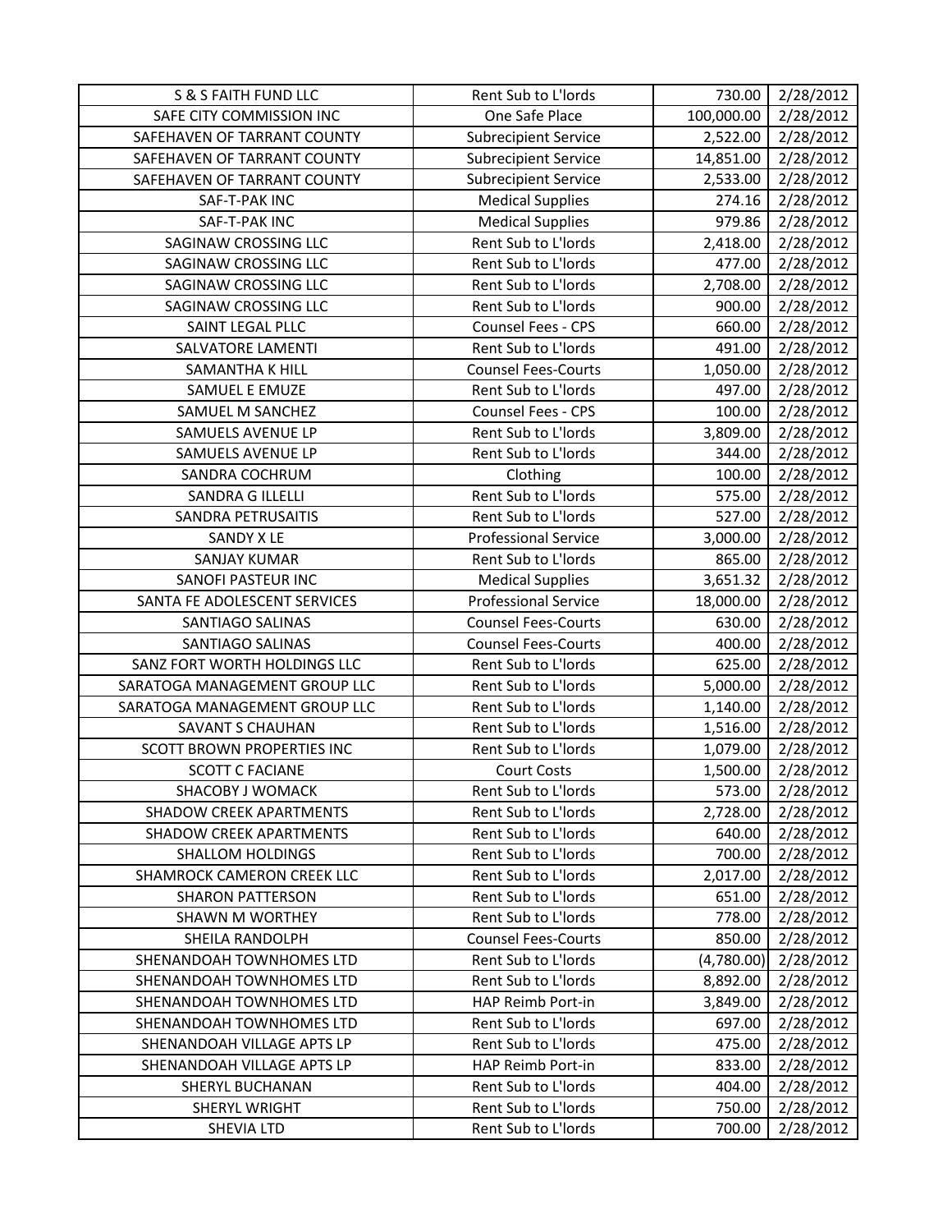| S & S FAITH FUND LLC | Rent Sub to L'lords | 730.00 | 2/28/2012 |
|---|---|---|---|
| SAFE CITY COMMISSION INC | One Safe Place | 100,000.00 | 2/28/2012 |
| SAFEHAVEN OF TARRANT COUNTY | Subrecipient Service | 2,522.00 | 2/28/2012 |
| SAFEHAVEN OF TARRANT COUNTY | Subrecipient Service | 14,851.00 | 2/28/2012 |
| SAFEHAVEN OF TARRANT COUNTY | Subrecipient Service | 2,533.00 | 2/28/2012 |
| SAF-T-PAK INC | Medical Supplies | 274.16 | 2/28/2012 |
| SAF-T-PAK INC | Medical Supplies | 979.86 | 2/28/2012 |
| SAGINAW CROSSING LLC | Rent Sub to L'lords | 2,418.00 | 2/28/2012 |
| SAGINAW CROSSING LLC | Rent Sub to L'lords | 477.00 | 2/28/2012 |
| SAGINAW CROSSING LLC | Rent Sub to L'lords | 2,708.00 | 2/28/2012 |
| SAGINAW CROSSING LLC | Rent Sub to L'lords | 900.00 | 2/28/2012 |
| SAINT LEGAL PLLC | Counsel Fees - CPS | 660.00 | 2/28/2012 |
| SALVATORE LAMENTI | Rent Sub to L'lords | 491.00 | 2/28/2012 |
| SAMANTHA K HILL | Counsel Fees-Courts | 1,050.00 | 2/28/2012 |
| SAMUEL E EMUZE | Rent Sub to L'lords | 497.00 | 2/28/2012 |
| SAMUEL M SANCHEZ | Counsel Fees - CPS | 100.00 | 2/28/2012 |
| SAMUELS AVENUE LP | Rent Sub to L'lords | 3,809.00 | 2/28/2012 |
| SAMUELS AVENUE LP | Rent Sub to L'lords | 344.00 | 2/28/2012 |
| SANDRA COCHRUM | Clothing | 100.00 | 2/28/2012 |
| SANDRA G ILLELLI | Rent Sub to L'lords | 575.00 | 2/28/2012 |
| SANDRA PETRUSAITIS | Rent Sub to L'lords | 527.00 | 2/28/2012 |
| SANDY X LE | Professional Service | 3,000.00 | 2/28/2012 |
| SANJAY KUMAR | Rent Sub to L'lords | 865.00 | 2/28/2012 |
| SANOFI PASTEUR INC | Medical Supplies | 3,651.32 | 2/28/2012 |
| SANTA FE ADOLESCENT SERVICES | Professional Service | 18,000.00 | 2/28/2012 |
| SANTIAGO SALINAS | Counsel Fees-Courts | 630.00 | 2/28/2012 |
| SANTIAGO SALINAS | Counsel Fees-Courts | 400.00 | 2/28/2012 |
| SANZ FORT WORTH HOLDINGS LLC | Rent Sub to L'lords | 625.00 | 2/28/2012 |
| SARATOGA MANAGEMENT GROUP LLC | Rent Sub to L'lords | 5,000.00 | 2/28/2012 |
| SARATOGA MANAGEMENT GROUP LLC | Rent Sub to L'lords | 1,140.00 | 2/28/2012 |
| SAVANT S CHAUHAN | Rent Sub to L'lords | 1,516.00 | 2/28/2012 |
| SCOTT BROWN PROPERTIES INC | Rent Sub to L'lords | 1,079.00 | 2/28/2012 |
| SCOTT C FACIANE | Court Costs | 1,500.00 | 2/28/2012 |
| SHACOBY J WOMACK | Rent Sub to L'lords | 573.00 | 2/28/2012 |
| SHADOW CREEK APARTMENTS | Rent Sub to L'lords | 2,728.00 | 2/28/2012 |
| SHADOW CREEK APARTMENTS | Rent Sub to L'lords | 640.00 | 2/28/2012 |
| SHALLOM HOLDINGS | Rent Sub to L'lords | 700.00 | 2/28/2012 |
| SHAMROCK CAMERON CREEK LLC | Rent Sub to L'lords | 2,017.00 | 2/28/2012 |
| SHARON PATTERSON | Rent Sub to L'lords | 651.00 | 2/28/2012 |
| SHAWN M WORTHEY | Rent Sub to L'lords | 778.00 | 2/28/2012 |
| SHEILA RANDOLPH | Counsel Fees-Courts | 850.00 | 2/28/2012 |
| SHENANDOAH TOWNHOMES LTD | Rent Sub to L'lords | (4,780.00) | 2/28/2012 |
| SHENANDOAH TOWNHOMES LTD | Rent Sub to L'lords | 8,892.00 | 2/28/2012 |
| SHENANDOAH TOWNHOMES LTD | HAP Reimb Port-in | 3,849.00 | 2/28/2012 |
| SHENANDOAH TOWNHOMES LTD | Rent Sub to L'lords | 697.00 | 2/28/2012 |
| SHENANDOAH VILLAGE APTS LP | Rent Sub to L'lords | 475.00 | 2/28/2012 |
| SHENANDOAH VILLAGE APTS LP | HAP Reimb Port-in | 833.00 | 2/28/2012 |
| SHERYL BUCHANAN | Rent Sub to L'lords | 404.00 | 2/28/2012 |
| SHERYL WRIGHT | Rent Sub to L'lords | 750.00 | 2/28/2012 |
| SHEVIA LTD | Rent Sub to L'lords | 700.00 | 2/28/2012 |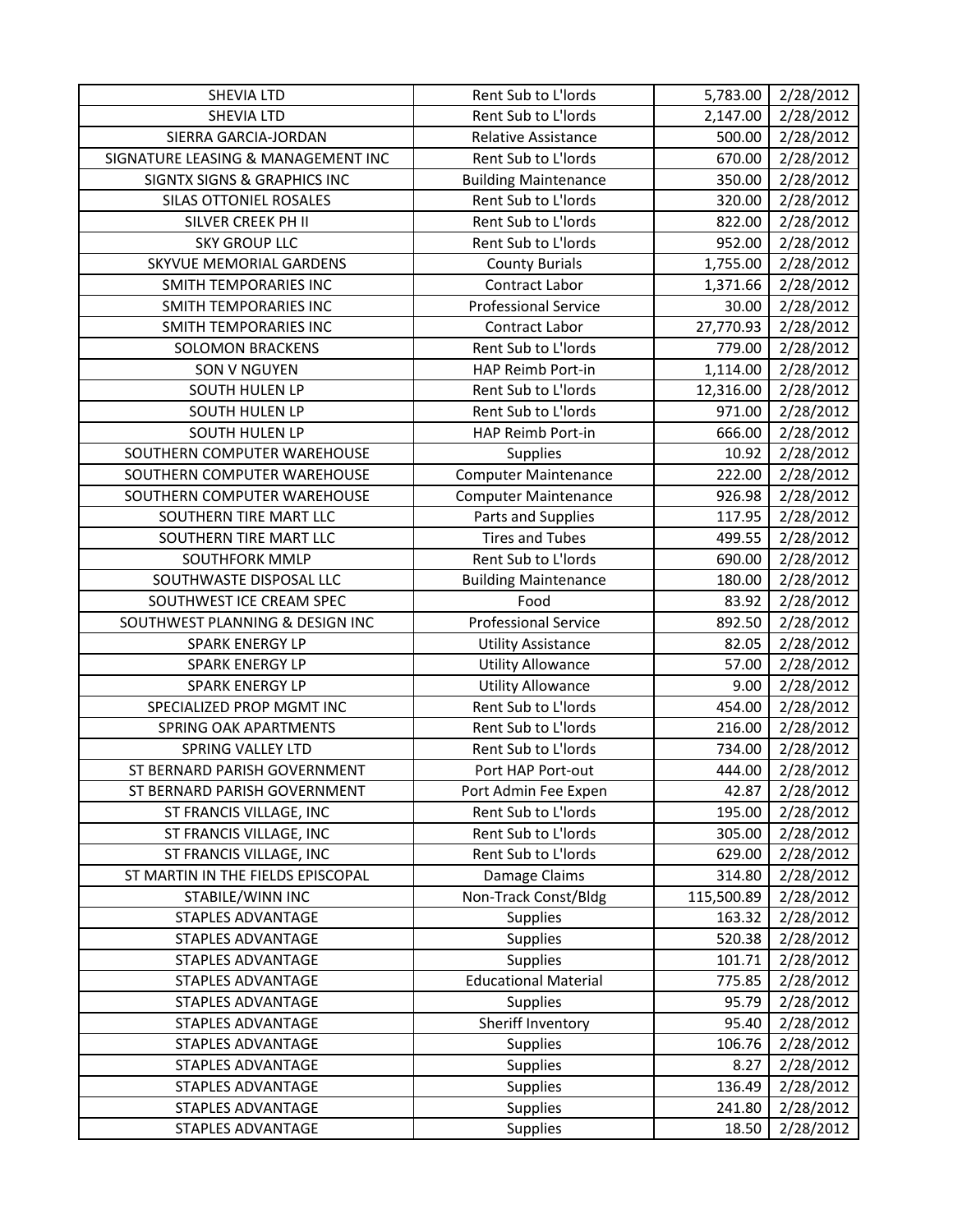| SHEVIA LTD | Rent Sub to L'lords | 5,783.00 | 2/28/2012 |
|---|---|---|---|
| SHEVIA LTD | Rent Sub to L'lords | 2,147.00 | 2/28/2012 |
| SIERRA GARCIA-JORDAN | Relative Assistance | 500.00 | 2/28/2012 |
| SIGNATURE LEASING & MANAGEMENT INC | Rent Sub to L'lords | 670.00 | 2/28/2012 |
| SIGNTX SIGNS & GRAPHICS INC | Building Maintenance | 350.00 | 2/28/2012 |
| SILAS OTTONIEL ROSALES | Rent Sub to L'lords | 320.00 | 2/28/2012 |
| SILVER CREEK PH II | Rent Sub to L'lords | 822.00 | 2/28/2012 |
| SKY GROUP LLC | Rent Sub to L'lords | 952.00 | 2/28/2012 |
| SKYVUE MEMORIAL GARDENS | County Burials | 1,755.00 | 2/28/2012 |
| SMITH TEMPORARIES INC | Contract Labor | 1,371.66 | 2/28/2012 |
| SMITH TEMPORARIES INC | Professional Service | 30.00 | 2/28/2012 |
| SMITH TEMPORARIES INC | Contract Labor | 27,770.93 | 2/28/2012 |
| SOLOMON BRACKENS | Rent Sub to L'lords | 779.00 | 2/28/2012 |
| SON V NGUYEN | HAP Reimb Port-in | 1,114.00 | 2/28/2012 |
| SOUTH HULEN LP | Rent Sub to L'lords | 12,316.00 | 2/28/2012 |
| SOUTH HULEN LP | Rent Sub to L'lords | 971.00 | 2/28/2012 |
| SOUTH HULEN LP | HAP Reimb Port-in | 666.00 | 2/28/2012 |
| SOUTHERN COMPUTER WAREHOUSE | Supplies | 10.92 | 2/28/2012 |
| SOUTHERN COMPUTER WAREHOUSE | Computer Maintenance | 222.00 | 2/28/2012 |
| SOUTHERN COMPUTER WAREHOUSE | Computer Maintenance | 926.98 | 2/28/2012 |
| SOUTHERN TIRE MART LLC | Parts and Supplies | 117.95 | 2/28/2012 |
| SOUTHERN TIRE MART LLC | Tires and Tubes | 499.55 | 2/28/2012 |
| SOUTHFORK MMLP | Rent Sub to L'lords | 690.00 | 2/28/2012 |
| SOUTHWASTE DISPOSAL LLC | Building Maintenance | 180.00 | 2/28/2012 |
| SOUTHWEST ICE CREAM SPEC | Food | 83.92 | 2/28/2012 |
| SOUTHWEST PLANNING & DESIGN INC | Professional Service | 892.50 | 2/28/2012 |
| SPARK ENERGY LP | Utility Assistance | 82.05 | 2/28/2012 |
| SPARK ENERGY LP | Utility Allowance | 57.00 | 2/28/2012 |
| SPARK ENERGY LP | Utility Allowance | 9.00 | 2/28/2012 |
| SPECIALIZED PROP MGMT INC | Rent Sub to L'lords | 454.00 | 2/28/2012 |
| SPRING OAK APARTMENTS | Rent Sub to L'lords | 216.00 | 2/28/2012 |
| SPRING VALLEY LTD | Rent Sub to L'lords | 734.00 | 2/28/2012 |
| ST BERNARD PARISH GOVERNMENT | Port HAP Port-out | 444.00 | 2/28/2012 |
| ST BERNARD PARISH GOVERNMENT | Port Admin Fee Expen | 42.87 | 2/28/2012 |
| ST FRANCIS VILLAGE, INC | Rent Sub to L'lords | 195.00 | 2/28/2012 |
| ST FRANCIS VILLAGE, INC | Rent Sub to L'lords | 305.00 | 2/28/2012 |
| ST FRANCIS VILLAGE, INC | Rent Sub to L'lords | 629.00 | 2/28/2012 |
| ST MARTIN IN THE FIELDS EPISCOPAL | Damage Claims | 314.80 | 2/28/2012 |
| STABILE/WINN INC | Non-Track Const/Bldg | 115,500.89 | 2/28/2012 |
| STAPLES ADVANTAGE | Supplies | 163.32 | 2/28/2012 |
| STAPLES ADVANTAGE | Supplies | 520.38 | 2/28/2012 |
| STAPLES ADVANTAGE | Supplies | 101.71 | 2/28/2012 |
| STAPLES ADVANTAGE | Educational Material | 775.85 | 2/28/2012 |
| STAPLES ADVANTAGE | Supplies | 95.79 | 2/28/2012 |
| STAPLES ADVANTAGE | Sheriff Inventory | 95.40 | 2/28/2012 |
| STAPLES ADVANTAGE | Supplies | 106.76 | 2/28/2012 |
| STAPLES ADVANTAGE | Supplies | 8.27 | 2/28/2012 |
| STAPLES ADVANTAGE | Supplies | 136.49 | 2/28/2012 |
| STAPLES ADVANTAGE | Supplies | 241.80 | 2/28/2012 |
| STAPLES ADVANTAGE | Supplies | 18.50 | 2/28/2012 |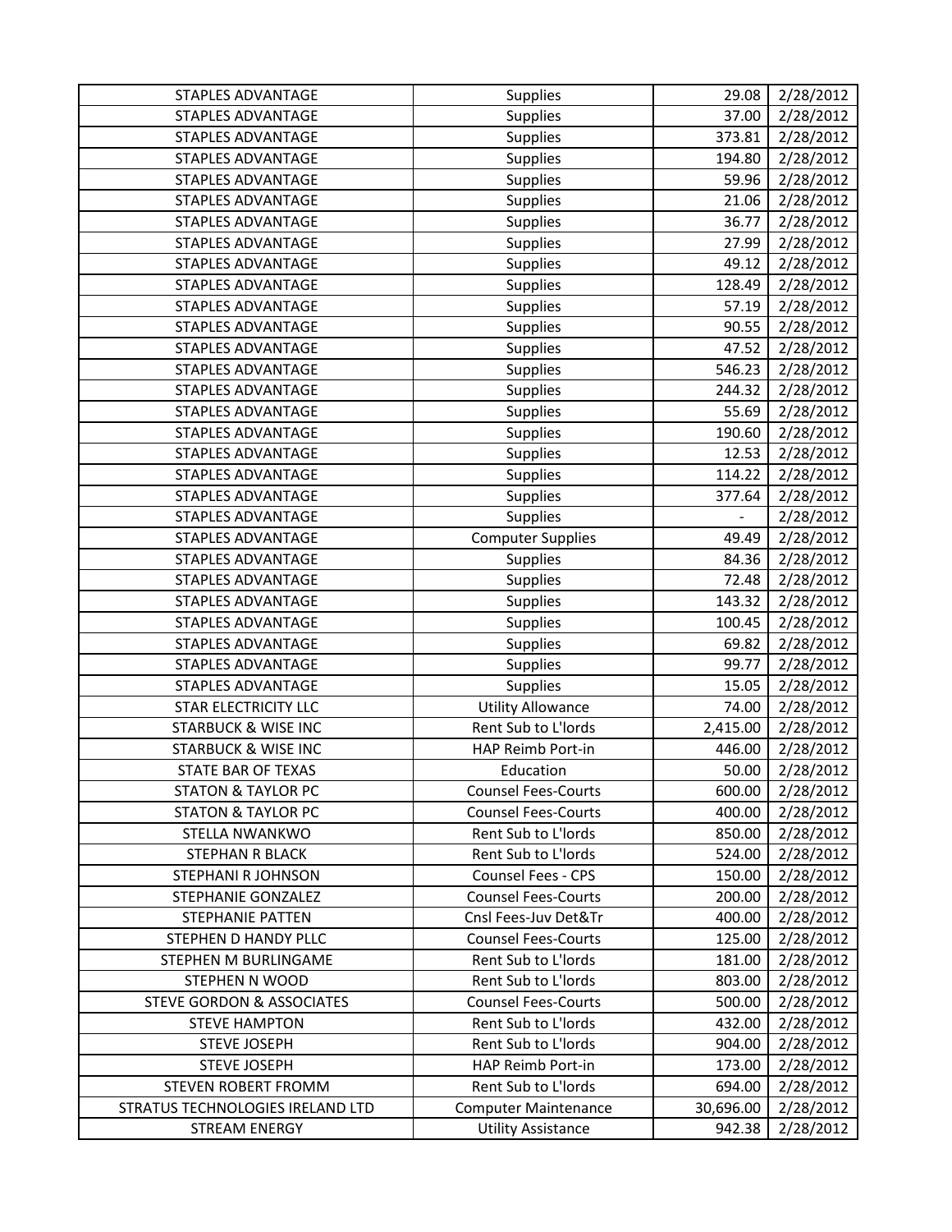| STAPLES ADVANTAGE | Supplies | 29.08 | 2/28/2012 |
|---|---|---|---|
| STAPLES ADVANTAGE | Supplies | 37.00 | 2/28/2012 |
| STAPLES ADVANTAGE | Supplies | 373.81 | 2/28/2012 |
| STAPLES ADVANTAGE | Supplies | 194.80 | 2/28/2012 |
| STAPLES ADVANTAGE | Supplies | 59.96 | 2/28/2012 |
| STAPLES ADVANTAGE | Supplies | 21.06 | 2/28/2012 |
| STAPLES ADVANTAGE | Supplies | 36.77 | 2/28/2012 |
| STAPLES ADVANTAGE | Supplies | 27.99 | 2/28/2012 |
| STAPLES ADVANTAGE | Supplies | 49.12 | 2/28/2012 |
| STAPLES ADVANTAGE | Supplies | 128.49 | 2/28/2012 |
| STAPLES ADVANTAGE | Supplies | 57.19 | 2/28/2012 |
| STAPLES ADVANTAGE | Supplies | 90.55 | 2/28/2012 |
| STAPLES ADVANTAGE | Supplies | 47.52 | 2/28/2012 |
| STAPLES ADVANTAGE | Supplies | 546.23 | 2/28/2012 |
| STAPLES ADVANTAGE | Supplies | 244.32 | 2/28/2012 |
| STAPLES ADVANTAGE | Supplies | 55.69 | 2/28/2012 |
| STAPLES ADVANTAGE | Supplies | 190.60 | 2/28/2012 |
| STAPLES ADVANTAGE | Supplies | 12.53 | 2/28/2012 |
| STAPLES ADVANTAGE | Supplies | 114.22 | 2/28/2012 |
| STAPLES ADVANTAGE | Supplies | 377.64 | 2/28/2012 |
| STAPLES ADVANTAGE | Supplies | - | 2/28/2012 |
| STAPLES ADVANTAGE | Computer Supplies | 49.49 | 2/28/2012 |
| STAPLES ADVANTAGE | Supplies | 84.36 | 2/28/2012 |
| STAPLES ADVANTAGE | Supplies | 72.48 | 2/28/2012 |
| STAPLES ADVANTAGE | Supplies | 143.32 | 2/28/2012 |
| STAPLES ADVANTAGE | Supplies | 100.45 | 2/28/2012 |
| STAPLES ADVANTAGE | Supplies | 69.82 | 2/28/2012 |
| STAPLES ADVANTAGE | Supplies | 99.77 | 2/28/2012 |
| STAPLES ADVANTAGE | Supplies | 15.05 | 2/28/2012 |
| STAR ELECTRICITY LLC | Utility Allowance | 74.00 | 2/28/2012 |
| STARBUCK & WISE INC | Rent Sub to L'lords | 2,415.00 | 2/28/2012 |
| STARBUCK & WISE INC | HAP Reimb Port-in | 446.00 | 2/28/2012 |
| STATE BAR OF TEXAS | Education | 50.00 | 2/28/2012 |
| STATON & TAYLOR PC | Counsel Fees-Courts | 600.00 | 2/28/2012 |
| STATON & TAYLOR PC | Counsel Fees-Courts | 400.00 | 2/28/2012 |
| STELLA NWANKWO | Rent Sub to L'lords | 850.00 | 2/28/2012 |
| STEPHAN R BLACK | Rent Sub to L'lords | 524.00 | 2/28/2012 |
| STEPHANI R JOHNSON | Counsel Fees - CPS | 150.00 | 2/28/2012 |
| STEPHANIE GONZALEZ | Counsel Fees-Courts | 200.00 | 2/28/2012 |
| STEPHANIE PATTEN | Cnsl Fees-Juv Det&Tr | 400.00 | 2/28/2012 |
| STEPHEN D HANDY PLLC | Counsel Fees-Courts | 125.00 | 2/28/2012 |
| STEPHEN M BURLINGAME | Rent Sub to L'lords | 181.00 | 2/28/2012 |
| STEPHEN N WOOD | Rent Sub to L'lords | 803.00 | 2/28/2012 |
| STEVE GORDON & ASSOCIATES | Counsel Fees-Courts | 500.00 | 2/28/2012 |
| STEVE HAMPTON | Rent Sub to L'lords | 432.00 | 2/28/2012 |
| STEVE JOSEPH | Rent Sub to L'lords | 904.00 | 2/28/2012 |
| STEVE JOSEPH | HAP Reimb Port-in | 173.00 | 2/28/2012 |
| STEVEN ROBERT FROMM | Rent Sub to L'lords | 694.00 | 2/28/2012 |
| STRATUS TECHNOLOGIES IRELAND LTD | Computer Maintenance | 30,696.00 | 2/28/2012 |
| STREAM ENERGY | Utility Assistance | 942.38 | 2/28/2012 |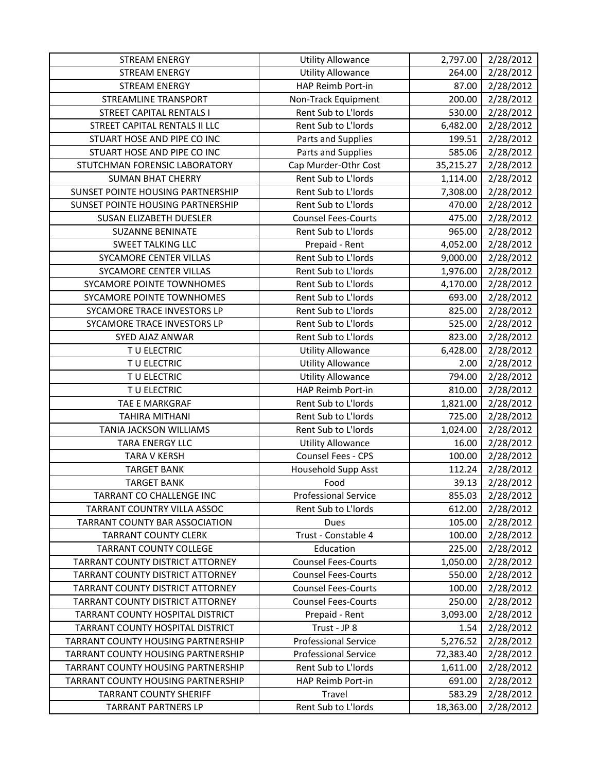| | | | |
|---|---|---|---|
| STREAM ENERGY | Utility Allowance | 2,797.00 | 2/28/2012 |
| STREAM ENERGY | Utility Allowance | 264.00 | 2/28/2012 |
| STREAM ENERGY | HAP Reimb Port-in | 87.00 | 2/28/2012 |
| STREAMLINE TRANSPORT | Non-Track Equipment | 200.00 | 2/28/2012 |
| STREET CAPITAL RENTALS I | Rent Sub to L'lords | 530.00 | 2/28/2012 |
| STREET CAPITAL RENTALS II LLC | Rent Sub to L'lords | 6,482.00 | 2/28/2012 |
| STUART HOSE AND PIPE CO INC | Parts and Supplies | 199.51 | 2/28/2012 |
| STUART HOSE AND PIPE CO INC | Parts and Supplies | 585.06 | 2/28/2012 |
| STUTCHMAN FORENSIC LABORATORY | Cap Murder-Othr Cost | 35,215.27 | 2/28/2012 |
| SUMAN BHAT CHERRY | Rent Sub to L'lords | 1,114.00 | 2/28/2012 |
| SUNSET POINTE HOUSING PARTNERSHIP | Rent Sub to L'lords | 7,308.00 | 2/28/2012 |
| SUNSET POINTE HOUSING PARTNERSHIP | Rent Sub to L'lords | 470.00 | 2/28/2012 |
| SUSAN ELIZABETH DUESLER | Counsel Fees-Courts | 475.00 | 2/28/2012 |
| SUZANNE BENINATE | Rent Sub to L'lords | 965.00 | 2/28/2012 |
| SWEET TALKING LLC | Prepaid - Rent | 4,052.00 | 2/28/2012 |
| SYCAMORE CENTER VILLAS | Rent Sub to L'lords | 9,000.00 | 2/28/2012 |
| SYCAMORE CENTER VILLAS | Rent Sub to L'lords | 1,976.00 | 2/28/2012 |
| SYCAMORE POINTE TOWNHOMES | Rent Sub to L'lords | 4,170.00 | 2/28/2012 |
| SYCAMORE POINTE TOWNHOMES | Rent Sub to L'lords | 693.00 | 2/28/2012 |
| SYCAMORE TRACE INVESTORS LP | Rent Sub to L'lords | 825.00 | 2/28/2012 |
| SYCAMORE TRACE INVESTORS LP | Rent Sub to L'lords | 525.00 | 2/28/2012 |
| SYED AJAZ ANWAR | Rent Sub to L'lords | 823.00 | 2/28/2012 |
| T U ELECTRIC | Utility Allowance | 6,428.00 | 2/28/2012 |
| T U ELECTRIC | Utility Allowance | 2.00 | 2/28/2012 |
| T U ELECTRIC | Utility Allowance | 794.00 | 2/28/2012 |
| T U ELECTRIC | HAP Reimb Port-in | 810.00 | 2/28/2012 |
| TAE E MARKGRAF | Rent Sub to L'lords | 1,821.00 | 2/28/2012 |
| TAHIRA MITHANI | Rent Sub to L'lords | 725.00 | 2/28/2012 |
| TANIA JACKSON WILLIAMS | Rent Sub to L'lords | 1,024.00 | 2/28/2012 |
| TARA ENERGY LLC | Utility Allowance | 16.00 | 2/28/2012 |
| TARA V KERSH | Counsel Fees - CPS | 100.00 | 2/28/2012 |
| TARGET BANK | Household Supp Asst | 112.24 | 2/28/2012 |
| TARGET BANK | Food | 39.13 | 2/28/2012 |
| TARRANT CO CHALLENGE INC | Professional Service | 855.03 | 2/28/2012 |
| TARRANT COUNTRY VILLA ASSOC | Rent Sub to L'lords | 612.00 | 2/28/2012 |
| TARRANT COUNTY BAR ASSOCIATION | Dues | 105.00 | 2/28/2012 |
| TARRANT COUNTY CLERK | Trust - Constable 4 | 100.00 | 2/28/2012 |
| TARRANT COUNTY COLLEGE | Education | 225.00 | 2/28/2012 |
| TARRANT COUNTY DISTRICT ATTORNEY | Counsel Fees-Courts | 1,050.00 | 2/28/2012 |
| TARRANT COUNTY DISTRICT ATTORNEY | Counsel Fees-Courts | 550.00 | 2/28/2012 |
| TARRANT COUNTY DISTRICT ATTORNEY | Counsel Fees-Courts | 100.00 | 2/28/2012 |
| TARRANT COUNTY DISTRICT ATTORNEY | Counsel Fees-Courts | 250.00 | 2/28/2012 |
| TARRANT COUNTY HOSPITAL DISTRICT | Prepaid - Rent | 3,093.00 | 2/28/2012 |
| TARRANT COUNTY HOSPITAL DISTRICT | Trust - JP 8 | 1.54 | 2/28/2012 |
| TARRANT COUNTY HOUSING PARTNERSHIP | Professional Service | 5,276.52 | 2/28/2012 |
| TARRANT COUNTY HOUSING PARTNERSHIP | Professional Service | 72,383.40 | 2/28/2012 |
| TARRANT COUNTY HOUSING PARTNERSHIP | Rent Sub to L'lords | 1,611.00 | 2/28/2012 |
| TARRANT COUNTY HOUSING PARTNERSHIP | HAP Reimb Port-in | 691.00 | 2/28/2012 |
| TARRANT COUNTY SHERIFF | Travel | 583.29 | 2/28/2012 |
| TARRANT PARTNERS LP | Rent Sub to L'lords | 18,363.00 | 2/28/2012 |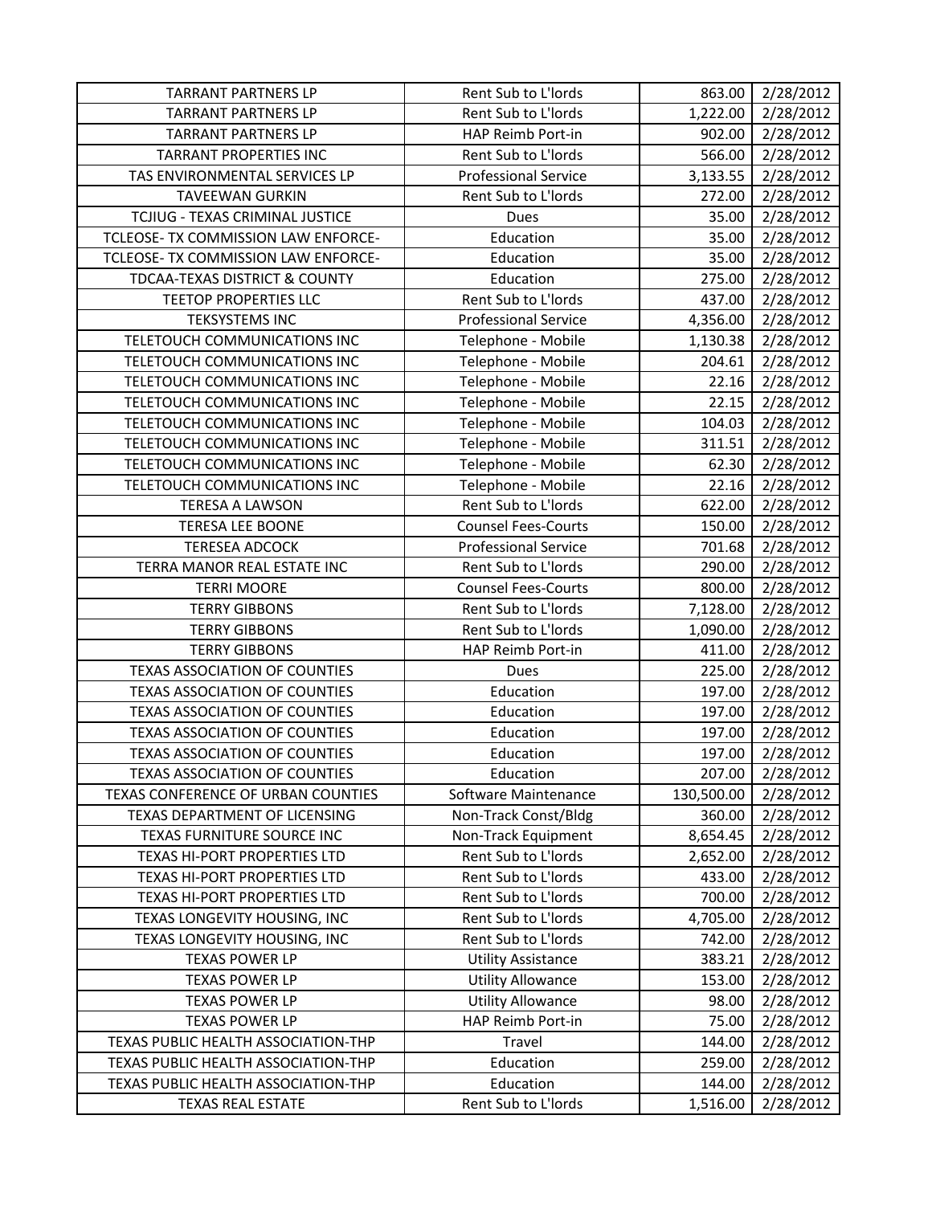| | | | |
|---|---|---|---|
| TARRANT PARTNERS LP | Rent Sub to L'lords | 863.00 | 2/28/2012 |
| TARRANT PARTNERS LP | Rent Sub to L'lords | 1,222.00 | 2/28/2012 |
| TARRANT PARTNERS LP | HAP Reimb Port-in | 902.00 | 2/28/2012 |
| TARRANT PROPERTIES INC | Rent Sub to L'lords | 566.00 | 2/28/2012 |
| TAS ENVIRONMENTAL SERVICES LP | Professional Service | 3,133.55 | 2/28/2012 |
| TAVEEWAN GURKIN | Rent Sub to L'lords | 272.00 | 2/28/2012 |
| TCJIUG - TEXAS CRIMINAL JUSTICE | Dues | 35.00 | 2/28/2012 |
| TCLEOSE- TX COMMISSION LAW ENFORCE- | Education | 35.00 | 2/28/2012 |
| TCLEOSE- TX COMMISSION LAW ENFORCE- | Education | 35.00 | 2/28/2012 |
| TDCAA-TEXAS DISTRICT & COUNTY | Education | 275.00 | 2/28/2012 |
| TEETOP PROPERTIES LLC | Rent Sub to L'lords | 437.00 | 2/28/2012 |
| TEKSYSTEMS INC | Professional Service | 4,356.00 | 2/28/2012 |
| TELETOUCH COMMUNICATIONS INC | Telephone - Mobile | 1,130.38 | 2/28/2012 |
| TELETOUCH COMMUNICATIONS INC | Telephone - Mobile | 204.61 | 2/28/2012 |
| TELETOUCH COMMUNICATIONS INC | Telephone - Mobile | 22.16 | 2/28/2012 |
| TELETOUCH COMMUNICATIONS INC | Telephone - Mobile | 22.15 | 2/28/2012 |
| TELETOUCH COMMUNICATIONS INC | Telephone - Mobile | 104.03 | 2/28/2012 |
| TELETOUCH COMMUNICATIONS INC | Telephone - Mobile | 311.51 | 2/28/2012 |
| TELETOUCH COMMUNICATIONS INC | Telephone - Mobile | 62.30 | 2/28/2012 |
| TELETOUCH COMMUNICATIONS INC | Telephone - Mobile | 22.16 | 2/28/2012 |
| TERESA A LAWSON | Rent Sub to L'lords | 622.00 | 2/28/2012 |
| TERESA LEE BOONE | Counsel Fees-Courts | 150.00 | 2/28/2012 |
| TERESEA ADCOCK | Professional Service | 701.68 | 2/28/2012 |
| TERRA MANOR REAL ESTATE INC | Rent Sub to L'lords | 290.00 | 2/28/2012 |
| TERRI MOORE | Counsel Fees-Courts | 800.00 | 2/28/2012 |
| TERRY GIBBONS | Rent Sub to L'lords | 7,128.00 | 2/28/2012 |
| TERRY GIBBONS | Rent Sub to L'lords | 1,090.00 | 2/28/2012 |
| TERRY GIBBONS | HAP Reimb Port-in | 411.00 | 2/28/2012 |
| TEXAS ASSOCIATION OF COUNTIES | Dues | 225.00 | 2/28/2012 |
| TEXAS ASSOCIATION OF COUNTIES | Education | 197.00 | 2/28/2012 |
| TEXAS ASSOCIATION OF COUNTIES | Education | 197.00 | 2/28/2012 |
| TEXAS ASSOCIATION OF COUNTIES | Education | 197.00 | 2/28/2012 |
| TEXAS ASSOCIATION OF COUNTIES | Education | 197.00 | 2/28/2012 |
| TEXAS ASSOCIATION OF COUNTIES | Education | 207.00 | 2/28/2012 |
| TEXAS CONFERENCE OF URBAN COUNTIES | Software Maintenance | 130,500.00 | 2/28/2012 |
| TEXAS DEPARTMENT OF LICENSING | Non-Track Const/Bldg | 360.00 | 2/28/2012 |
| TEXAS FURNITURE SOURCE INC | Non-Track Equipment | 8,654.45 | 2/28/2012 |
| TEXAS HI-PORT PROPERTIES LTD | Rent Sub to L'lords | 2,652.00 | 2/28/2012 |
| TEXAS HI-PORT PROPERTIES LTD | Rent Sub to L'lords | 433.00 | 2/28/2012 |
| TEXAS HI-PORT PROPERTIES LTD | Rent Sub to L'lords | 700.00 | 2/28/2012 |
| TEXAS LONGEVITY HOUSING, INC | Rent Sub to L'lords | 4,705.00 | 2/28/2012 |
| TEXAS LONGEVITY HOUSING, INC | Rent Sub to L'lords | 742.00 | 2/28/2012 |
| TEXAS POWER LP | Utility Assistance | 383.21 | 2/28/2012 |
| TEXAS POWER LP | Utility Allowance | 153.00 | 2/28/2012 |
| TEXAS POWER LP | Utility Allowance | 98.00 | 2/28/2012 |
| TEXAS POWER LP | HAP Reimb Port-in | 75.00 | 2/28/2012 |
| TEXAS PUBLIC HEALTH ASSOCIATION-THP | Travel | 144.00 | 2/28/2012 |
| TEXAS PUBLIC HEALTH ASSOCIATION-THP | Education | 259.00 | 2/28/2012 |
| TEXAS PUBLIC HEALTH ASSOCIATION-THP | Education | 144.00 | 2/28/2012 |
| TEXAS REAL ESTATE | Rent Sub to L'lords | 1,516.00 | 2/28/2012 |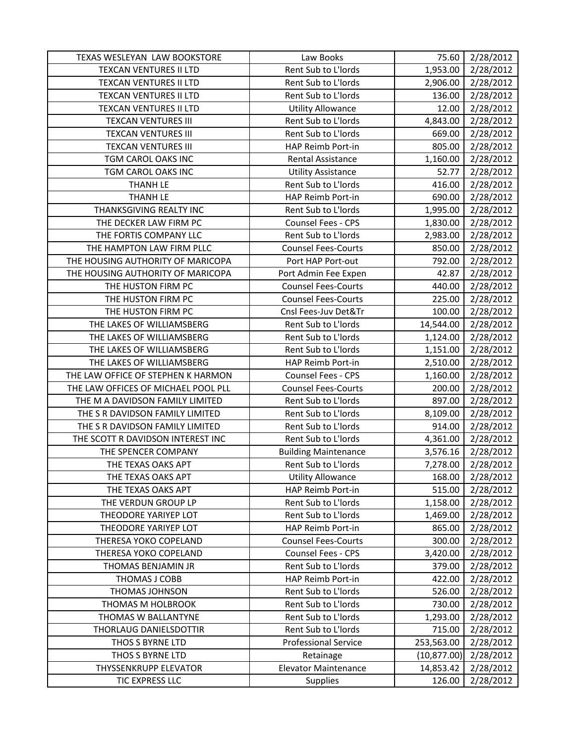| | | | |
|---|---|---|---|
| TEXAS WESLEYAN LAW BOOKSTORE | Law Books | 75.60 | 2/28/2012 |
| TEXCAN VENTURES II LTD | Rent Sub to L'lords | 1,953.00 | 2/28/2012 |
| TEXCAN VENTURES II LTD | Rent Sub to L'lords | 2,906.00 | 2/28/2012 |
| TEXCAN VENTURES II LTD | Rent Sub to L'lords | 136.00 | 2/28/2012 |
| TEXCAN VENTURES II LTD | Utility Allowance | 12.00 | 2/28/2012 |
| TEXCAN VENTURES III | Rent Sub to L'lords | 4,843.00 | 2/28/2012 |
| TEXCAN VENTURES III | Rent Sub to L'lords | 669.00 | 2/28/2012 |
| TEXCAN VENTURES III | HAP Reimb Port-in | 805.00 | 2/28/2012 |
| TGM CAROL OAKS INC | Rental Assistance | 1,160.00 | 2/28/2012 |
| TGM CAROL OAKS INC | Utility Assistance | 52.77 | 2/28/2012 |
| THANH LE | Rent Sub to L'lords | 416.00 | 2/28/2012 |
| THANH LE | HAP Reimb Port-in | 690.00 | 2/28/2012 |
| THANKSGIVING REALTY INC | Rent Sub to L'lords | 1,995.00 | 2/28/2012 |
| THE DECKER LAW FIRM PC | Counsel Fees - CPS | 1,830.00 | 2/28/2012 |
| THE FORTIS COMPANY LLC | Rent Sub to L'lords | 2,983.00 | 2/28/2012 |
| THE HAMPTON LAW FIRM PLLC | Counsel Fees-Courts | 850.00 | 2/28/2012 |
| THE HOUSING AUTHORITY OF MARICOPA | Port HAP Port-out | 792.00 | 2/28/2012 |
| THE HOUSING AUTHORITY OF MARICOPA | Port Admin Fee Expen | 42.87 | 2/28/2012 |
| THE HUSTON FIRM PC | Counsel Fees-Courts | 440.00 | 2/28/2012 |
| THE HUSTON FIRM PC | Counsel Fees-Courts | 225.00 | 2/28/2012 |
| THE HUSTON FIRM PC | Cnsl Fees-Juv Det&Tr | 100.00 | 2/28/2012 |
| THE LAKES OF WILLIAMSBERG | Rent Sub to L'lords | 14,544.00 | 2/28/2012 |
| THE LAKES OF WILLIAMSBERG | Rent Sub to L'lords | 1,124.00 | 2/28/2012 |
| THE LAKES OF WILLIAMSBERG | Rent Sub to L'lords | 1,151.00 | 2/28/2012 |
| THE LAKES OF WILLIAMSBERG | HAP Reimb Port-in | 2,510.00 | 2/28/2012 |
| THE LAW OFFICE OF STEPHEN K HARMON | Counsel Fees - CPS | 1,160.00 | 2/28/2012 |
| THE LAW OFFICES OF MICHAEL POOL PLL | Counsel Fees-Courts | 200.00 | 2/28/2012 |
| THE M A DAVIDSON FAMILY LIMITED | Rent Sub to L'lords | 897.00 | 2/28/2012 |
| THE S R DAVIDSON FAMILY LIMITED | Rent Sub to L'lords | 8,109.00 | 2/28/2012 |
| THE S R DAVIDSON FAMILY LIMITED | Rent Sub to L'lords | 914.00 | 2/28/2012 |
| THE SCOTT R DAVIDSON INTEREST INC | Rent Sub to L'lords | 4,361.00 | 2/28/2012 |
| THE SPENCER COMPANY | Building Maintenance | 3,576.16 | 2/28/2012 |
| THE TEXAS OAKS APT | Rent Sub to L'lords | 7,278.00 | 2/28/2012 |
| THE TEXAS OAKS APT | Utility Allowance | 168.00 | 2/28/2012 |
| THE TEXAS OAKS APT | HAP Reimb Port-in | 515.00 | 2/28/2012 |
| THE VERDUN GROUP LP | Rent Sub to L'lords | 1,158.00 | 2/28/2012 |
| THEODORE YARIYEP LOT | Rent Sub to L'lords | 1,469.00 | 2/28/2012 |
| THEODORE YARIYEP LOT | HAP Reimb Port-in | 865.00 | 2/28/2012 |
| THERESA YOKO COPELAND | Counsel Fees-Courts | 300.00 | 2/28/2012 |
| THERESA YOKO COPELAND | Counsel Fees - CPS | 3,420.00 | 2/28/2012 |
| THOMAS BENJAMIN JR | Rent Sub to L'lords | 379.00 | 2/28/2012 |
| THOMAS J COBB | HAP Reimb Port-in | 422.00 | 2/28/2012 |
| THOMAS JOHNSON | Rent Sub to L'lords | 526.00 | 2/28/2012 |
| THOMAS M HOLBROOK | Rent Sub to L'lords | 730.00 | 2/28/2012 |
| THOMAS W BALLANTYNE | Rent Sub to L'lords | 1,293.00 | 2/28/2012 |
| THORLAUG DANIELSDOTTIR | Rent Sub to L'lords | 715.00 | 2/28/2012 |
| THOS S BYRNE LTD | Professional Service | 253,563.00 | 2/28/2012 |
| THOS S BYRNE LTD | Retainage | (10,877.00) | 2/28/2012 |
| THYSSENKRUPP ELEVATOR | Elevator Maintenance | 14,853.42 | 2/28/2012 |
| TIC EXPRESS LLC | Supplies | 126.00 | 2/28/2012 |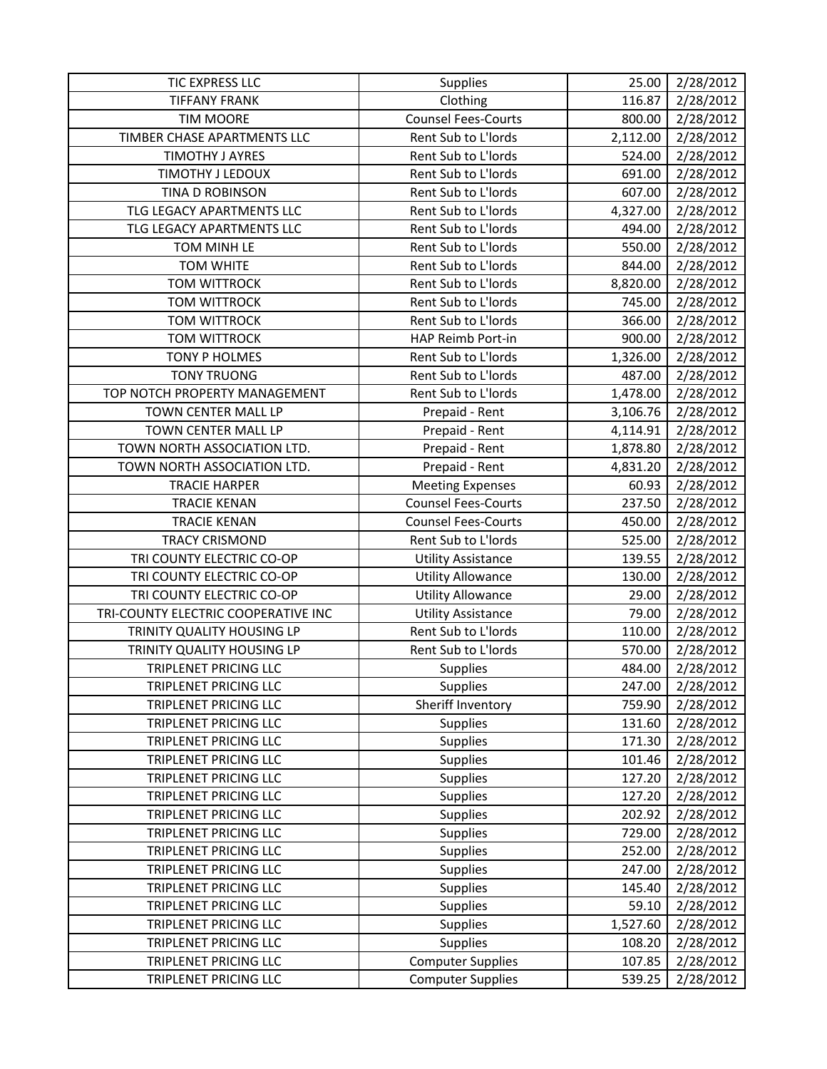| TIC EXPRESS LLC | Supplies | 25.00 | 2/28/2012 |
|---|---|---|---|
| TIFFANY FRANK | Clothing | 116.87 | 2/28/2012 |
| TIM MOORE | Counsel Fees-Courts | 800.00 | 2/28/2012 |
| TIMBER CHASE APARTMENTS LLC | Rent Sub to L'lords | 2,112.00 | 2/28/2012 |
| TIMOTHY J AYRES | Rent Sub to L'lords | 524.00 | 2/28/2012 |
| TIMOTHY J LEDOUX | Rent Sub to L'lords | 691.00 | 2/28/2012 |
| TINA D ROBINSON | Rent Sub to L'lords | 607.00 | 2/28/2012 |
| TLG LEGACY APARTMENTS LLC | Rent Sub to L'lords | 4,327.00 | 2/28/2012 |
| TLG LEGACY APARTMENTS LLC | Rent Sub to L'lords | 494.00 | 2/28/2012 |
| TOM MINH LE | Rent Sub to L'lords | 550.00 | 2/28/2012 |
| TOM WHITE | Rent Sub to L'lords | 844.00 | 2/28/2012 |
| TOM WITTROCK | Rent Sub to L'lords | 8,820.00 | 2/28/2012 |
| TOM WITTROCK | Rent Sub to L'lords | 745.00 | 2/28/2012 |
| TOM WITTROCK | Rent Sub to L'lords | 366.00 | 2/28/2012 |
| TOM WITTROCK | HAP Reimb Port-in | 900.00 | 2/28/2012 |
| TONY P HOLMES | Rent Sub to L'lords | 1,326.00 | 2/28/2012 |
| TONY TRUONG | Rent Sub to L'lords | 487.00 | 2/28/2012 |
| TOP NOTCH PROPERTY MANAGEMENT | Rent Sub to L'lords | 1,478.00 | 2/28/2012 |
| TOWN CENTER MALL LP | Prepaid - Rent | 3,106.76 | 2/28/2012 |
| TOWN CENTER MALL LP | Prepaid - Rent | 4,114.91 | 2/28/2012 |
| TOWN NORTH ASSOCIATION LTD. | Prepaid - Rent | 1,878.80 | 2/28/2012 |
| TOWN NORTH ASSOCIATION LTD. | Prepaid - Rent | 4,831.20 | 2/28/2012 |
| TRACIE HARPER | Meeting Expenses | 60.93 | 2/28/2012 |
| TRACIE KENAN | Counsel Fees-Courts | 237.50 | 2/28/2012 |
| TRACIE KENAN | Counsel Fees-Courts | 450.00 | 2/28/2012 |
| TRACY CRISMOND | Rent Sub to L'lords | 525.00 | 2/28/2012 |
| TRI COUNTY ELECTRIC CO-OP | Utility Assistance | 139.55 | 2/28/2012 |
| TRI COUNTY ELECTRIC CO-OP | Utility Allowance | 130.00 | 2/28/2012 |
| TRI COUNTY ELECTRIC CO-OP | Utility Allowance | 29.00 | 2/28/2012 |
| TRI-COUNTY ELECTRIC COOPERATIVE INC | Utility Assistance | 79.00 | 2/28/2012 |
| TRINITY QUALITY HOUSING LP | Rent Sub to L'lords | 110.00 | 2/28/2012 |
| TRINITY QUALITY HOUSING LP | Rent Sub to L'lords | 570.00 | 2/28/2012 |
| TRIPLENET PRICING LLC | Supplies | 484.00 | 2/28/2012 |
| TRIPLENET PRICING LLC | Supplies | 247.00 | 2/28/2012 |
| TRIPLENET PRICING LLC | Sheriff Inventory | 759.90 | 2/28/2012 |
| TRIPLENET PRICING LLC | Supplies | 131.60 | 2/28/2012 |
| TRIPLENET PRICING LLC | Supplies | 171.30 | 2/28/2012 |
| TRIPLENET PRICING LLC | Supplies | 101.46 | 2/28/2012 |
| TRIPLENET PRICING LLC | Supplies | 127.20 | 2/28/2012 |
| TRIPLENET PRICING LLC | Supplies | 127.20 | 2/28/2012 |
| TRIPLENET PRICING LLC | Supplies | 202.92 | 2/28/2012 |
| TRIPLENET PRICING LLC | Supplies | 729.00 | 2/28/2012 |
| TRIPLENET PRICING LLC | Supplies | 252.00 | 2/28/2012 |
| TRIPLENET PRICING LLC | Supplies | 247.00 | 2/28/2012 |
| TRIPLENET PRICING LLC | Supplies | 145.40 | 2/28/2012 |
| TRIPLENET PRICING LLC | Supplies | 59.10 | 2/28/2012 |
| TRIPLENET PRICING LLC | Supplies | 1,527.60 | 2/28/2012 |
| TRIPLENET PRICING LLC | Supplies | 108.20 | 2/28/2012 |
| TRIPLENET PRICING LLC | Computer Supplies | 107.85 | 2/28/2012 |
| TRIPLENET PRICING LLC | Computer Supplies | 539.25 | 2/28/2012 |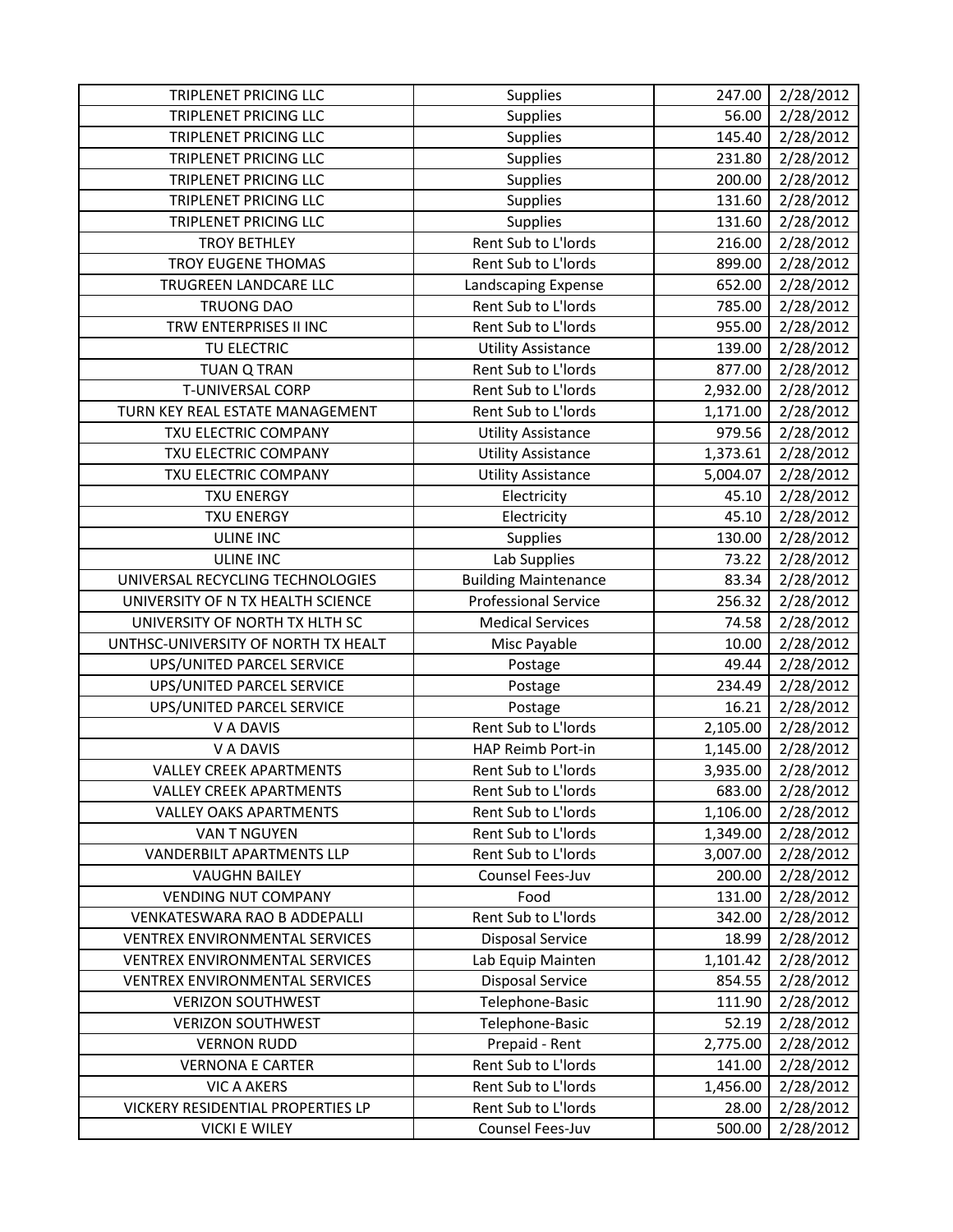| TRIPLENET PRICING LLC | Supplies | 247.00 | 2/28/2012 |
|---|---|---|---|
| TRIPLENET PRICING LLC | Supplies | 56.00 | 2/28/2012 |
| TRIPLENET PRICING LLC | Supplies | 145.40 | 2/28/2012 |
| TRIPLENET PRICING LLC | Supplies | 231.80 | 2/28/2012 |
| TRIPLENET PRICING LLC | Supplies | 200.00 | 2/28/2012 |
| TRIPLENET PRICING LLC | Supplies | 131.60 | 2/28/2012 |
| TRIPLENET PRICING LLC | Supplies | 131.60 | 2/28/2012 |
| TROY BETHLEY | Rent Sub to L'lords | 216.00 | 2/28/2012 |
| TROY EUGENE THOMAS | Rent Sub to L'lords | 899.00 | 2/28/2012 |
| TRUGREEN LANDCARE LLC | Landscaping Expense | 652.00 | 2/28/2012 |
| TRUONG DAO | Rent Sub to L'lords | 785.00 | 2/28/2012 |
| TRW ENTERPRISES II INC | Rent Sub to L'lords | 955.00 | 2/28/2012 |
| TU ELECTRIC | Utility Assistance | 139.00 | 2/28/2012 |
| TUAN Q TRAN | Rent Sub to L'lords | 877.00 | 2/28/2012 |
| T-UNIVERSAL CORP | Rent Sub to L'lords | 2,932.00 | 2/28/2012 |
| TURN KEY REAL ESTATE MANAGEMENT | Rent Sub to L'lords | 1,171.00 | 2/28/2012 |
| TXU ELECTRIC COMPANY | Utility Assistance | 979.56 | 2/28/2012 |
| TXU ELECTRIC COMPANY | Utility Assistance | 1,373.61 | 2/28/2012 |
| TXU ELECTRIC COMPANY | Utility Assistance | 5,004.07 | 2/28/2012 |
| TXU ENERGY | Electricity | 45.10 | 2/28/2012 |
| TXU ENERGY | Electricity | 45.10 | 2/28/2012 |
| ULINE INC | Supplies | 130.00 | 2/28/2012 |
| ULINE INC | Lab Supplies | 73.22 | 2/28/2012 |
| UNIVERSAL RECYCLING TECHNOLOGIES | Building Maintenance | 83.34 | 2/28/2012 |
| UNIVERSITY OF N TX HEALTH SCIENCE | Professional Service | 256.32 | 2/28/2012 |
| UNIVERSITY OF NORTH TX HLTH SC | Medical Services | 74.58 | 2/28/2012 |
| UNTHSC-UNIVERSITY OF NORTH TX HEALT | Misc Payable | 10.00 | 2/28/2012 |
| UPS/UNITED PARCEL SERVICE | Postage | 49.44 | 2/28/2012 |
| UPS/UNITED PARCEL SERVICE | Postage | 234.49 | 2/28/2012 |
| UPS/UNITED PARCEL SERVICE | Postage | 16.21 | 2/28/2012 |
| V A DAVIS | Rent Sub to L'lords | 2,105.00 | 2/28/2012 |
| V A DAVIS | HAP Reimb Port-in | 1,145.00 | 2/28/2012 |
| VALLEY CREEK APARTMENTS | Rent Sub to L'lords | 3,935.00 | 2/28/2012 |
| VALLEY CREEK APARTMENTS | Rent Sub to L'lords | 683.00 | 2/28/2012 |
| VALLEY OAKS APARTMENTS | Rent Sub to L'lords | 1,106.00 | 2/28/2012 |
| VAN T NGUYEN | Rent Sub to L'lords | 1,349.00 | 2/28/2012 |
| VANDERBILT APARTMENTS LLP | Rent Sub to L'lords | 3,007.00 | 2/28/2012 |
| VAUGHN BAILEY | Counsel Fees-Juv | 200.00 | 2/28/2012 |
| VENDING NUT COMPANY | Food | 131.00 | 2/28/2012 |
| VENKATESWARA RAO B ADDEPALLI | Rent Sub to L'lords | 342.00 | 2/28/2012 |
| VENTREX ENVIRONMENTAL SERVICES | Disposal Service | 18.99 | 2/28/2012 |
| VENTREX ENVIRONMENTAL SERVICES | Lab Equip Mainten | 1,101.42 | 2/28/2012 |
| VENTREX ENVIRONMENTAL SERVICES | Disposal Service | 854.55 | 2/28/2012 |
| VERIZON SOUTHWEST | Telephone-Basic | 111.90 | 2/28/2012 |
| VERIZON SOUTHWEST | Telephone-Basic | 52.19 | 2/28/2012 |
| VERNON RUDD | Prepaid - Rent | 2,775.00 | 2/28/2012 |
| VERNONA E CARTER | Rent Sub to L'lords | 141.00 | 2/28/2012 |
| VIC A AKERS | Rent Sub to L'lords | 1,456.00 | 2/28/2012 |
| VICKERY RESIDENTIAL PROPERTIES LP | Rent Sub to L'lords | 28.00 | 2/28/2012 |
| VICKI E WILEY | Counsel Fees-Juv | 500.00 | 2/28/2012 |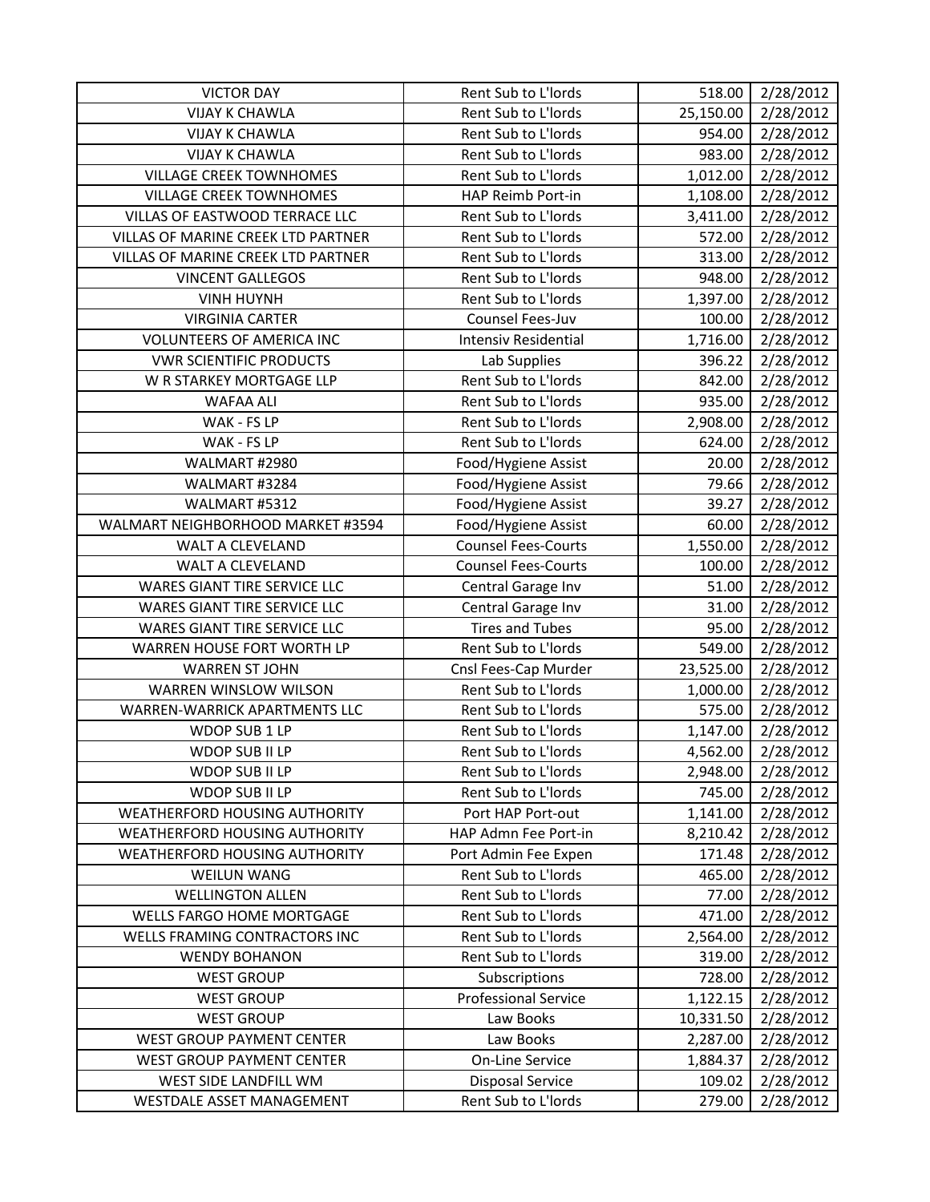| VICTOR DAY | Rent Sub to L'lords | 518.00 | 2/28/2012 |
|---|---|---|---|
| VIJAY K CHAWLA | Rent Sub to L'lords | 25,150.00 | 2/28/2012 |
| VIJAY K CHAWLA | Rent Sub to L'lords | 954.00 | 2/28/2012 |
| VIJAY K CHAWLA | Rent Sub to L'lords | 983.00 | 2/28/2012 |
| VILLAGE CREEK TOWNHOMES | Rent Sub to L'lords | 1,012.00 | 2/28/2012 |
| VILLAGE CREEK TOWNHOMES | HAP Reimb Port-in | 1,108.00 | 2/28/2012 |
| VILLAS OF EASTWOOD TERRACE LLC | Rent Sub to L'lords | 3,411.00 | 2/28/2012 |
| VILLAS OF MARINE CREEK LTD PARTNER | Rent Sub to L'lords | 572.00 | 2/28/2012 |
| VILLAS OF MARINE CREEK LTD PARTNER | Rent Sub to L'lords | 313.00 | 2/28/2012 |
| VINCENT GALLEGOS | Rent Sub to L'lords | 948.00 | 2/28/2012 |
| VINH HUYNH | Rent Sub to L'lords | 1,397.00 | 2/28/2012 |
| VIRGINIA CARTER | Counsel Fees-Juv | 100.00 | 2/28/2012 |
| VOLUNTEERS OF AMERICA INC | Intensiv Residential | 1,716.00 | 2/28/2012 |
| VWR SCIENTIFIC PRODUCTS | Lab Supplies | 396.22 | 2/28/2012 |
| W R STARKEY MORTGAGE LLP | Rent Sub to L'lords | 842.00 | 2/28/2012 |
| WAFAA ALI | Rent Sub to L'lords | 935.00 | 2/28/2012 |
| WAK - FS LP | Rent Sub to L'lords | 2,908.00 | 2/28/2012 |
| WAK - FS LP | Rent Sub to L'lords | 624.00 | 2/28/2012 |
| WALMART #2980 | Food/Hygiene Assist | 20.00 | 2/28/2012 |
| WALMART #3284 | Food/Hygiene Assist | 79.66 | 2/28/2012 |
| WALMART #5312 | Food/Hygiene Assist | 39.27 | 2/28/2012 |
| WALMART NEIGHBORHOOD MARKET #3594 | Food/Hygiene Assist | 60.00 | 2/28/2012 |
| WALT A CLEVELAND | Counsel Fees-Courts | 1,550.00 | 2/28/2012 |
| WALT A CLEVELAND | Counsel Fees-Courts | 100.00 | 2/28/2012 |
| WARES GIANT TIRE SERVICE LLC | Central Garage Inv | 51.00 | 2/28/2012 |
| WARES GIANT TIRE SERVICE LLC | Central Garage Inv | 31.00 | 2/28/2012 |
| WARES GIANT TIRE SERVICE LLC | Tires and Tubes | 95.00 | 2/28/2012 |
| WARREN HOUSE FORT WORTH LP | Rent Sub to L'lords | 549.00 | 2/28/2012 |
| WARREN ST JOHN | Cnsl Fees-Cap Murder | 23,525.00 | 2/28/2012 |
| WARREN WINSLOW WILSON | Rent Sub to L'lords | 1,000.00 | 2/28/2012 |
| WARREN-WARRICK APARTMENTS LLC | Rent Sub to L'lords | 575.00 | 2/28/2012 |
| WDOP SUB 1 LP | Rent Sub to L'lords | 1,147.00 | 2/28/2012 |
| WDOP SUB II LP | Rent Sub to L'lords | 4,562.00 | 2/28/2012 |
| WDOP SUB II LP | Rent Sub to L'lords | 2,948.00 | 2/28/2012 |
| WDOP SUB II LP | Rent Sub to L'lords | 745.00 | 2/28/2012 |
| WEATHERFORD HOUSING AUTHORITY | Port HAP Port-out | 1,141.00 | 2/28/2012 |
| WEATHERFORD HOUSING AUTHORITY | HAP Admn Fee Port-in | 8,210.42 | 2/28/2012 |
| WEATHERFORD HOUSING AUTHORITY | Port Admin Fee Expen | 171.48 | 2/28/2012 |
| WEILUN WANG | Rent Sub to L'lords | 465.00 | 2/28/2012 |
| WELLINGTON ALLEN | Rent Sub to L'lords | 77.00 | 2/28/2012 |
| WELLS FARGO HOME MORTGAGE | Rent Sub to L'lords | 471.00 | 2/28/2012 |
| WELLS FRAMING CONTRACTORS INC | Rent Sub to L'lords | 2,564.00 | 2/28/2012 |
| WENDY BOHANON | Rent Sub to L'lords | 319.00 | 2/28/2012 |
| WEST GROUP | Subscriptions | 728.00 | 2/28/2012 |
| WEST GROUP | Professional Service | 1,122.15 | 2/28/2012 |
| WEST GROUP | Law Books | 10,331.50 | 2/28/2012 |
| WEST GROUP PAYMENT CENTER | Law Books | 2,287.00 | 2/28/2012 |
| WEST GROUP PAYMENT CENTER | On-Line Service | 1,884.37 | 2/28/2012 |
| WEST SIDE LANDFILL WM | Disposal Service | 109.02 | 2/28/2012 |
| WESTDALE ASSET MANAGEMENT | Rent Sub to L'lords | 279.00 | 2/28/2012 |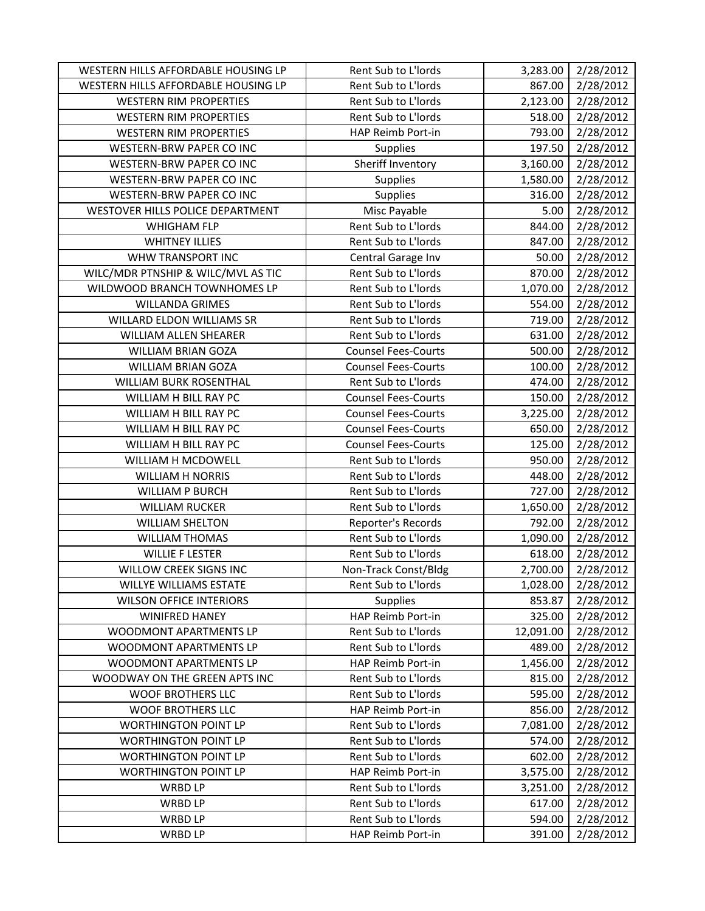| | | | |
|---|---|---|---|
| WESTERN HILLS AFFORDABLE HOUSING LP | Rent Sub to L'lords | 3,283.00 | 2/28/2012 |
| WESTERN HILLS AFFORDABLE HOUSING LP | Rent Sub to L'lords | 867.00 | 2/28/2012 |
| WESTERN RIM PROPERTIES | Rent Sub to L'lords | 2,123.00 | 2/28/2012 |
| WESTERN RIM PROPERTIES | Rent Sub to L'lords | 518.00 | 2/28/2012 |
| WESTERN RIM PROPERTIES | HAP Reimb Port-in | 793.00 | 2/28/2012 |
| WESTERN-BRW PAPER CO INC | Supplies | 197.50 | 2/28/2012 |
| WESTERN-BRW PAPER CO INC | Sheriff Inventory | 3,160.00 | 2/28/2012 |
| WESTERN-BRW PAPER CO INC | Supplies | 1,580.00 | 2/28/2012 |
| WESTERN-BRW PAPER CO INC | Supplies | 316.00 | 2/28/2012 |
| WESTOVER HILLS POLICE DEPARTMENT | Misc Payable | 5.00 | 2/28/2012 |
| WHIGHAM FLP | Rent Sub to L'lords | 844.00 | 2/28/2012 |
| WHITNEY ILLIES | Rent Sub to L'lords | 847.00 | 2/28/2012 |
| WHW TRANSPORT INC | Central Garage Inv | 50.00 | 2/28/2012 |
| WILC/MDR PTNSHIP & WILC/MVL AS TIC | Rent Sub to L'lords | 870.00 | 2/28/2012 |
| WILDWOOD BRANCH TOWNHOMES LP | Rent Sub to L'lords | 1,070.00 | 2/28/2012 |
| WILLANDA GRIMES | Rent Sub to L'lords | 554.00 | 2/28/2012 |
| WILLARD ELDON WILLIAMS SR | Rent Sub to L'lords | 719.00 | 2/28/2012 |
| WILLIAM ALLEN SHEARER | Rent Sub to L'lords | 631.00 | 2/28/2012 |
| WILLIAM BRIAN GOZA | Counsel Fees-Courts | 500.00 | 2/28/2012 |
| WILLIAM BRIAN GOZA | Counsel Fees-Courts | 100.00 | 2/28/2012 |
| WILLIAM BURK ROSENTHAL | Rent Sub to L'lords | 474.00 | 2/28/2012 |
| WILLIAM H BILL RAY PC | Counsel Fees-Courts | 150.00 | 2/28/2012 |
| WILLIAM H BILL RAY PC | Counsel Fees-Courts | 3,225.00 | 2/28/2012 |
| WILLIAM H BILL RAY PC | Counsel Fees-Courts | 650.00 | 2/28/2012 |
| WILLIAM H BILL RAY PC | Counsel Fees-Courts | 125.00 | 2/28/2012 |
| WILLIAM H MCDOWELL | Rent Sub to L'lords | 950.00 | 2/28/2012 |
| WILLIAM H NORRIS | Rent Sub to L'lords | 448.00 | 2/28/2012 |
| WILLIAM P BURCH | Rent Sub to L'lords | 727.00 | 2/28/2012 |
| WILLIAM RUCKER | Rent Sub to L'lords | 1,650.00 | 2/28/2012 |
| WILLIAM SHELTON | Reporter's Records | 792.00 | 2/28/2012 |
| WILLIAM THOMAS | Rent Sub to L'lords | 1,090.00 | 2/28/2012 |
| WILLIE F LESTER | Rent Sub to L'lords | 618.00 | 2/28/2012 |
| WILLOW CREEK SIGNS INC | Non-Track Const/Bldg | 2,700.00 | 2/28/2012 |
| WILLYE WILLIAMS ESTATE | Rent Sub to L'lords | 1,028.00 | 2/28/2012 |
| WILSON OFFICE INTERIORS | Supplies | 853.87 | 2/28/2012 |
| WINIFRED HANEY | HAP Reimb Port-in | 325.00 | 2/28/2012 |
| WOODMONT APARTMENTS LP | Rent Sub to L'lords | 12,091.00 | 2/28/2012 |
| WOODMONT APARTMENTS LP | Rent Sub to L'lords | 489.00 | 2/28/2012 |
| WOODMONT APARTMENTS LP | HAP Reimb Port-in | 1,456.00 | 2/28/2012 |
| WOODWAY ON THE GREEN APTS INC | Rent Sub to L'lords | 815.00 | 2/28/2012 |
| WOOF BROTHERS LLC | Rent Sub to L'lords | 595.00 | 2/28/2012 |
| WOOF BROTHERS LLC | HAP Reimb Port-in | 856.00 | 2/28/2012 |
| WORTHINGTON POINT LP | Rent Sub to L'lords | 7,081.00 | 2/28/2012 |
| WORTHINGTON POINT LP | Rent Sub to L'lords | 574.00 | 2/28/2012 |
| WORTHINGTON POINT LP | Rent Sub to L'lords | 602.00 | 2/28/2012 |
| WORTHINGTON POINT LP | HAP Reimb Port-in | 3,575.00 | 2/28/2012 |
| WRBD LP | Rent Sub to L'lords | 3,251.00 | 2/28/2012 |
| WRBD LP | Rent Sub to L'lords | 617.00 | 2/28/2012 |
| WRBD LP | Rent Sub to L'lords | 594.00 | 2/28/2012 |
| WRBD LP | HAP Reimb Port-in | 391.00 | 2/28/2012 |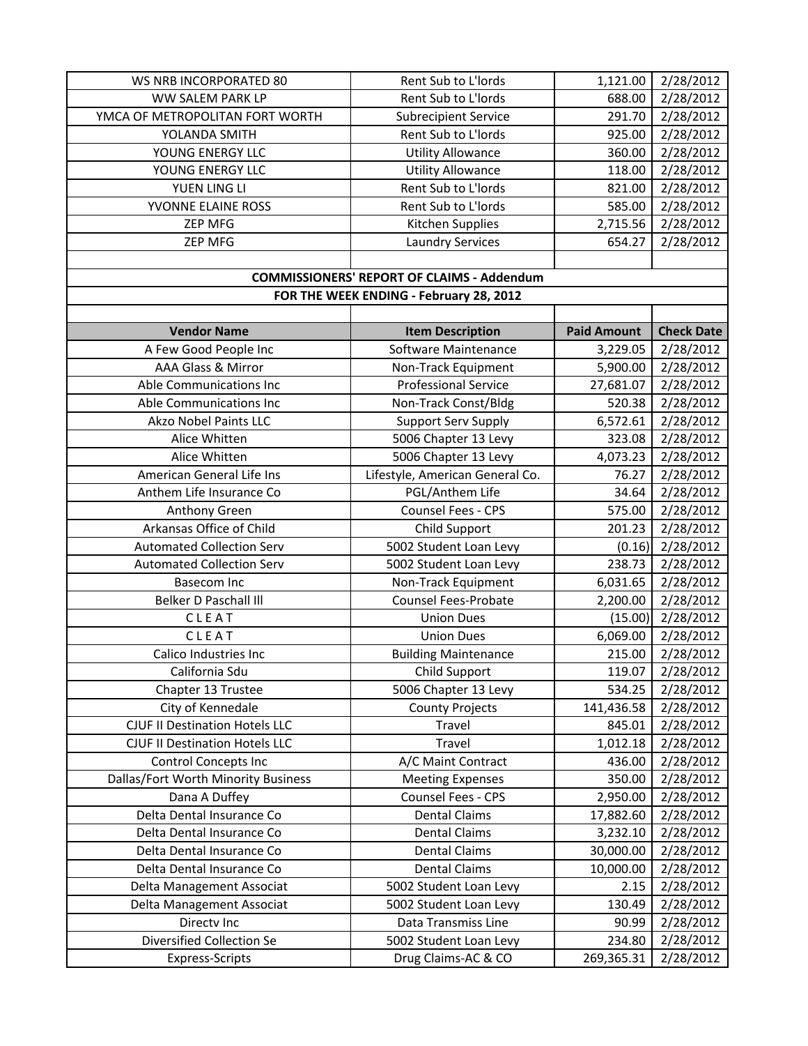| | | | |
|---|---|---|---|
| WS NRB INCORPORATED 80 | Rent Sub to L'lords | 1,121.00 | 2/28/2012 |
| WW SALEM PARK LP | Rent Sub to L'lords | 688.00 | 2/28/2012 |
| YMCA OF METROPOLITAN FORT WORTH | Subrecipient Service | 291.70 | 2/28/2012 |
| YOLANDA SMITH | Rent Sub to L'lords | 925.00 | 2/28/2012 |
| YOUNG ENERGY LLC | Utility Allowance | 360.00 | 2/28/2012 |
| YOUNG ENERGY LLC | Utility Allowance | 118.00 | 2/28/2012 |
| YUEN LING LI | Rent Sub to L'lords | 821.00 | 2/28/2012 |
| YVONNE ELAINE ROSS | Rent Sub to L'lords | 585.00 | 2/28/2012 |
| ZEP MFG | Kitchen Supplies | 2,715.56 | 2/28/2012 |
| ZEP MFG | Laundry Services | 654.27 | 2/28/2012 |

**COMMISSIONERS' REPORT OF CLAIMS - Addendum**

**FOR THE WEEK ENDING - February 28, 2012**

| Vendor Name | Item Description | Paid Amount | Check Date |
|---|---|---|---|
| A Few Good People Inc | Software Maintenance | 3,229.05 | 2/28/2012 |
| AAA Glass & Mirror | Non-Track Equipment | 5,900.00 | 2/28/2012 |
| Able Communications Inc | Professional Service | 27,681.07 | 2/28/2012 |
| Able Communications Inc | Non-Track Const/Bldg | 520.38 | 2/28/2012 |
| Akzo Nobel Paints LLC | Support Serv Supply | 6,572.61 | 2/28/2012 |
| Alice Whitten | 5006 Chapter 13 Levy | 323.08 | 2/28/2012 |
| Alice Whitten | 5006 Chapter 13 Levy | 4,073.23 | 2/28/2012 |
| American General Life Ins | Lifestyle, American General Co. | 76.27 | 2/28/2012 |
| Anthem Life Insurance Co | PGL/Anthem Life | 34.64 | 2/28/2012 |
| Anthony Green | Counsel Fees - CPS | 575.00 | 2/28/2012 |
| Arkansas Office of Child | Child Support | 201.23 | 2/28/2012 |
| Automated Collection Serv | 5002 Student Loan Levy | (0.16) | 2/28/2012 |
| Automated Collection Serv | 5002 Student Loan Levy | 238.73 | 2/28/2012 |
| Basecom Inc | Non-Track Equipment | 6,031.65 | 2/28/2012 |
| Belker D Paschall Ill | Counsel Fees-Probate | 2,200.00 | 2/28/2012 |
| C L E A T | Union Dues | (15.00) | 2/28/2012 |
| C L E A T | Union Dues | 6,069.00 | 2/28/2012 |
| Calico Industries Inc | Building Maintenance | 215.00 | 2/28/2012 |
| California Sdu | Child Support | 119.07 | 2/28/2012 |
| Chapter 13 Trustee | 5006 Chapter 13 Levy | 534.25 | 2/28/2012 |
| City of Kennedale | County Projects | 141,436.58 | 2/28/2012 |
| CJUF II Destination Hotels LLC | Travel | 845.01 | 2/28/2012 |
| CJUF II Destination Hotels LLC | Travel | 1,012.18 | 2/28/2012 |
| Control Concepts Inc | A/C Maint Contract | 436.00 | 2/28/2012 |
| Dallas/Fort Worth Minority Business | Meeting Expenses | 350.00 | 2/28/2012 |
| Dana A Duffey | Counsel Fees - CPS | 2,950.00 | 2/28/2012 |
| Delta Dental Insurance Co | Dental Claims | 17,882.60 | 2/28/2012 |
| Delta Dental Insurance Co | Dental Claims | 3,232.10 | 2/28/2012 |
| Delta Dental Insurance Co | Dental Claims | 30,000.00 | 2/28/2012 |
| Delta Dental Insurance Co | Dental Claims | 10,000.00 | 2/28/2012 |
| Delta Management Associat | 5002 Student Loan Levy | 2.15 | 2/28/2012 |
| Delta Management Associat | 5002 Student Loan Levy | 130.49 | 2/28/2012 |
| Directv Inc | Data Transmiss Line | 90.99 | 2/28/2012 |
| Diversified Collection Se | 5002 Student Loan Levy | 234.80 | 2/28/2012 |
| Express-Scripts | Drug Claims-AC & CO | 269,365.31 | 2/28/2012 |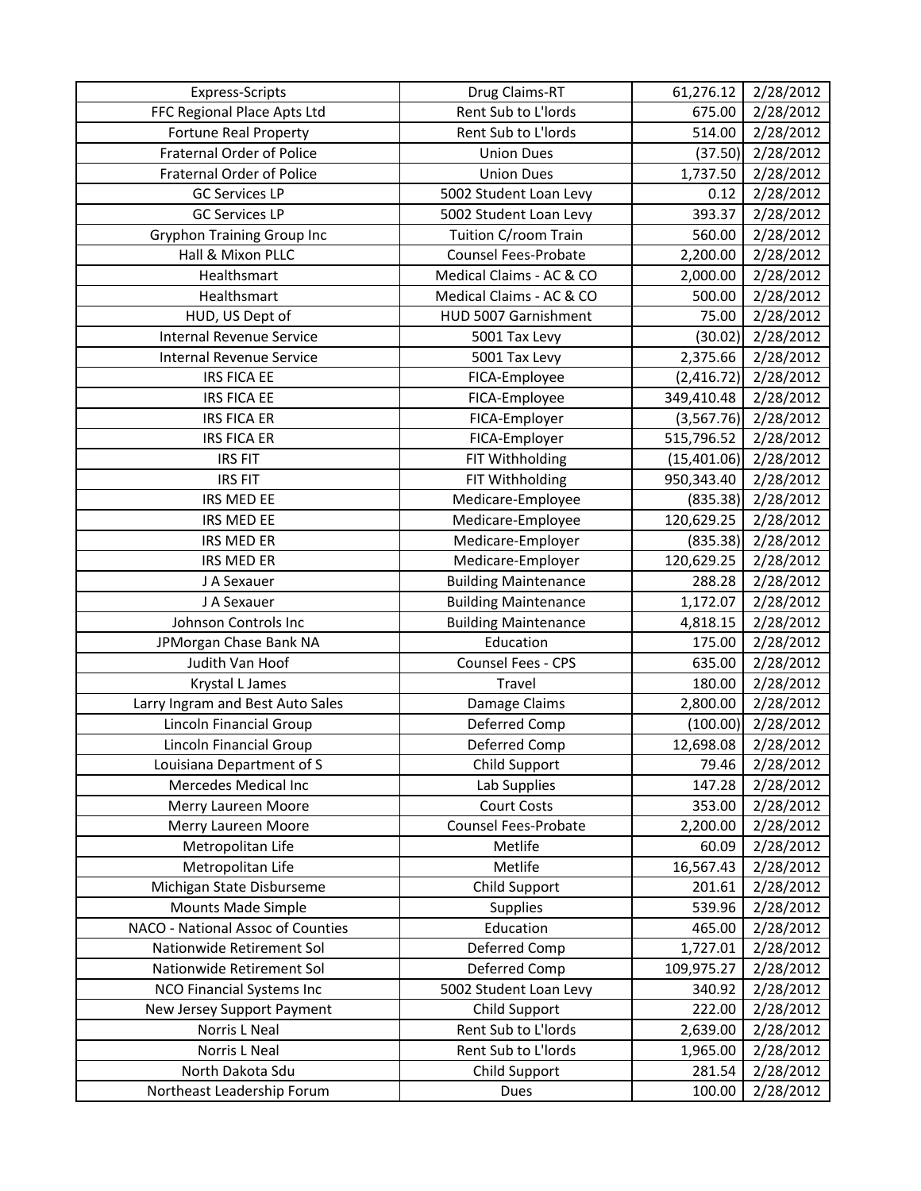| Express-Scripts | Drug Claims-RT | 61,276.12 | 2/28/2012 |
|---|---|---|---|
| FFC Regional Place Apts Ltd | Rent Sub to L'lords | 675.00 | 2/28/2012 |
| Fortune Real Property | Rent Sub to L'lords | 514.00 | 2/28/2012 |
| Fraternal Order of Police | Union Dues | (37.50) | 2/28/2012 |
| Fraternal Order of Police | Union Dues | 1,737.50 | 2/28/2012 |
| GC Services LP | 5002 Student Loan Levy | 0.12 | 2/28/2012 |
| GC Services LP | 5002 Student Loan Levy | 393.37 | 2/28/2012 |
| Gryphon Training Group Inc | Tuition C/room Train | 560.00 | 2/28/2012 |
| Hall & Mixon PLLC | Counsel Fees-Probate | 2,200.00 | 2/28/2012 |
| Healthsmart | Medical Claims - AC & CO | 2,000.00 | 2/28/2012 |
| Healthsmart | Medical Claims - AC & CO | 500.00 | 2/28/2012 |
| HUD, US Dept of | HUD 5007 Garnishment | 75.00 | 2/28/2012 |
| Internal Revenue Service | 5001 Tax Levy | (30.02) | 2/28/2012 |
| Internal Revenue Service | 5001 Tax Levy | 2,375.66 | 2/28/2012 |
| IRS FICA EE | FICA-Employee | (2,416.72) | 2/28/2012 |
| IRS FICA EE | FICA-Employee | 349,410.48 | 2/28/2012 |
| IRS FICA ER | FICA-Employer | (3,567.76) | 2/28/2012 |
| IRS FICA ER | FICA-Employer | 515,796.52 | 2/28/2012 |
| IRS FIT | FIT Withholding | (15,401.06) | 2/28/2012 |
| IRS FIT | FIT Withholding | 950,343.40 | 2/28/2012 |
| IRS MED EE | Medicare-Employee | (835.38) | 2/28/2012 |
| IRS MED EE | Medicare-Employee | 120,629.25 | 2/28/2012 |
| IRS MED ER | Medicare-Employer | (835.38) | 2/28/2012 |
| IRS MED ER | Medicare-Employer | 120,629.25 | 2/28/2012 |
| J A Sexauer | Building Maintenance | 288.28 | 2/28/2012 |
| J A Sexauer | Building Maintenance | 1,172.07 | 2/28/2012 |
| Johnson Controls Inc | Building Maintenance | 4,818.15 | 2/28/2012 |
| JPMorgan Chase Bank NA | Education | 175.00 | 2/28/2012 |
| Judith Van Hoof | Counsel Fees - CPS | 635.00 | 2/28/2012 |
| Krystal L James | Travel | 180.00 | 2/28/2012 |
| Larry Ingram and Best Auto Sales | Damage Claims | 2,800.00 | 2/28/2012 |
| Lincoln Financial Group | Deferred Comp | (100.00) | 2/28/2012 |
| Lincoln Financial Group | Deferred Comp | 12,698.08 | 2/28/2012 |
| Louisiana Department of S | Child Support | 79.46 | 2/28/2012 |
| Mercedes Medical Inc | Lab Supplies | 147.28 | 2/28/2012 |
| Merry Laureen Moore | Court Costs | 353.00 | 2/28/2012 |
| Merry Laureen Moore | Counsel Fees-Probate | 2,200.00 | 2/28/2012 |
| Metropolitan Life | Metlife | 60.09 | 2/28/2012 |
| Metropolitan Life | Metlife | 16,567.43 | 2/28/2012 |
| Michigan State Disburseme | Child Support | 201.61 | 2/28/2012 |
| Mounts Made Simple | Supplies | 539.96 | 2/28/2012 |
| NACO - National Assoc of Counties | Education | 465.00 | 2/28/2012 |
| Nationwide Retirement Sol | Deferred Comp | 1,727.01 | 2/28/2012 |
| Nationwide Retirement Sol | Deferred Comp | 109,975.27 | 2/28/2012 |
| NCO Financial Systems Inc | 5002 Student Loan Levy | 340.92 | 2/28/2012 |
| New Jersey Support Payment | Child Support | 222.00 | 2/28/2012 |
| Norris L Neal | Rent Sub to L'lords | 2,639.00 | 2/28/2012 |
| Norris L Neal | Rent Sub to L'lords | 1,965.00 | 2/28/2012 |
| North Dakota Sdu | Child Support | 281.54 | 2/28/2012 |
| Northeast Leadership Forum | Dues | 100.00 | 2/28/2012 |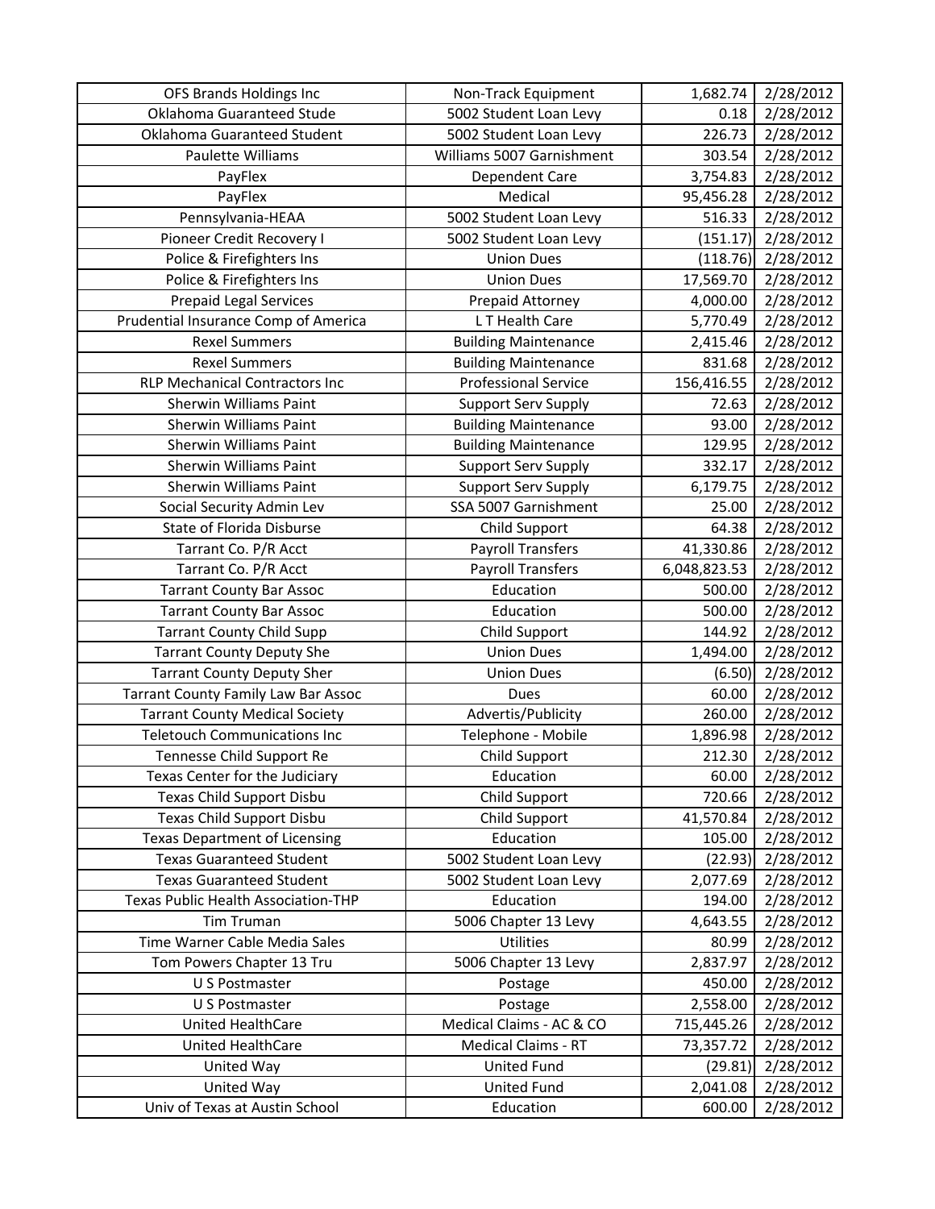| | | | |
|---|---|---|---|
| OFS Brands Holdings Inc | Non-Track Equipment | 1,682.74 | 2/28/2012 |
| Oklahoma Guaranteed Stude | 5002 Student Loan Levy | 0.18 | 2/28/2012 |
| Oklahoma Guaranteed Student | 5002 Student Loan Levy | 226.73 | 2/28/2012 |
| Paulette Williams | Williams 5007 Garnishment | 303.54 | 2/28/2012 |
| PayFlex | Dependent Care | 3,754.83 | 2/28/2012 |
| PayFlex | Medical | 95,456.28 | 2/28/2012 |
| Pennsylvania-HEAA | 5002 Student Loan Levy | 516.33 | 2/28/2012 |
| Pioneer Credit Recovery I | 5002 Student Loan Levy | (151.17) | 2/28/2012 |
| Police & Firefighters Ins | Union Dues | (118.76) | 2/28/2012 |
| Police & Firefighters Ins | Union Dues | 17,569.70 | 2/28/2012 |
| Prepaid Legal Services | Prepaid Attorney | 4,000.00 | 2/28/2012 |
| Prudential Insurance Comp of America | L T Health Care | 5,770.49 | 2/28/2012 |
| Rexel Summers | Building Maintenance | 2,415.46 | 2/28/2012 |
| Rexel Summers | Building Maintenance | 831.68 | 2/28/2012 |
| RLP Mechanical Contractors Inc | Professional Service | 156,416.55 | 2/28/2012 |
| Sherwin Williams Paint | Support Serv Supply | 72.63 | 2/28/2012 |
| Sherwin Williams Paint | Building Maintenance | 93.00 | 2/28/2012 |
| Sherwin Williams Paint | Building Maintenance | 129.95 | 2/28/2012 |
| Sherwin Williams Paint | Support Serv Supply | 332.17 | 2/28/2012 |
| Sherwin Williams Paint | Support Serv Supply | 6,179.75 | 2/28/2012 |
| Social Security Admin Lev | SSA 5007 Garnishment | 25.00 | 2/28/2012 |
| State of Florida Disburse | Child Support | 64.38 | 2/28/2012 |
| Tarrant Co. P/R Acct | Payroll Transfers | 41,330.86 | 2/28/2012 |
| Tarrant Co. P/R Acct | Payroll Transfers | 6,048,823.53 | 2/28/2012 |
| Tarrant County Bar Assoc | Education | 500.00 | 2/28/2012 |
| Tarrant County Bar Assoc | Education | 500.00 | 2/28/2012 |
| Tarrant County Child Supp | Child Support | 144.92 | 2/28/2012 |
| Tarrant County Deputy She | Union Dues | 1,494.00 | 2/28/2012 |
| Tarrant County Deputy Sher | Union Dues | (6.50) | 2/28/2012 |
| Tarrant County Family Law Bar Assoc | Dues | 60.00 | 2/28/2012 |
| Tarrant County Medical Society | Advertis/Publicity | 260.00 | 2/28/2012 |
| Teletouch Communications Inc | Telephone - Mobile | 1,896.98 | 2/28/2012 |
| Tennesse Child Support Re | Child Support | 212.30 | 2/28/2012 |
| Texas Center for the Judiciary | Education | 60.00 | 2/28/2012 |
| Texas Child Support Disbu | Child Support | 720.66 | 2/28/2012 |
| Texas Child Support Disbu | Child Support | 41,570.84 | 2/28/2012 |
| Texas Department of Licensing | Education | 105.00 | 2/28/2012 |
| Texas Guaranteed Student | 5002 Student Loan Levy | (22.93) | 2/28/2012 |
| Texas Guaranteed Student | 5002 Student Loan Levy | 2,077.69 | 2/28/2012 |
| Texas Public Health Association-THP | Education | 194.00 | 2/28/2012 |
| Tim Truman | 5006 Chapter 13 Levy | 4,643.55 | 2/28/2012 |
| Time Warner Cable Media Sales | Utilities | 80.99 | 2/28/2012 |
| Tom Powers Chapter 13 Tru | 5006 Chapter 13 Levy | 2,837.97 | 2/28/2012 |
| U S Postmaster | Postage | 450.00 | 2/28/2012 |
| U S Postmaster | Postage | 2,558.00 | 2/28/2012 |
| United HealthCare | Medical Claims - AC & CO | 715,445.26 | 2/28/2012 |
| United HealthCare | Medical Claims - RT | 73,357.72 | 2/28/2012 |
| United Way | United Fund | (29.81) | 2/28/2012 |
| United Way | United Fund | 2,041.08 | 2/28/2012 |
| Univ of Texas at Austin School | Education | 600.00 | 2/28/2012 |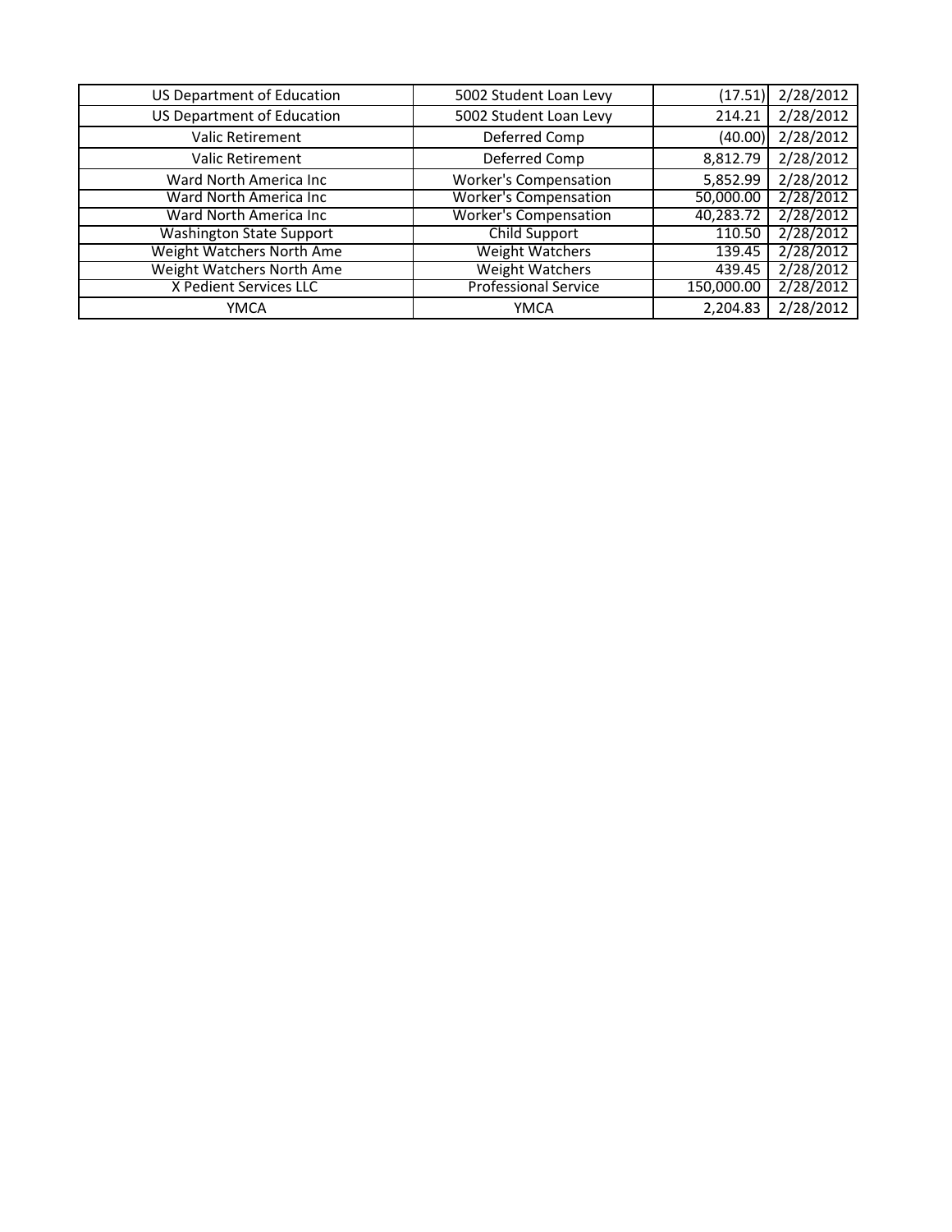| | | | |
|---|---|---|---|
| US Department of Education | 5002 Student Loan Levy | (17.51) | 2/28/2012 |
| US Department of Education | 5002 Student Loan Levy | 214.21 | 2/28/2012 |
| Valic Retirement | Deferred Comp | (40.00) | 2/28/2012 |
| Valic Retirement | Deferred Comp | 8,812.79 | 2/28/2012 |
| Ward North America Inc | Worker's Compensation | 5,852.99 | 2/28/2012 |
| Ward North America Inc | Worker's Compensation | 50,000.00 | 2/28/2012 |
| Ward North America Inc | Worker's Compensation | 40,283.72 | 2/28/2012 |
| Washington State Support | Child Support | 110.50 | 2/28/2012 |
| Weight Watchers North Ame | Weight Watchers | 139.45 | 2/28/2012 |
| Weight Watchers North Ame | Weight Watchers | 439.45 | 2/28/2012 |
| X Pedient Services LLC | Professional Service | 150,000.00 | 2/28/2012 |
| YMCA | YMCA | 2,204.83 | 2/28/2012 |